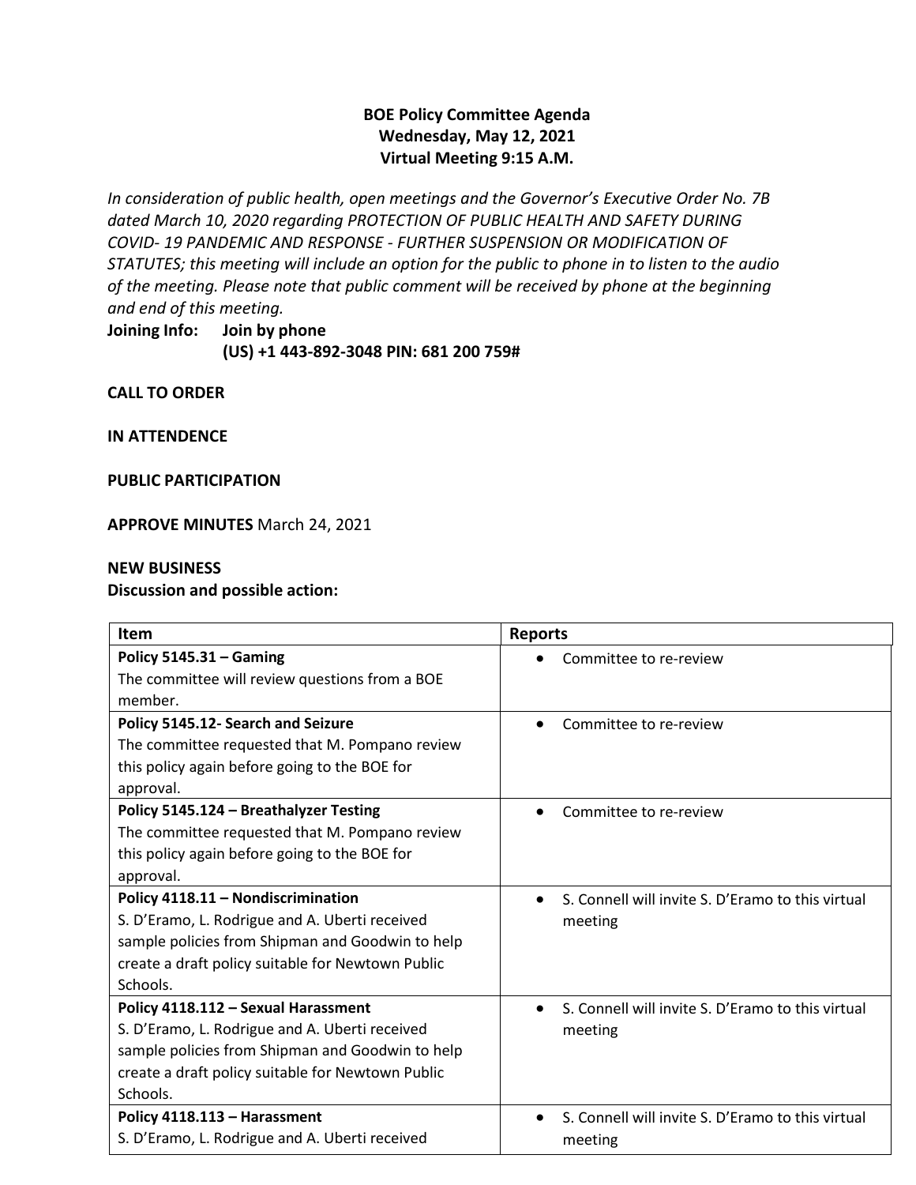**BOE Policy Committee Agenda**
**Wednesday, May 12, 2021**
**Virtual Meeting 9:15 A.M.**

*In consideration of public health, open meetings and the Governor's Executive Order No. 7B dated March 10, 2020 regarding PROTECTION OF PUBLIC HEALTH AND SAFETY DURING COVID- 19 PANDEMIC AND RESPONSE - FURTHER SUSPENSION OR MODIFICATION OF STATUTES; this meeting will include an option for the public to phone in to listen to the audio of the meeting. Please note that public comment will be received by phone at the beginning and end of this meeting.*

**Joining Info: Join by phone**
**(US) +1 443-892-3048 PIN: 681 200 759#**

**CALL TO ORDER**

**IN ATTENDENCE**

**PUBLIC PARTICIPATION**

**APPROVE MINUTES** March 24, 2021

**NEW BUSINESS**
**Discussion and possible action:**

| Item | Reports |
|---|---|
| **Policy 5145.31 – Gaming**<br>The committee will review questions from a BOE member. | • Committee to re-review |
| **Policy 5145.12- Search and Seizure**<br>The committee requested that M. Pompano review this policy again before going to the BOE for approval. | • Committee to re-review |
| **Policy 5145.124 – Breathalyzer Testing**<br>The committee requested that M. Pompano review this policy again before going to the BOE for approval. | • Committee to re-review |
| **Policy 4118.11 – Nondiscrimination**<br>S. D'Eramo, L. Rodrigue and A. Uberti received sample policies from Shipman and Goodwin to help create a draft policy suitable for Newtown Public Schools. | • S. Connell will invite S. D'Eramo to this virtual meeting |
| **Policy 4118.112 – Sexual Harassment**<br>S. D'Eramo, L. Rodrigue and A. Uberti received sample policies from Shipman and Goodwin to help create a draft policy suitable for Newtown Public Schools. | • S. Connell will invite S. D'Eramo to this virtual meeting |
| **Policy 4118.113 – Harassment**<br>S. D'Eramo, L. Rodrigue and A. Uberti received | • S. Connell will invite S. D'Eramo to this virtual meeting |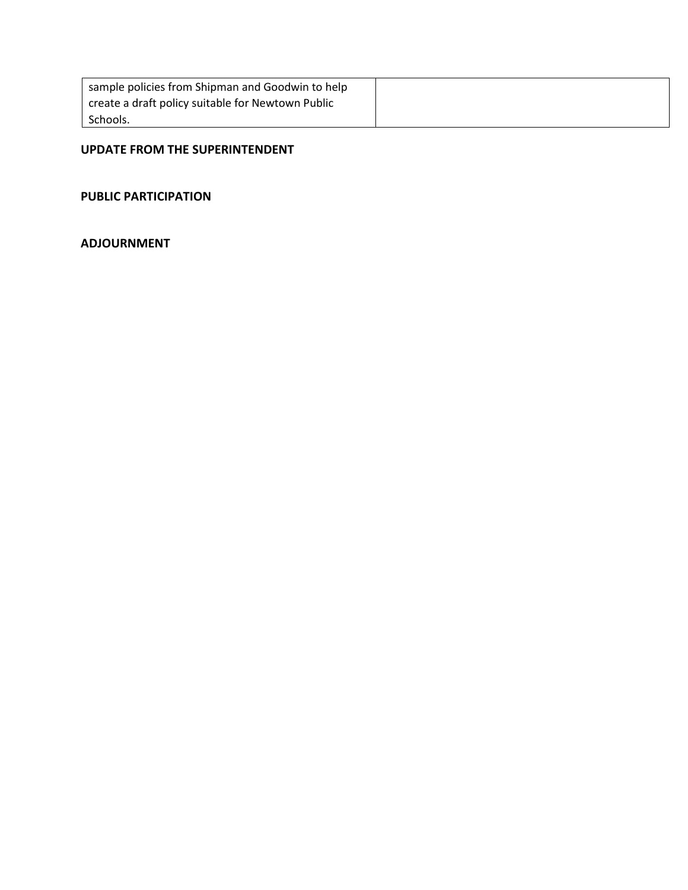| | |
|---|---|
| sample policies from Shipman and Goodwin to help create a draft policy suitable for Newtown Public Schools. | |

**UPDATE FROM THE SUPERINTENDENT**

**PUBLIC PARTICIPATION**

**ADJOURNMENT**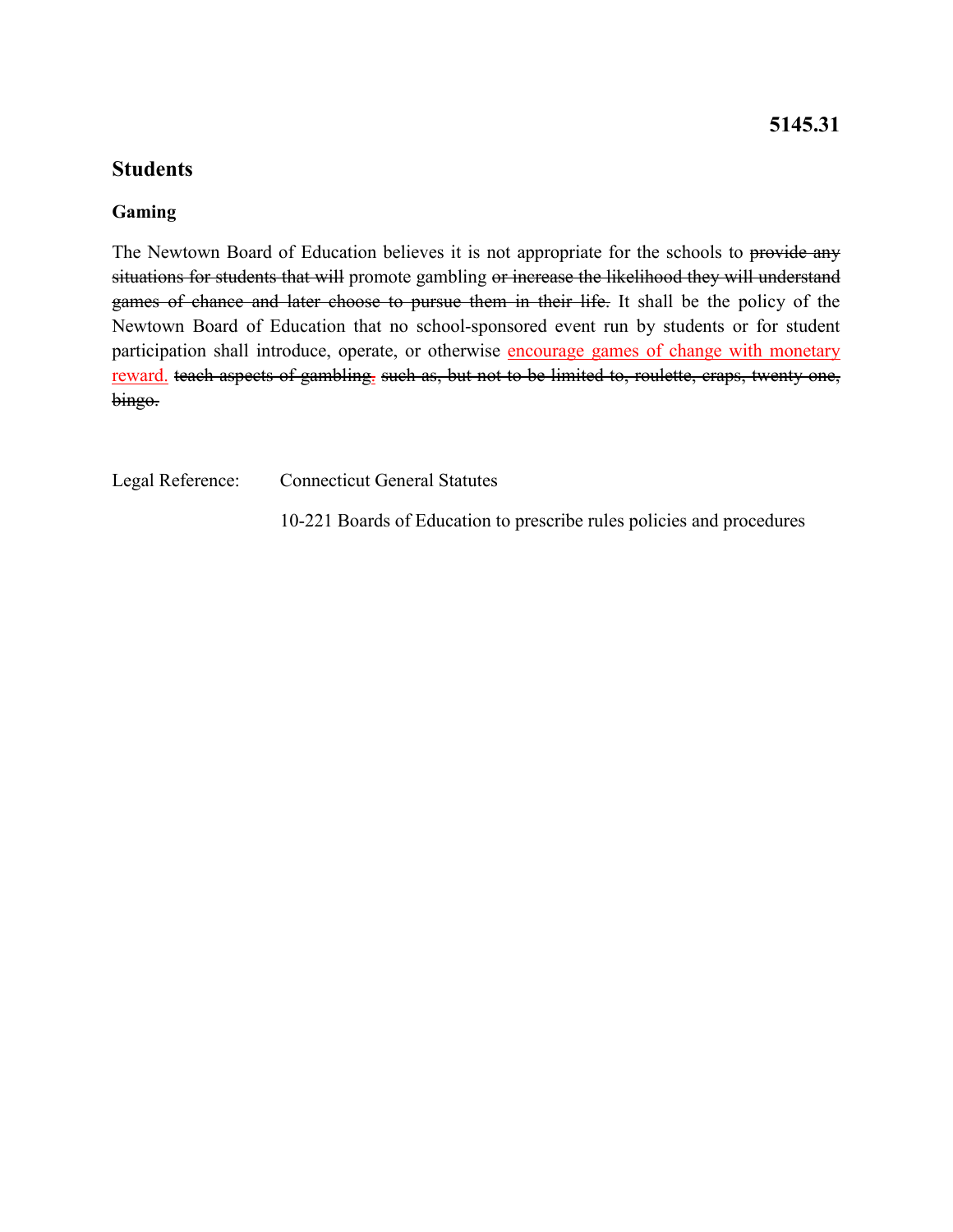**5145.31**

## Students

### Gaming

The Newtown Board of Education believes it is not appropriate for the schools to ~~provide any situations for students that will~~ promote gambling ~~or increase the likelihood they will understand games of chance and later choose to pursue them in their life.~~ It shall be the policy of the Newtown Board of Education that no school-sponsored event run by students or for student participation shall introduce, operate, or otherwise <u>encourage games of change with monetary reward.</u> ~~teach aspects of gambling.~~ ~~such as, but not to be limited to, roulette, craps, twenty one, bingo.~~

Legal Reference: Connecticut General Statutes

10-221 Boards of Education to prescribe rules policies and procedures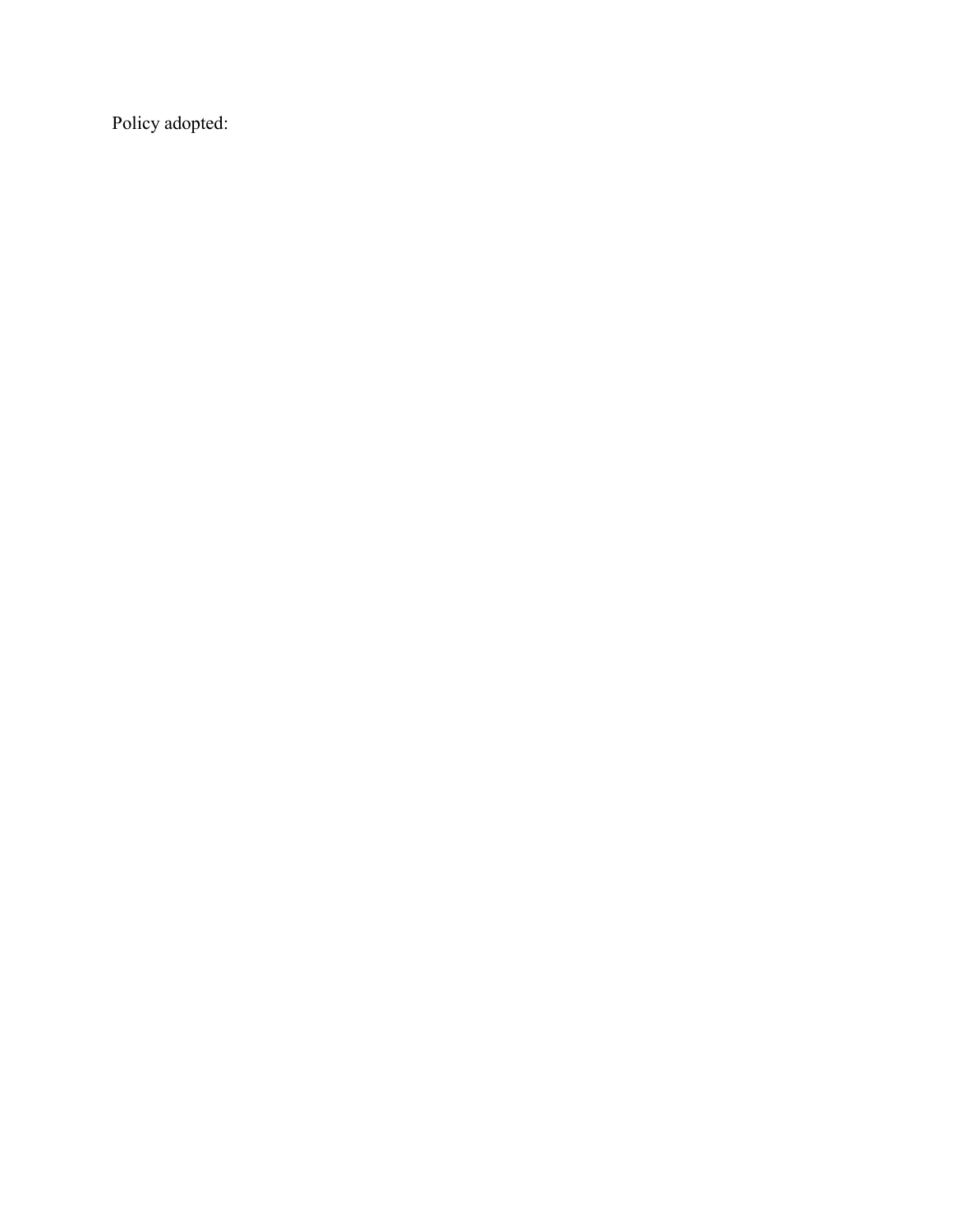Policy adopted: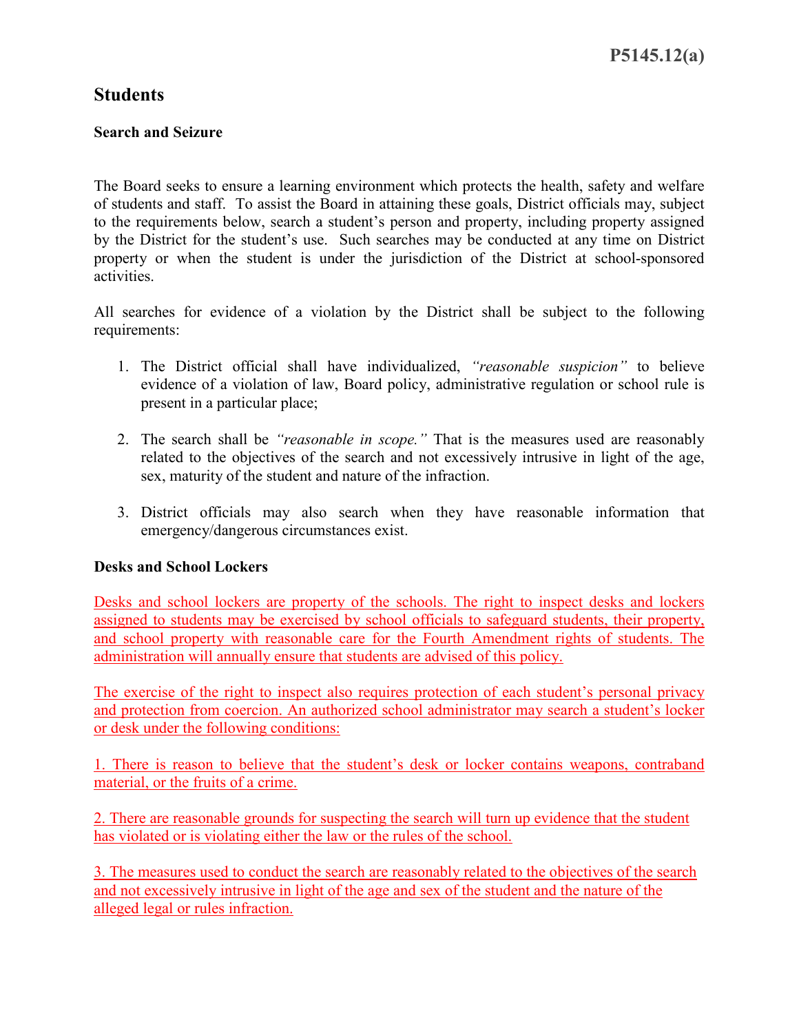# Students

## Search and Seizure

The Board seeks to ensure a learning environment which protects the health, safety and welfare of students and staff. To assist the Board in attaining these goals, District officials may, subject to the requirements below, search a student's person and property, including property assigned by the District for the student's use. Such searches may be conducted at any time on District property or when the student is under the jurisdiction of the District at school-sponsored activities.

All searches for evidence of a violation by the District shall be subject to the following requirements:

1. The District official shall have individualized, *"reasonable suspicion"* to believe evidence of a violation of law, Board policy, administrative regulation or school rule is present in a particular place;

2. The search shall be *"reasonable in scope."* That is the measures used are reasonably related to the objectives of the search and not excessively intrusive in light of the age, sex, maturity of the student and nature of the infraction.

3. District officials may also search when they have reasonable information that emergency/dangerous circumstances exist.

### Desks and School Lockers

Desks and school lockers are property of the schools. The right to inspect desks and lockers assigned to students may be exercised by school officials to safeguard students, their property, and school property with reasonable care for the Fourth Amendment rights of students. The administration will annually ensure that students are advised of this policy.

The exercise of the right to inspect also requires protection of each student's personal privacy and protection from coercion. An authorized school administrator may search a student's locker or desk under the following conditions:

1. There is reason to believe that the student's desk or locker contains weapons, contraband material, or the fruits of a crime.

2. There are reasonable grounds for suspecting the search will turn up evidence that the student has violated or is violating either the law or the rules of the school.

3. The measures used to conduct the search are reasonably related to the objectives of the search and not excessively intrusive in light of the age and sex of the student and the nature of the alleged legal or rules infraction.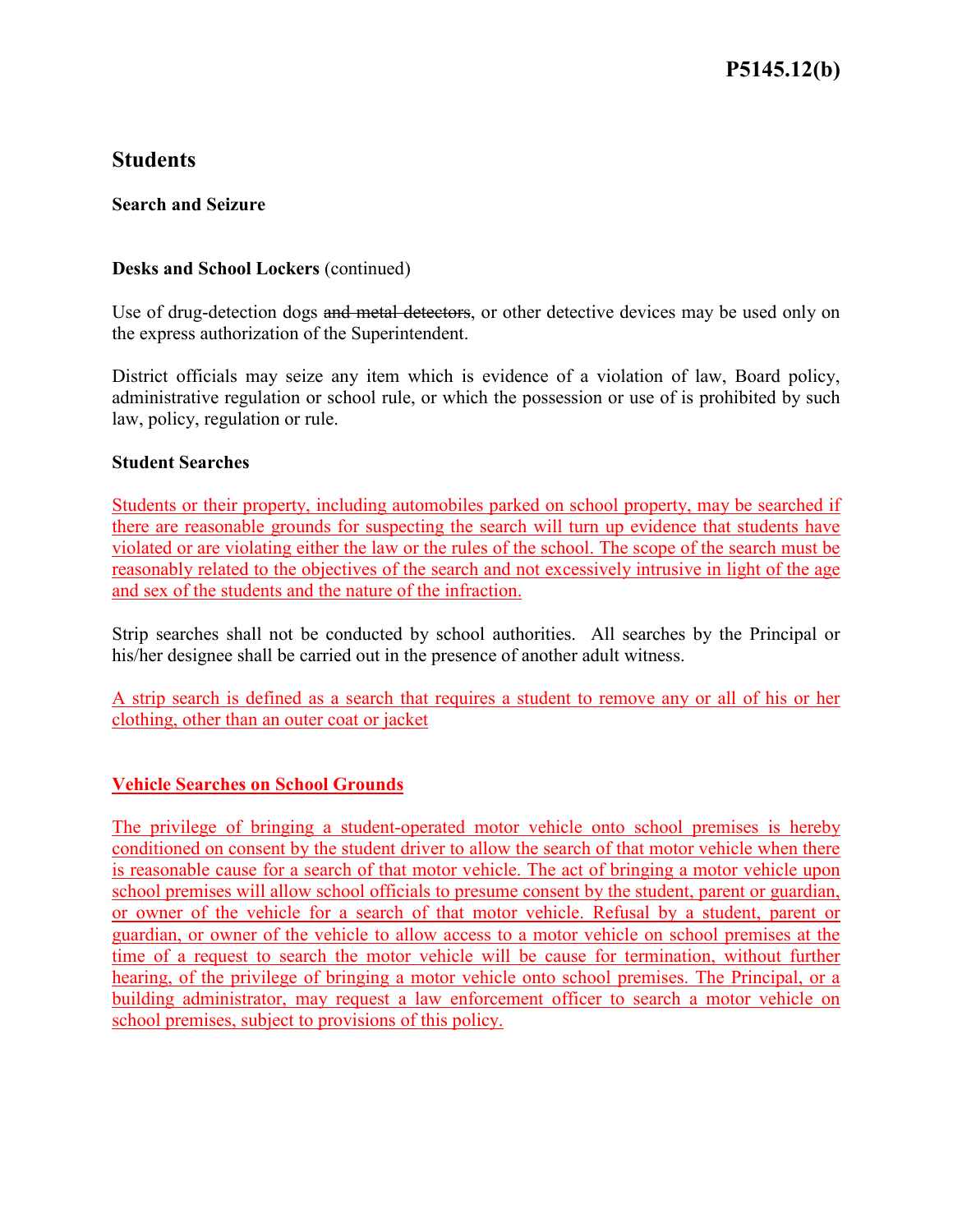# Students

## Search and Seizure

### Desks and School Lockers (continued)

Use of drug-detection dogs ~~and metal detectors~~, or other detective devices may be used only on the express authorization of the Superintendent.

District officials may seize any item which is evidence of a violation of law, Board policy, administrative regulation or school rule, or which the possession or use of is prohibited by such law, policy, regulation or rule.

### Student Searches

Students or their property, including automobiles parked on school property, may be searched if there are reasonable grounds for suspecting the search will turn up evidence that students have violated or are violating either the law or the rules of the school. The scope of the search must be reasonably related to the objectives of the search and not excessively intrusive in light of the age and sex of the students and the nature of the infraction.

Strip searches shall not be conducted by school authorities. All searches by the Principal or his/her designee shall be carried out in the presence of another adult witness.

A strip search is defined as a search that requires a student to remove any or all of his or her clothing, other than an outer coat or jacket

### Vehicle Searches on School Grounds

The privilege of bringing a student-operated motor vehicle onto school premises is hereby conditioned on consent by the student driver to allow the search of that motor vehicle when there is reasonable cause for a search of that motor vehicle. The act of bringing a motor vehicle upon school premises will allow school officials to presume consent by the student, parent or guardian, or owner of the vehicle for a search of that motor vehicle. Refusal by a student, parent or guardian, or owner of the vehicle to allow access to a motor vehicle on school premises at the time of a request to search the motor vehicle will be cause for termination, without further hearing, of the privilege of bringing a motor vehicle onto school premises. The Principal, or a building administrator, may request a law enforcement officer to search a motor vehicle on school premises, subject to provisions of this policy.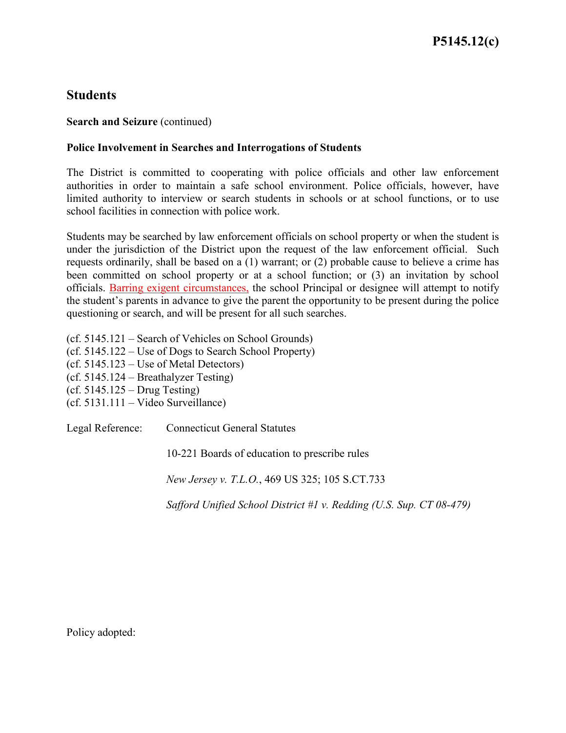# P5145.12(c)

## Students

**Search and Seizure** (continued)

**Police Involvement in Searches and Interrogations of Students**

The District is committed to cooperating with police officials and other law enforcement authorities in order to maintain a safe school environment. Police officials, however, have limited authority to interview or search students in schools or at school functions, or to use school facilities in connection with police work.

Students may be searched by law enforcement officials on school property or when the student is under the jurisdiction of the District upon the request of the law enforcement official. Such requests ordinarily, shall be based on a (1) warrant; or (2) probable cause to believe a crime has been committed on school property or at a school function; or (3) an invitation by school officials. Barring exigent circumstances, the school Principal or designee will attempt to notify the student's parents in advance to give the parent the opportunity to be present during the police questioning or search, and will be present for all such searches.

(cf. 5145.121 – Search of Vehicles on School Grounds)
(cf. 5145.122 – Use of Dogs to Search School Property)
(cf. 5145.123 – Use of Metal Detectors)
(cf. 5145.124 – Breathalyzer Testing)
(cf. 5145.125 – Drug Testing)
(cf. 5131.111 – Video Surveillance)

Legal Reference: Connecticut General Statutes

10-221 Boards of education to prescribe rules

*New Jersey v. T.L.O.*, 469 US 325; 105 S.CT.733

*Safford Unified School District #1 v. Redding (U.S. Sup. CT 08-479)*

Policy adopted: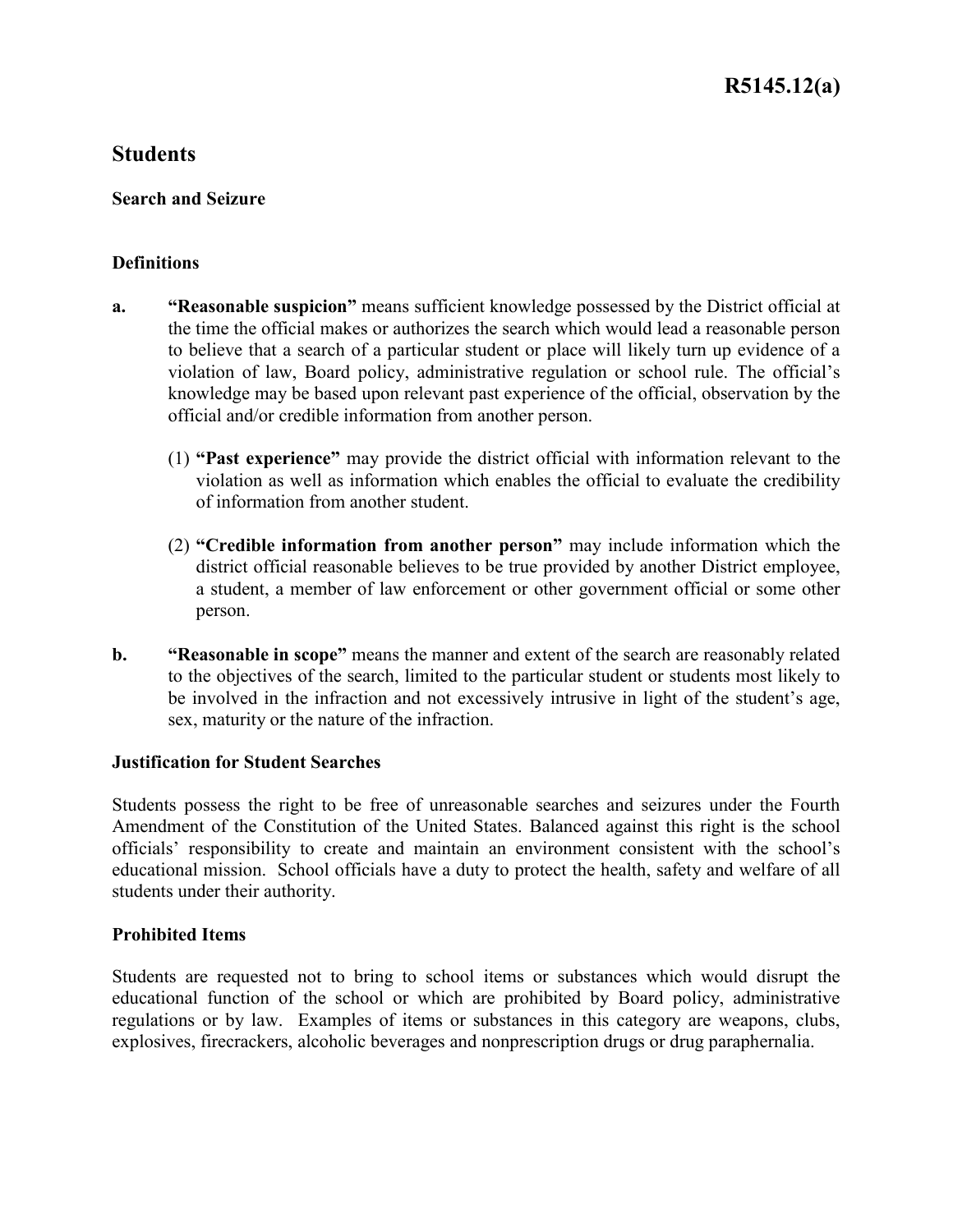# R5145.12(a)

## Students

### Search and Seizure

### Definitions

**a.** **"Reasonable suspicion"** means sufficient knowledge possessed by the District official at the time the official makes or authorizes the search which would lead a reasonable person to believe that a search of a particular student or place will likely turn up evidence of a violation of law, Board policy, administrative regulation or school rule. The official's knowledge may be based upon relevant past experience of the official, observation by the official and/or credible information from another person.

(1) **"Past experience"** may provide the district official with information relevant to the violation as well as information which enables the official to evaluate the credibility of information from another student.

(2) **"Credible information from another person"** may include information which the district official reasonable believes to be true provided by another District employee, a student, a member of law enforcement or other government official or some other person.

**b.** **"Reasonable in scope"** means the manner and extent of the search are reasonably related to the objectives of the search, limited to the particular student or students most likely to be involved in the infraction and not excessively intrusive in light of the student's age, sex, maturity or the nature of the infraction.

### Justification for Student Searches

Students possess the right to be free of unreasonable searches and seizures under the Fourth Amendment of the Constitution of the United States. Balanced against this right is the school officials' responsibility to create and maintain an environment consistent with the school's educational mission. School officials have a duty to protect the health, safety and welfare of all students under their authority.

### Prohibited Items

Students are requested not to bring to school items or substances which would disrupt the educational function of the school or which are prohibited by Board policy, administrative regulations or by law. Examples of items or substances in this category are weapons, clubs, explosives, firecrackers, alcoholic beverages and nonprescription drugs or drug paraphernalia.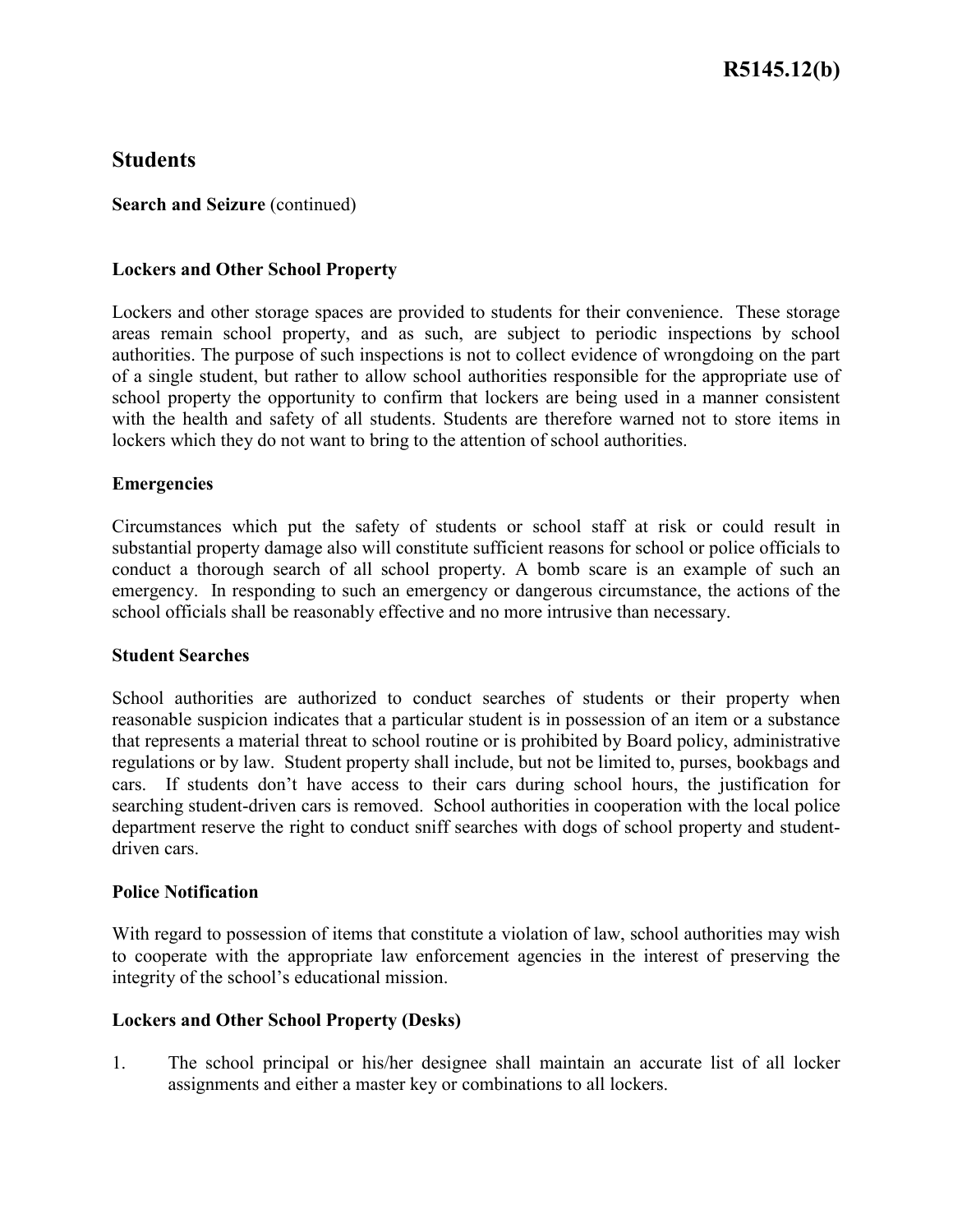R5145.12(b)

# Students

**Search and Seizure** (continued)

### Lockers and Other School Property

Lockers and other storage spaces are provided to students for their convenience. These storage areas remain school property, and as such, are subject to periodic inspections by school authorities. The purpose of such inspections is not to collect evidence of wrongdoing on the part of a single student, but rather to allow school authorities responsible for the appropriate use of school property the opportunity to confirm that lockers are being used in a manner consistent with the health and safety of all students. Students are therefore warned not to store items in lockers which they do not want to bring to the attention of school authorities.

### Emergencies

Circumstances which put the safety of students or school staff at risk or could result in substantial property damage also will constitute sufficient reasons for school or police officials to conduct a thorough search of all school property. A bomb scare is an example of such an emergency. In responding to such an emergency or dangerous circumstance, the actions of the school officials shall be reasonably effective and no more intrusive than necessary.

### Student Searches

School authorities are authorized to conduct searches of students or their property when reasonable suspicion indicates that a particular student is in possession of an item or a substance that represents a material threat to school routine or is prohibited by Board policy, administrative regulations or by law. Student property shall include, but not be limited to, purses, bookbags and cars. If students don't have access to their cars during school hours, the justification for searching student-driven cars is removed. School authorities in cooperation with the local police department reserve the right to conduct sniff searches with dogs of school property and student-driven cars.

### Police Notification

With regard to possession of items that constitute a violation of law, school authorities may wish to cooperate with the appropriate law enforcement agencies in the interest of preserving the integrity of the school's educational mission.

### Lockers and Other School Property (Desks)

1. The school principal or his/her designee shall maintain an accurate list of all locker assignments and either a master key or combinations to all lockers.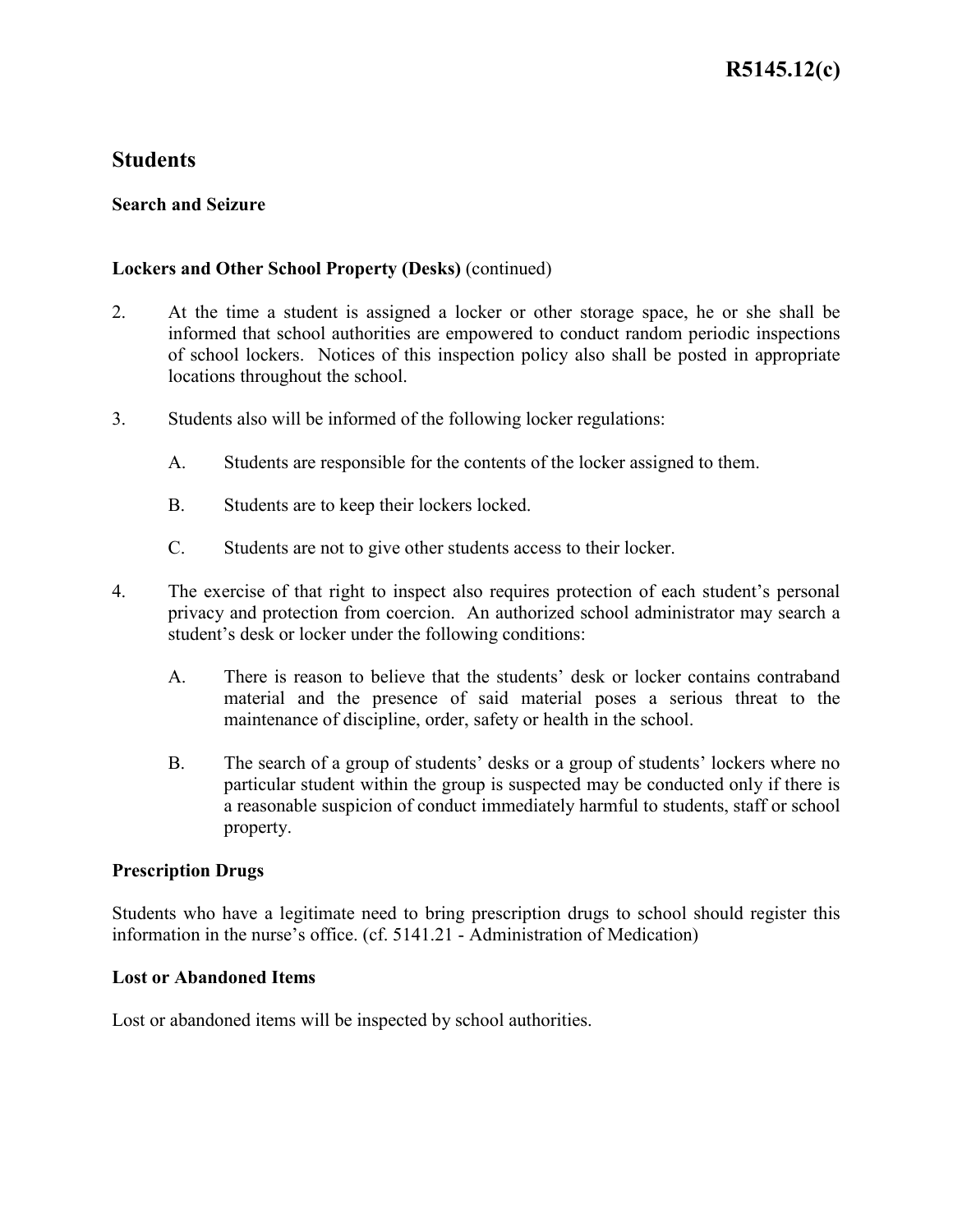## Students

### Search and Seizure

**Lockers and Other School Property (Desks)** (continued)

2. At the time a student is assigned a locker or other storage space, he or she shall be informed that school authorities are empowered to conduct random periodic inspections of school lockers. Notices of this inspection policy also shall be posted in appropriate locations throughout the school.

3. Students also will be informed of the following locker regulations:

   A. Students are responsible for the contents of the locker assigned to them.

   B. Students are to keep their lockers locked.

   C. Students are not to give other students access to their locker.

4. The exercise of that right to inspect also requires protection of each student's personal privacy and protection from coercion. An authorized school administrator may search a student's desk or locker under the following conditions:

   A. There is reason to believe that the students' desk or locker contains contraband material and the presence of said material poses a serious threat to the maintenance of discipline, order, safety or health in the school.

   B. The search of a group of students' desks or a group of students' lockers where no particular student within the group is suspected may be conducted only if there is a reasonable suspicion of conduct immediately harmful to students, staff or school property.

**Prescription Drugs**

Students who have a legitimate need to bring prescription drugs to school should register this information in the nurse's office. (cf. 5141.21 - Administration of Medication)

**Lost or Abandoned Items**

Lost or abandoned items will be inspected by school authorities.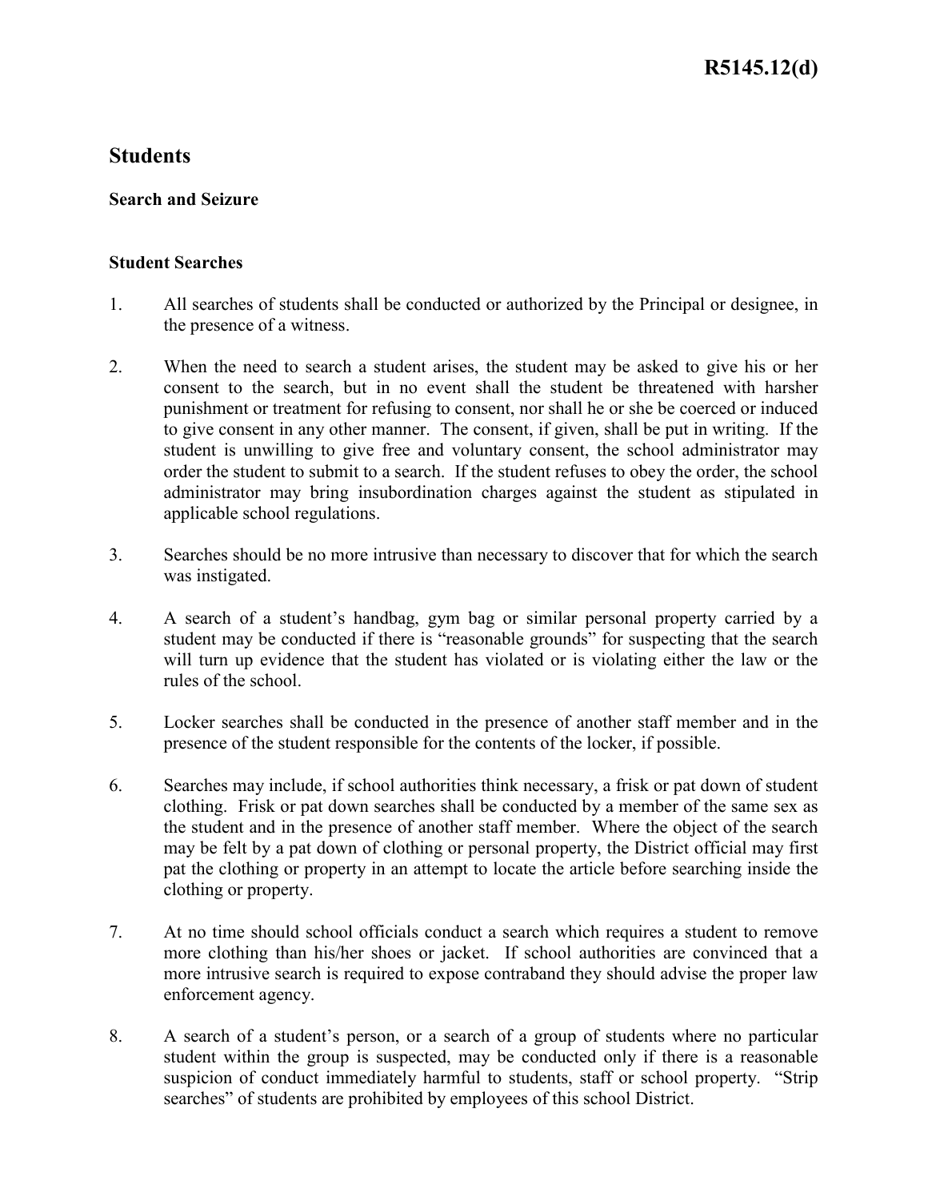# Students

### Search and Seizure

### Student Searches

1. All searches of students shall be conducted or authorized by the Principal or designee, in the presence of a witness.

2. When the need to search a student arises, the student may be asked to give his or her consent to the search, but in no event shall the student be threatened with harsher punishment or treatment for refusing to consent, nor shall he or she be coerced or induced to give consent in any other manner. The consent, if given, shall be put in writing. If the student is unwilling to give free and voluntary consent, the school administrator may order the student to submit to a search. If the student refuses to obey the order, the school administrator may bring insubordination charges against the student as stipulated in applicable school regulations.

3. Searches should be no more intrusive than necessary to discover that for which the search was instigated.

4. A search of a student's handbag, gym bag or similar personal property carried by a student may be conducted if there is "reasonable grounds" for suspecting that the search will turn up evidence that the student has violated or is violating either the law or the rules of the school.

5. Locker searches shall be conducted in the presence of another staff member and in the presence of the student responsible for the contents of the locker, if possible.

6. Searches may include, if school authorities think necessary, a frisk or pat down of student clothing. Frisk or pat down searches shall be conducted by a member of the same sex as the student and in the presence of another staff member. Where the object of the search may be felt by a pat down of clothing or personal property, the District official may first pat the clothing or property in an attempt to locate the article before searching inside the clothing or property.

7. At no time should school officials conduct a search which requires a student to remove more clothing than his/her shoes or jacket. If school authorities are convinced that a more intrusive search is required to expose contraband they should advise the proper law enforcement agency.

8. A search of a student's person, or a search of a group of students where no particular student within the group is suspected, may be conducted only if there is a reasonable suspicion of conduct immediately harmful to students, staff or school property. "Strip searches" of students are prohibited by employees of this school District.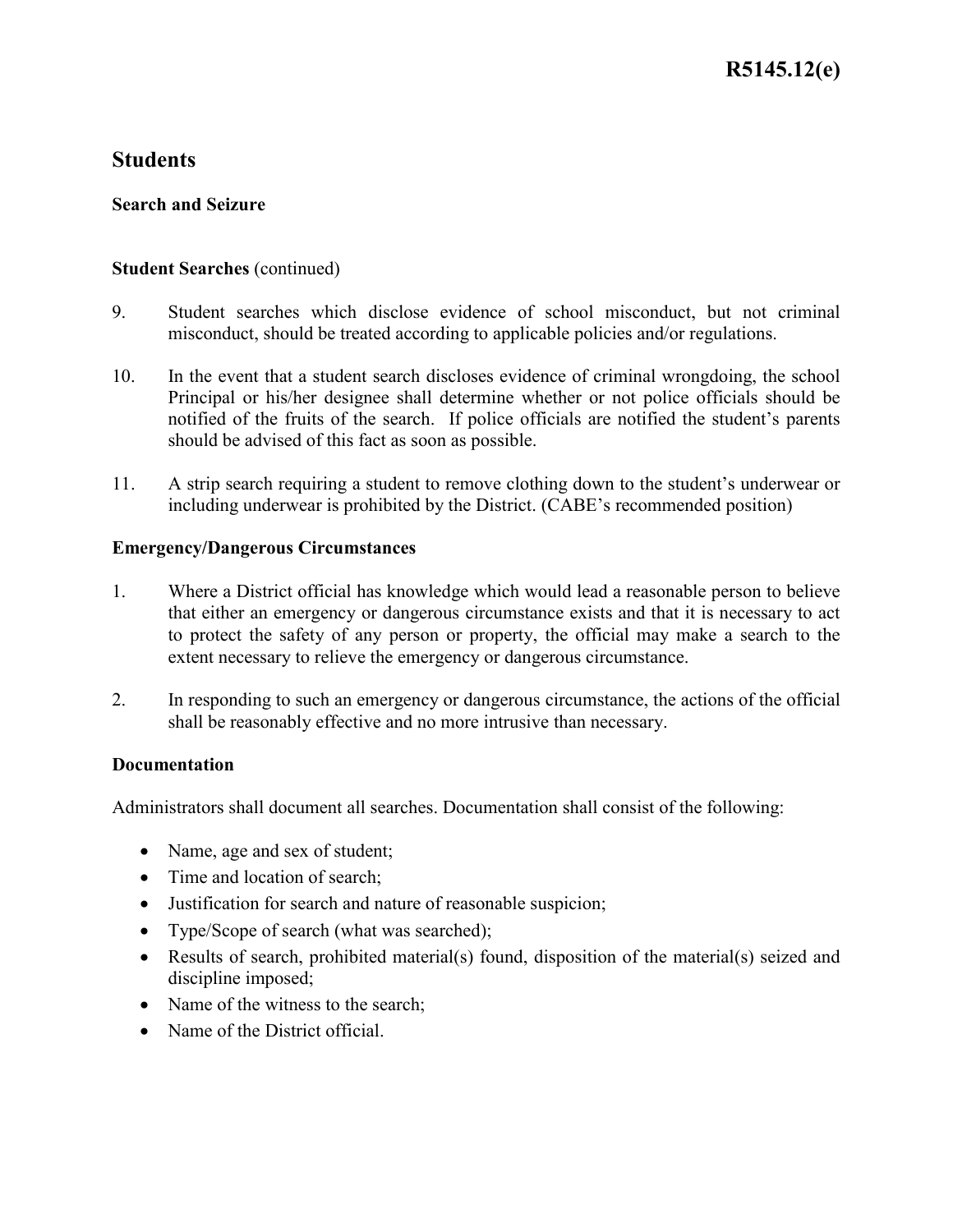# Students

## Search and Seizure

**Student Searches** (continued)

9. Student searches which disclose evidence of school misconduct, but not criminal misconduct, should be treated according to applicable policies and/or regulations.

10. In the event that a student search discloses evidence of criminal wrongdoing, the school Principal or his/her designee shall determine whether or not police officials should be notified of the fruits of the search. If police officials are notified the student's parents should be advised of this fact as soon as possible.

11. A strip search requiring a student to remove clothing down to the student's underwear or including underwear is prohibited by the District. (CABE's recommended position)

**Emergency/Dangerous Circumstances**

1. Where a District official has knowledge which would lead a reasonable person to believe that either an emergency or dangerous circumstance exists and that it is necessary to act to protect the safety of any person or property, the official may make a search to the extent necessary to relieve the emergency or dangerous circumstance.

2. In responding to such an emergency or dangerous circumstance, the actions of the official shall be reasonably effective and no more intrusive than necessary.

**Documentation**

Administrators shall document all searches. Documentation shall consist of the following:

- Name, age and sex of student;
- Time and location of search;
- Justification for search and nature of reasonable suspicion;
- Type/Scope of search (what was searched);
- Results of search, prohibited material(s) found, disposition of the material(s) seized and discipline imposed;
- Name of the witness to the search;
- Name of the District official.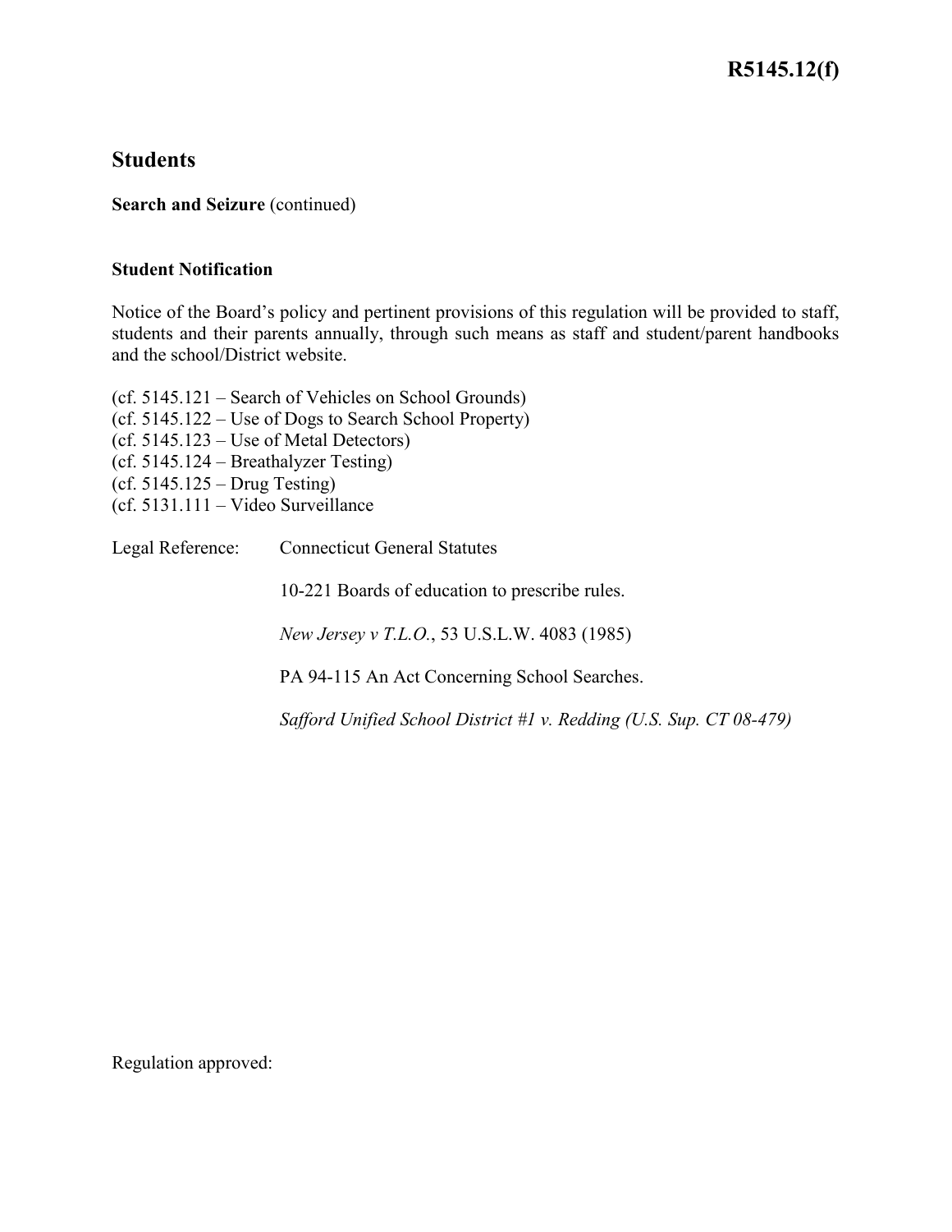## Students

**Search and Seizure** (continued)

**Student Notification**

Notice of the Board's policy and pertinent provisions of this regulation will be provided to staff, students and their parents annually, through such means as staff and student/parent handbooks and the school/District website.

(cf. 5145.121 – Search of Vehicles on School Grounds)
(cf. 5145.122 – Use of Dogs to Search School Property)
(cf. 5145.123 – Use of Metal Detectors)
(cf. 5145.124 – Breathalyzer Testing)
(cf. 5145.125 – Drug Testing)
(cf. 5131.111 – Video Surveillance

Legal Reference: Connecticut General Statutes

10-221 Boards of education to prescribe rules.

*New Jersey v T.L.O.*, 53 U.S.L.W. 4083 (1985)

PA 94-115 An Act Concerning School Searches.

*Safford Unified School District #1 v. Redding (U.S. Sup. CT 08-479)*

Regulation approved: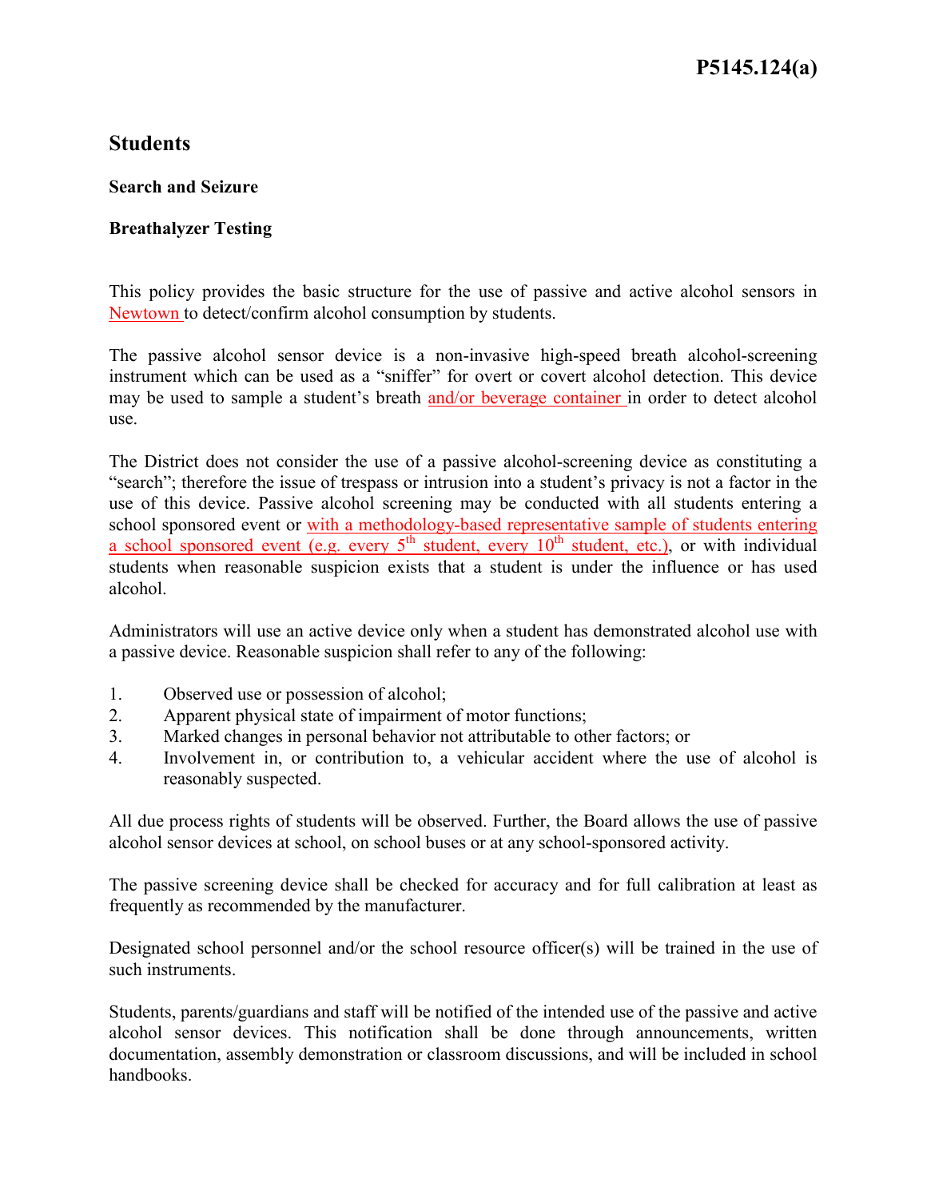# Students

## Search and Seizure

### Breathalyzer Testing

This policy provides the basic structure for the use of passive and active alcohol sensors in Newtown to detect/confirm alcohol consumption by students.

The passive alcohol sensor device is a non-invasive high-speed breath alcohol-screening instrument which can be used as a "sniffer" for overt or covert alcohol detection. This device may be used to sample a student's breath and/or beverage container in order to detect alcohol use.

The District does not consider the use of a passive alcohol-screening device as constituting a "search"; therefore the issue of trespass or intrusion into a student's privacy is not a factor in the use of this device. Passive alcohol screening may be conducted with all students entering a school sponsored event or with a methodology-based representative sample of students entering a school sponsored event (e.g. every 5th student, every 10th student, etc.), or with individual students when reasonable suspicion exists that a student is under the influence or has used alcohol.

Administrators will use an active device only when a student has demonstrated alcohol use with a passive device. Reasonable suspicion shall refer to any of the following:

1. Observed use or possession of alcohol;
2. Apparent physical state of impairment of motor functions;
3. Marked changes in personal behavior not attributable to other factors; or
4. Involvement in, or contribution to, a vehicular accident where the use of alcohol is reasonably suspected.

All due process rights of students will be observed. Further, the Board allows the use of passive alcohol sensor devices at school, on school buses or at any school-sponsored activity.

The passive screening device shall be checked for accuracy and for full calibration at least as frequently as recommended by the manufacturer.

Designated school personnel and/or the school resource officer(s) will be trained in the use of such instruments.

Students, parents/guardians and staff will be notified of the intended use of the passive and active alcohol sensor devices. This notification shall be done through announcements, written documentation, assembly demonstration or classroom discussions, and will be included in school handbooks.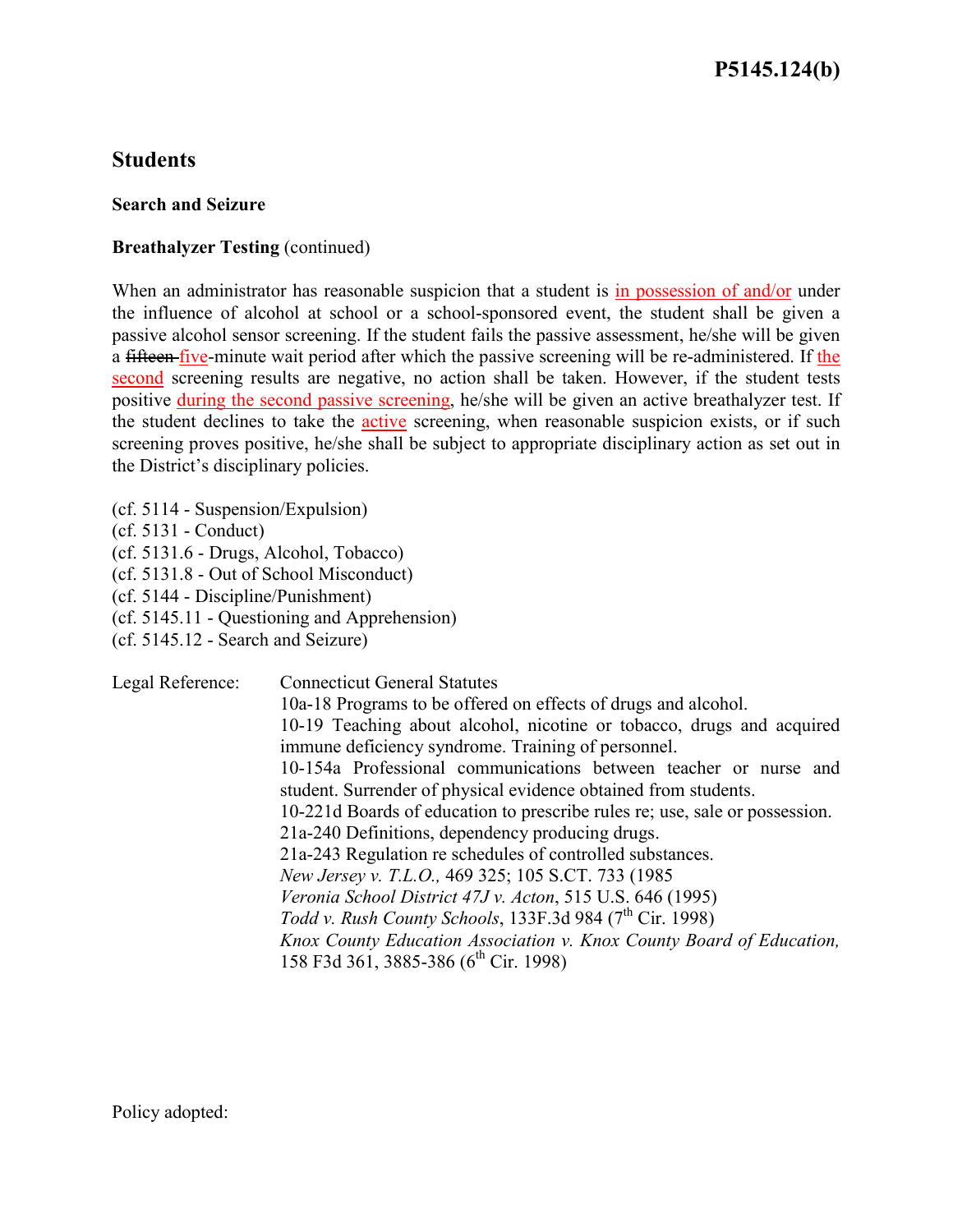# P5145.124(b)

## Students

### Search and Seizure

**Breathalyzer Testing** (continued)

When an administrator has reasonable suspicion that a student is in possession of and/or under the influence of alcohol at school or a school-sponsored event, the student shall be given a passive alcohol sensor screening. If the student fails the passive assessment, he/she will be given a ~~fifteen~~ five-minute wait period after which the passive screening will be re-administered. If the second screening results are negative, no action shall be taken. However, if the student tests positive during the second passive screening, he/she will be given an active breathalyzer test. If the student declines to take the active screening, when reasonable suspicion exists, or if such screening proves positive, he/she shall be subject to appropriate disciplinary action as set out in the District's disciplinary policies.

(cf. 5114 - Suspension/Expulsion)
(cf. 5131 - Conduct)
(cf. 5131.6 - Drugs, Alcohol, Tobacco)
(cf. 5131.8 - Out of School Misconduct)
(cf. 5144 - Discipline/Punishment)
(cf. 5145.11 - Questioning and Apprehension)
(cf. 5145.12 - Search and Seizure)

Legal Reference: Connecticut General Statutes

10a-18 Programs to be offered on effects of drugs and alcohol.

10-19 Teaching about alcohol, nicotine or tobacco, drugs and acquired immune deficiency syndrome. Training of personnel.

10-154a Professional communications between teacher or nurse and student. Surrender of physical evidence obtained from students.

10-221d Boards of education to prescribe rules re; use, sale or possession.

21a-240 Definitions, dependency producing drugs.

21a-243 Regulation re schedules of controlled substances.

*New Jersey v. T.L.O.,* 469 325; 105 S.CT. 733 (1985

*Veronia School District 47J v. Acton*, 515 U.S. 646 (1995)

*Todd v. Rush County Schools*, 133F.3d 984 (7th Cir. 1998)

*Knox County Education Association v. Knox County Board of Education,* 158 F3d 361, 3885-386 (6th Cir. 1998)

Policy adopted: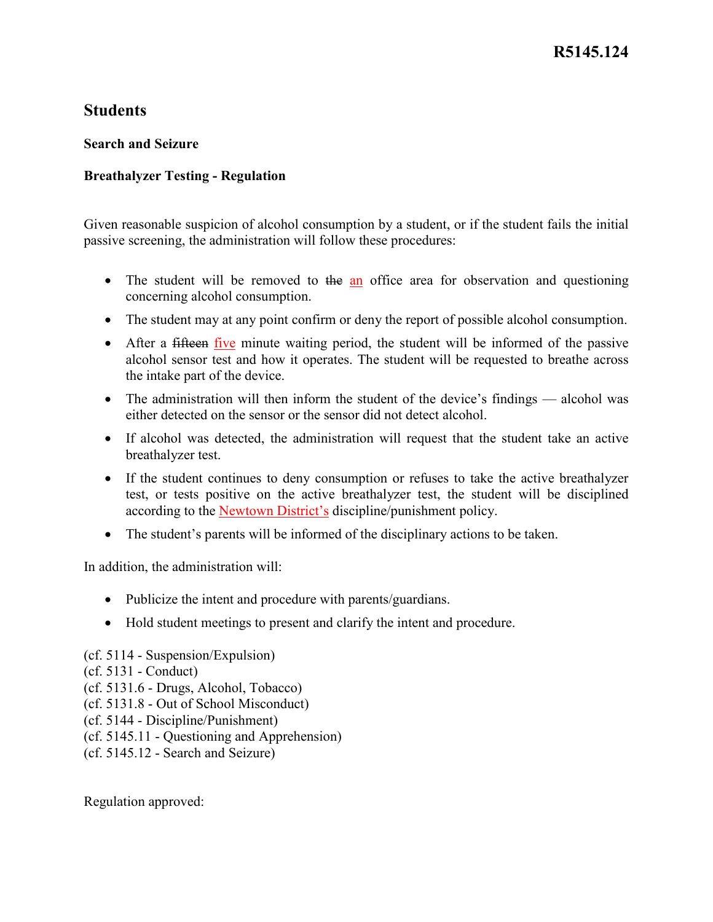# R5145.124

## Students

### Search and Seizure

### Breathalyzer Testing - Regulation

Given reasonable suspicion of alcohol consumption by a student, or if the student fails the initial passive screening, the administration will follow these procedures:

- The student will be removed to ~~the~~ an office area for observation and questioning concerning alcohol consumption.
- The student may at any point confirm or deny the report of possible alcohol consumption.
- After a ~~fifteen~~ five minute waiting period, the student will be informed of the passive alcohol sensor test and how it operates. The student will be requested to breathe across the intake part of the device.
- The administration will then inform the student of the device's findings — alcohol was either detected on the sensor or the sensor did not detect alcohol.
- If alcohol was detected, the administration will request that the student take an active breathalyzer test.
- If the student continues to deny consumption or refuses to take the active breathalyzer test, or tests positive on the active breathalyzer test, the student will be disciplined according to the Newtown District's discipline/punishment policy.
- The student's parents will be informed of the disciplinary actions to be taken.

In addition, the administration will:

- Publicize the intent and procedure with parents/guardians.
- Hold student meetings to present and clarify the intent and procedure.

(cf. 5114 - Suspension/Expulsion)
(cf. 5131 - Conduct)
(cf. 5131.6 - Drugs, Alcohol, Tobacco)
(cf. 5131.8 - Out of School Misconduct)
(cf. 5144 - Discipline/Punishment)
(cf. 5145.11 - Questioning and Apprehension)
(cf. 5145.12 - Search and Seizure)

Regulation approved: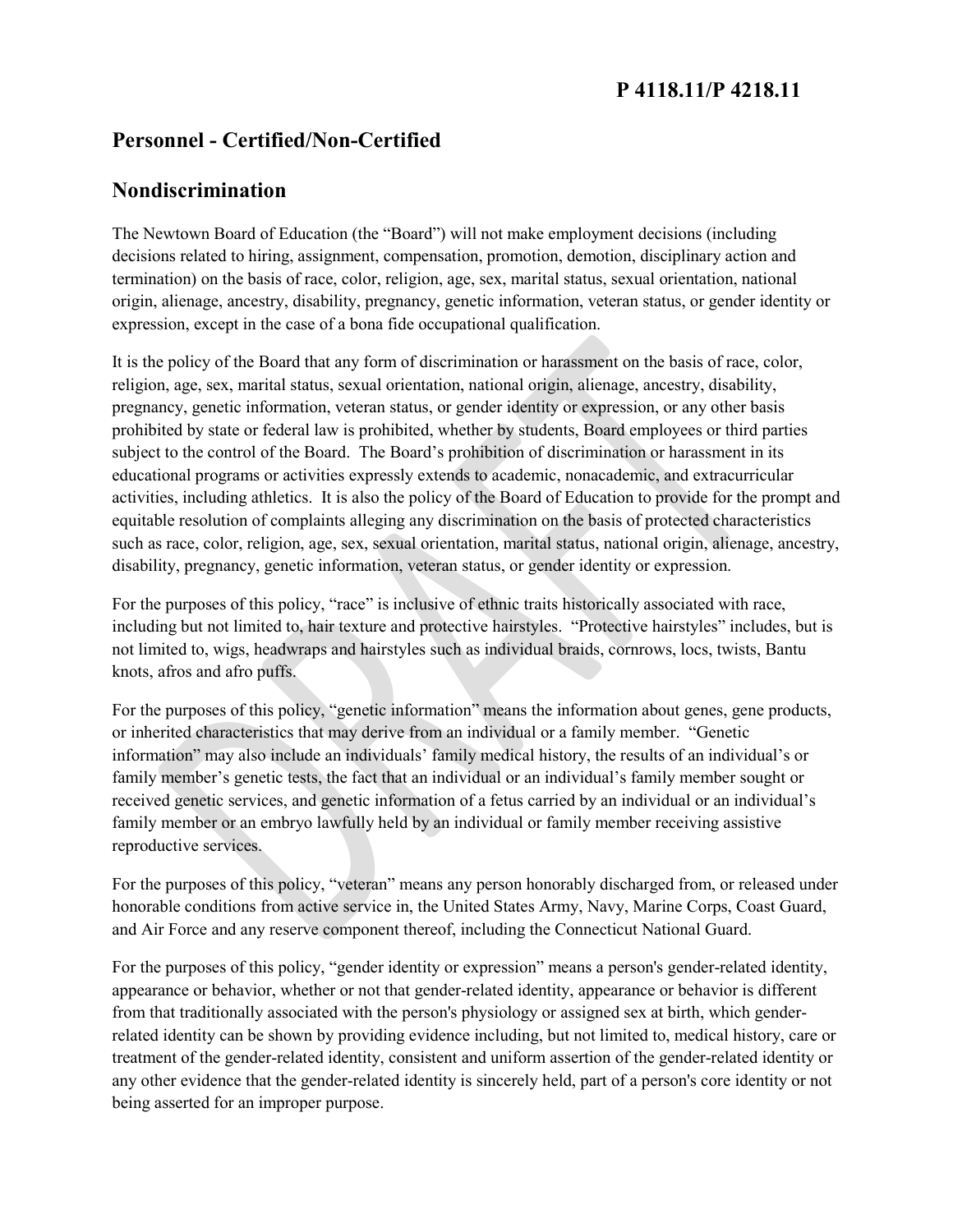**P 4118.11/P 4218.11**

## Personnel - Certified/Non-Certified

## Nondiscrimination

The Newtown Board of Education (the "Board") will not make employment decisions (including decisions related to hiring, assignment, compensation, promotion, demotion, disciplinary action and termination) on the basis of race, color, religion, age, sex, marital status, sexual orientation, national origin, alienage, ancestry, disability, pregnancy, genetic information, veteran status, or gender identity or expression, except in the case of a bona fide occupational qualification.

It is the policy of the Board that any form of discrimination or harassment on the basis of race, color, religion, age, sex, marital status, sexual orientation, national origin, alienage, ancestry, disability, pregnancy, genetic information, veteran status, or gender identity or expression, or any other basis prohibited by state or federal law is prohibited, whether by students, Board employees or third parties subject to the control of the Board. The Board's prohibition of discrimination or harassment in its educational programs or activities expressly extends to academic, nonacademic, and extracurricular activities, including athletics. It is also the policy of the Board of Education to provide for the prompt and equitable resolution of complaints alleging any discrimination on the basis of protected characteristics such as race, color, religion, age, sex, sexual orientation, marital status, national origin, alienage, ancestry, disability, pregnancy, genetic information, veteran status, or gender identity or expression.

For the purposes of this policy, "race" is inclusive of ethnic traits historically associated with race, including but not limited to, hair texture and protective hairstyles. "Protective hairstyles" includes, but is not limited to, wigs, headwraps and hairstyles such as individual braids, cornrows, locs, twists, Bantu knots, afros and afro puffs.

For the purposes of this policy, "genetic information" means the information about genes, gene products, or inherited characteristics that may derive from an individual or a family member. "Genetic information" may also include an individuals' family medical history, the results of an individual's or family member's genetic tests, the fact that an individual or an individual's family member sought or received genetic services, and genetic information of a fetus carried by an individual or an individual's family member or an embryo lawfully held by an individual or family member receiving assistive reproductive services.

For the purposes of this policy, "veteran" means any person honorably discharged from, or released under honorable conditions from active service in, the United States Army, Navy, Marine Corps, Coast Guard, and Air Force and any reserve component thereof, including the Connecticut National Guard.

For the purposes of this policy, "gender identity or expression" means a person's gender-related identity, appearance or behavior, whether or not that gender-related identity, appearance or behavior is different from that traditionally associated with the person's physiology or assigned sex at birth, which gender-related identity can be shown by providing evidence including, but not limited to, medical history, care or treatment of the gender-related identity, consistent and uniform assertion of the gender-related identity or any other evidence that the gender-related identity is sincerely held, part of a person's core identity or not being asserted for an improper purpose.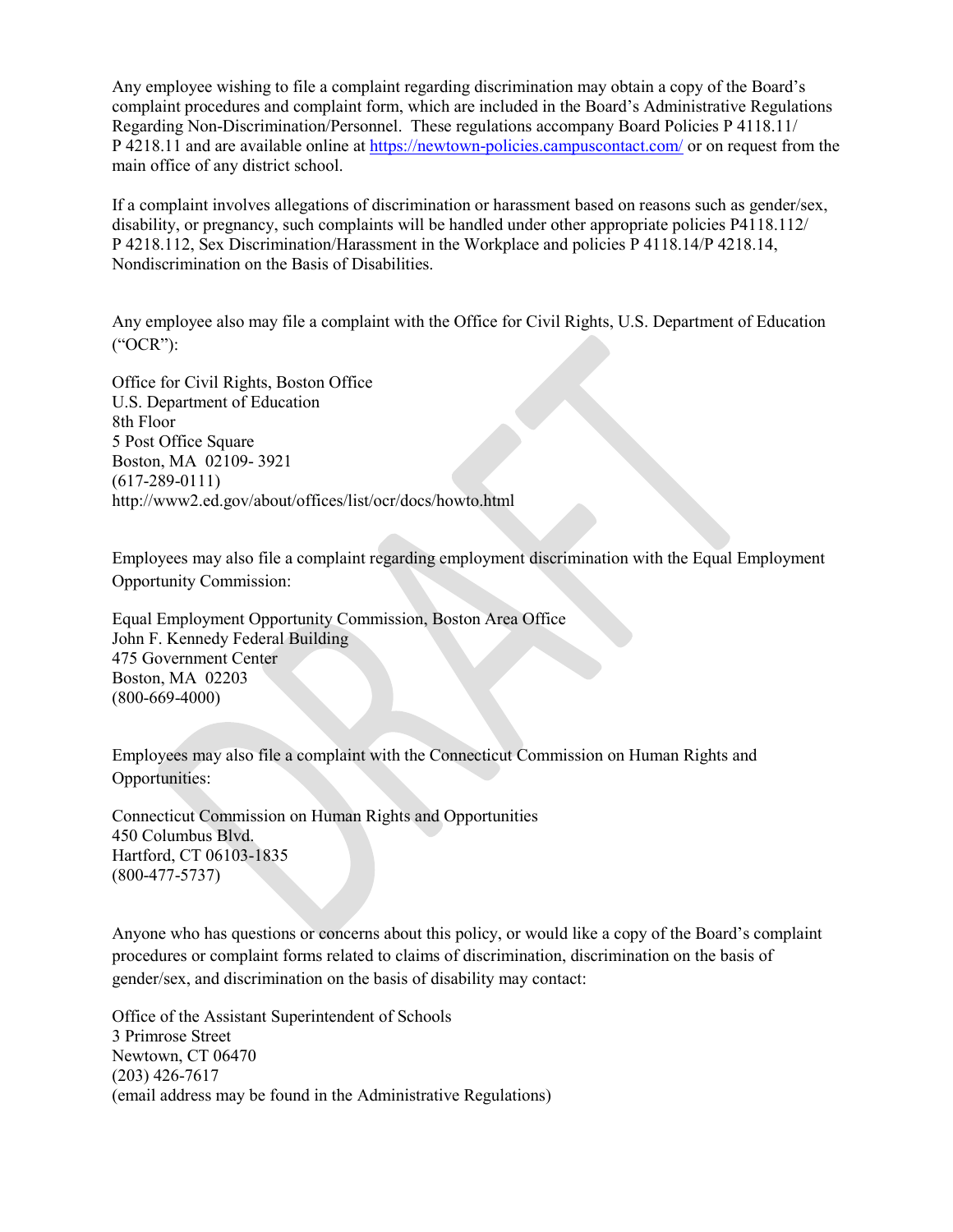Any employee wishing to file a complaint regarding discrimination may obtain a copy of the Board's complaint procedures and complaint form, which are included in the Board's Administrative Regulations Regarding Non-Discrimination/Personnel. These regulations accompany Board Policies P 4118.11/ P 4218.11 and are available online at https://newtown-policies.campuscontact.com/ or on request from the main office of any district school.

If a complaint involves allegations of discrimination or harassment based on reasons such as gender/sex, disability, or pregnancy, such complaints will be handled under other appropriate policies P4118.112/ P 4218.112, Sex Discrimination/Harassment in the Workplace and policies P 4118.14/P 4218.14, Nondiscrimination on the Basis of Disabilities.

Any employee also may file a complaint with the Office for Civil Rights, U.S. Department of Education ("OCR"):

Office for Civil Rights, Boston Office  
U.S. Department of Education  
8th Floor  
5 Post Office Square  
Boston, MA 02109- 3921  
(617-289-0111)  
http://www2.ed.gov/about/offices/list/ocr/docs/howto.html

Employees may also file a complaint regarding employment discrimination with the Equal Employment Opportunity Commission:

Equal Employment Opportunity Commission, Boston Area Office  
John F. Kennedy Federal Building  
475 Government Center  
Boston, MA 02203  
(800-669-4000)

Employees may also file a complaint with the Connecticut Commission on Human Rights and Opportunities:

Connecticut Commission on Human Rights and Opportunities  
450 Columbus Blvd.  
Hartford, CT 06103-1835  
(800-477-5737)

Anyone who has questions or concerns about this policy, or would like a copy of the Board's complaint procedures or complaint forms related to claims of discrimination, discrimination on the basis of gender/sex, and discrimination on the basis of disability may contact:

Office of the Assistant Superintendent of Schools  
3 Primrose Street  
Newtown, CT 06470  
(203) 426-7617  
(email address may be found in the Administrative Regulations)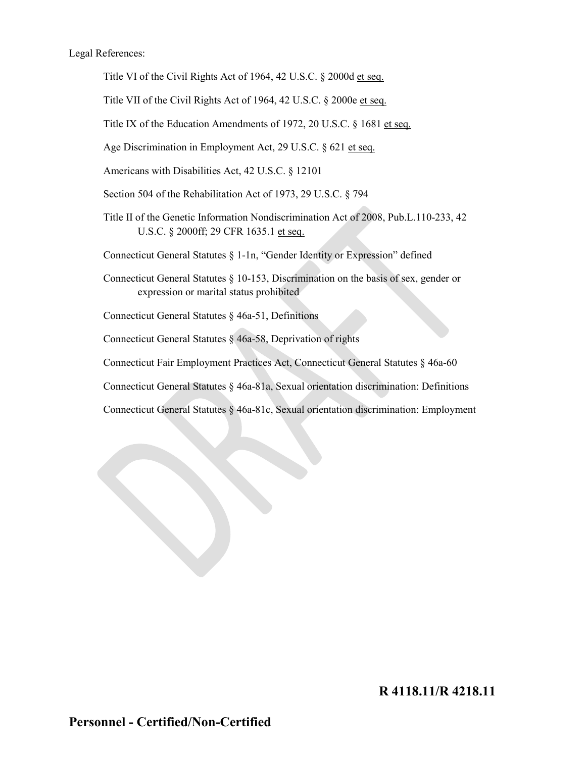Legal References:

Title VI of the Civil Rights Act of 1964, 42 U.S.C. § 2000d et seq.

Title VII of the Civil Rights Act of 1964, 42 U.S.C. § 2000e et seq.

Title IX of the Education Amendments of 1972, 20 U.S.C. § 1681 et seq.

Age Discrimination in Employment Act, 29 U.S.C. § 621 et seq.

Americans with Disabilities Act, 42 U.S.C. § 12101

Section 504 of the Rehabilitation Act of 1973, 29 U.S.C. § 794

Title II of the Genetic Information Nondiscrimination Act of 2008, Pub.L.110-233, 42 U.S.C. § 2000ff; 29 CFR 1635.1 et seq.

Connecticut General Statutes § 1-1n, "Gender Identity or Expression" defined

Connecticut General Statutes § 10-153, Discrimination on the basis of sex, gender or expression or marital status prohibited

Connecticut General Statutes § 46a-51, Definitions

Connecticut General Statutes § 46a-58, Deprivation of rights

Connecticut Fair Employment Practices Act, Connecticut General Statutes § 46a-60

Connecticut General Statutes § 46a-81a, Sexual orientation discrimination: Definitions

Connecticut General Statutes § 46a-81c, Sexual orientation discrimination: Employment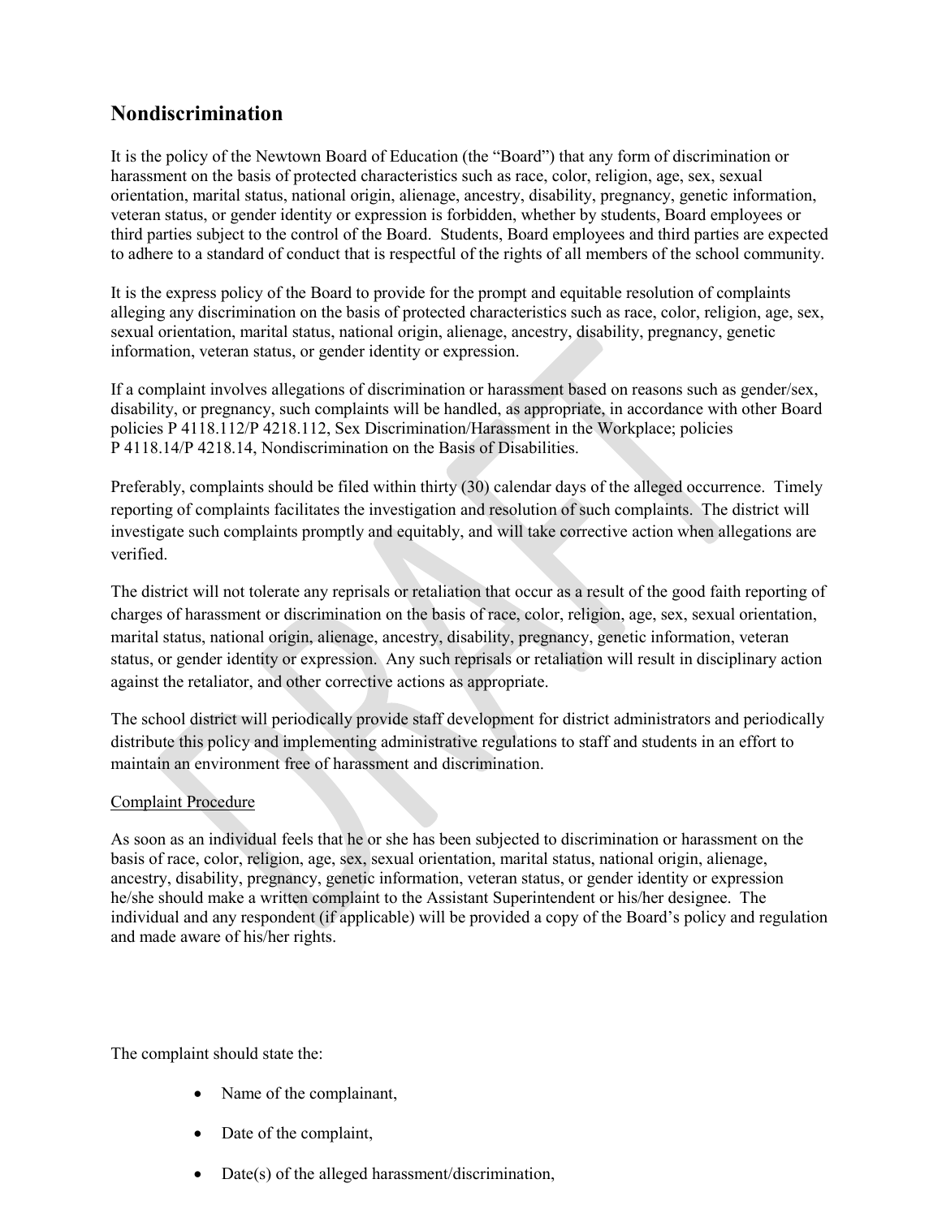## Nondiscrimination

It is the policy of the Newtown Board of Education (the "Board") that any form of discrimination or harassment on the basis of protected characteristics such as race, color, religion, age, sex, sexual orientation, marital status, national origin, alienage, ancestry, disability, pregnancy, genetic information, veteran status, or gender identity or expression is forbidden, whether by students, Board employees or third parties subject to the control of the Board. Students, Board employees and third parties are expected to adhere to a standard of conduct that is respectful of the rights of all members of the school community.

It is the express policy of the Board to provide for the prompt and equitable resolution of complaints alleging any discrimination on the basis of protected characteristics such as race, color, religion, age, sex, sexual orientation, marital status, national origin, alienage, ancestry, disability, pregnancy, genetic information, veteran status, or gender identity or expression.

If a complaint involves allegations of discrimination or harassment based on reasons such as gender/sex, disability, or pregnancy, such complaints will be handled, as appropriate, in accordance with other Board policies P 4118.112/P 4218.112, Sex Discrimination/Harassment in the Workplace; policies P 4118.14/P 4218.14, Nondiscrimination on the Basis of Disabilities.

Preferably, complaints should be filed within thirty (30) calendar days of the alleged occurrence. Timely reporting of complaints facilitates the investigation and resolution of such complaints. The district will investigate such complaints promptly and equitably, and will take corrective action when allegations are verified.

The district will not tolerate any reprisals or retaliation that occur as a result of the good faith reporting of charges of harassment or discrimination on the basis of race, color, religion, age, sex, sexual orientation, marital status, national origin, alienage, ancestry, disability, pregnancy, genetic information, veteran status, or gender identity or expression. Any such reprisals or retaliation will result in disciplinary action against the retaliator, and other corrective actions as appropriate.

The school district will periodically provide staff development for district administrators and periodically distribute this policy and implementing administrative regulations to staff and students in an effort to maintain an environment free of harassment and discrimination.

Complaint Procedure

As soon as an individual feels that he or she has been subjected to discrimination or harassment on the basis of race, color, religion, age, sex, sexual orientation, marital status, national origin, alienage, ancestry, disability, pregnancy, genetic information, veteran status, or gender identity or expression he/she should make a written complaint to the Assistant Superintendent or his/her designee. The individual and any respondent (if applicable) will be provided a copy of the Board's policy and regulation and made aware of his/her rights.

The complaint should state the:

- Name of the complainant,
- Date of the complaint,
- Date(s) of the alleged harassment/discrimination,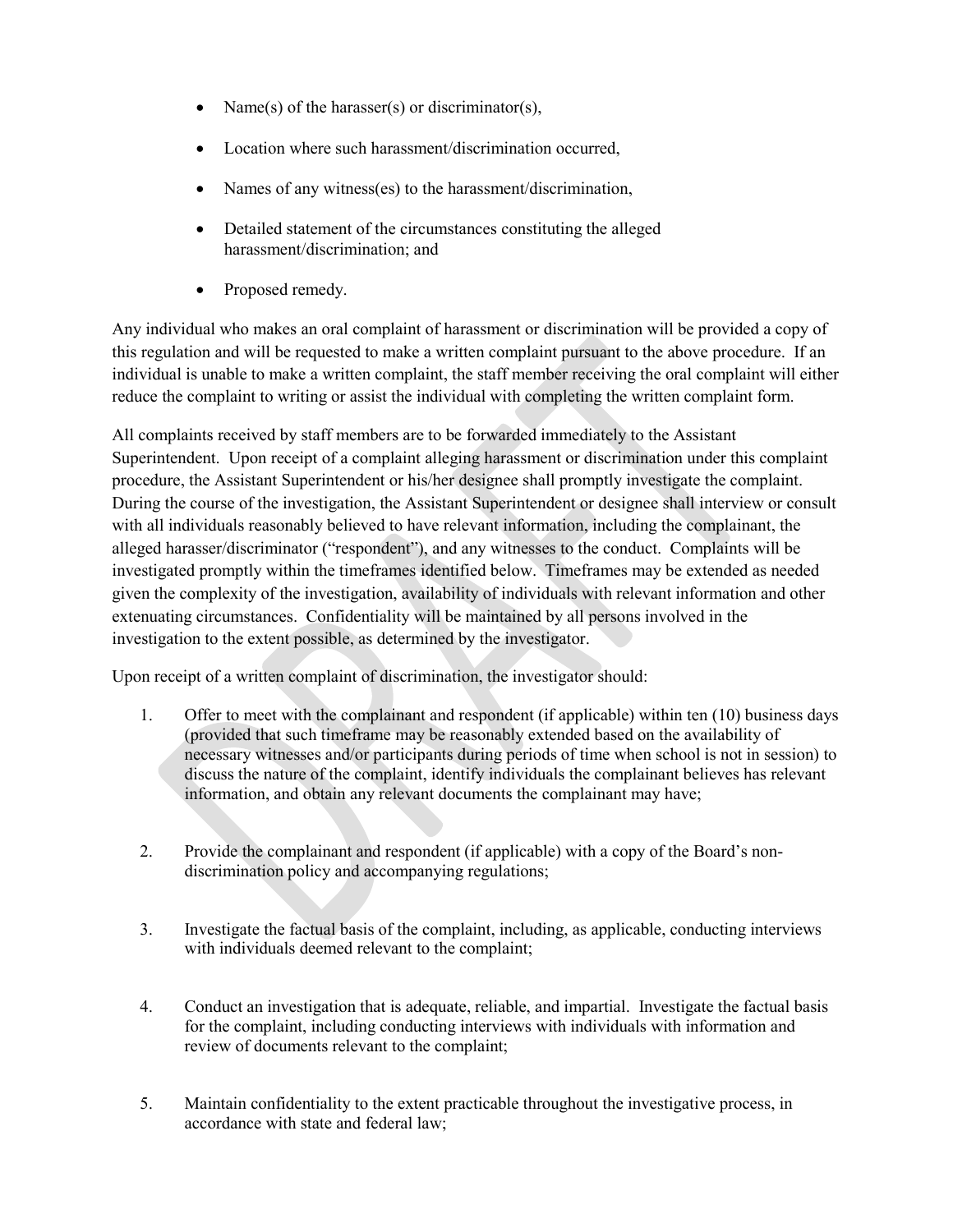- Name(s) of the harasser(s) or discriminator(s),
- Location where such harassment/discrimination occurred,
- Names of any witness(es) to the harassment/discrimination,
- Detailed statement of the circumstances constituting the alleged harassment/discrimination; and
- Proposed remedy.

Any individual who makes an oral complaint of harassment or discrimination will be provided a copy of this regulation and will be requested to make a written complaint pursuant to the above procedure. If an individual is unable to make a written complaint, the staff member receiving the oral complaint will either reduce the complaint to writing or assist the individual with completing the written complaint form.

All complaints received by staff members are to be forwarded immediately to the Assistant Superintendent. Upon receipt of a complaint alleging harassment or discrimination under this complaint procedure, the Assistant Superintendent or his/her designee shall promptly investigate the complaint. During the course of the investigation, the Assistant Superintendent or designee shall interview or consult with all individuals reasonably believed to have relevant information, including the complainant, the alleged harasser/discriminator ("respondent"), and any witnesses to the conduct. Complaints will be investigated promptly within the timeframes identified below. Timeframes may be extended as needed given the complexity of the investigation, availability of individuals with relevant information and other extenuating circumstances. Confidentiality will be maintained by all persons involved in the investigation to the extent possible, as determined by the investigator.

Upon receipt of a written complaint of discrimination, the investigator should:

1. Offer to meet with the complainant and respondent (if applicable) within ten (10) business days (provided that such timeframe may be reasonably extended based on the availability of necessary witnesses and/or participants during periods of time when school is not in session) to discuss the nature of the complaint, identify individuals the complainant believes has relevant information, and obtain any relevant documents the complainant may have;

2. Provide the complainant and respondent (if applicable) with a copy of the Board's non-discrimination policy and accompanying regulations;

3. Investigate the factual basis of the complaint, including, as applicable, conducting interviews with individuals deemed relevant to the complaint;

4. Conduct an investigation that is adequate, reliable, and impartial. Investigate the factual basis for the complaint, including conducting interviews with individuals with information and review of documents relevant to the complaint;

5. Maintain confidentiality to the extent practicable throughout the investigative process, in accordance with state and federal law;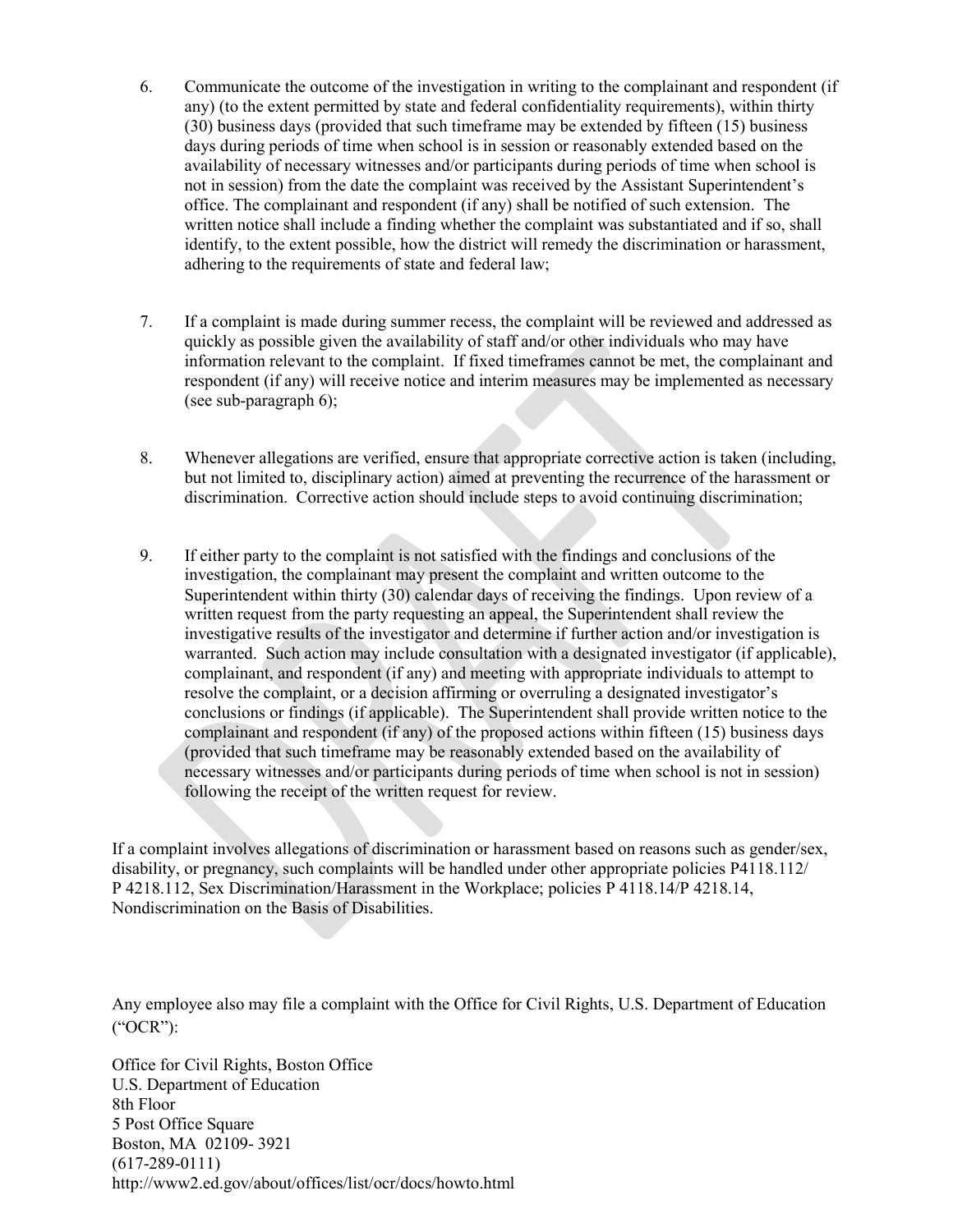6. Communicate the outcome of the investigation in writing to the complainant and respondent (if any) (to the extent permitted by state and federal confidentiality requirements), within thirty (30) business days (provided that such timeframe may be extended by fifteen (15) business days during periods of time when school is in session or reasonably extended based on the availability of necessary witnesses and/or participants during periods of time when school is not in session) from the date the complaint was received by the Assistant Superintendent's office. The complainant and respondent (if any) shall be notified of such extension. The written notice shall include a finding whether the complaint was substantiated and if so, shall identify, to the extent possible, how the district will remedy the discrimination or harassment, adhering to the requirements of state and federal law;

7. If a complaint is made during summer recess, the complaint will be reviewed and addressed as quickly as possible given the availability of staff and/or other individuals who may have information relevant to the complaint. If fixed timeframes cannot be met, the complainant and respondent (if any) will receive notice and interim measures may be implemented as necessary (see sub-paragraph 6);

8. Whenever allegations are verified, ensure that appropriate corrective action is taken (including, but not limited to, disciplinary action) aimed at preventing the recurrence of the harassment or discrimination. Corrective action should include steps to avoid continuing discrimination;

9. If either party to the complaint is not satisfied with the findings and conclusions of the investigation, the complainant may present the complaint and written outcome to the Superintendent within thirty (30) calendar days of receiving the findings. Upon review of a written request from the party requesting an appeal, the Superintendent shall review the investigative results of the investigator and determine if further action and/or investigation is warranted. Such action may include consultation with a designated investigator (if applicable), complainant, and respondent (if any) and meeting with appropriate individuals to attempt to resolve the complaint, or a decision affirming or overruling a designated investigator's conclusions or findings (if applicable). The Superintendent shall provide written notice to the complainant and respondent (if any) of the proposed actions within fifteen (15) business days (provided that such timeframe may be reasonably extended based on the availability of necessary witnesses and/or participants during periods of time when school is not in session) following the receipt of the written request for review.

If a complaint involves allegations of discrimination or harassment based on reasons such as gender/sex, disability, or pregnancy, such complaints will be handled under other appropriate policies P4118.112/ P 4218.112, Sex Discrimination/Harassment in the Workplace; policies P 4118.14/P 4218.14, Nondiscrimination on the Basis of Disabilities.

Any employee also may file a complaint with the Office for Civil Rights, U.S. Department of Education ("OCR"):

Office for Civil Rights, Boston Office
U.S. Department of Education
8th Floor
5 Post Office Square
Boston, MA 02109- 3921
(617-289-0111)
http://www2.ed.gov/about/offices/list/ocr/docs/howto.html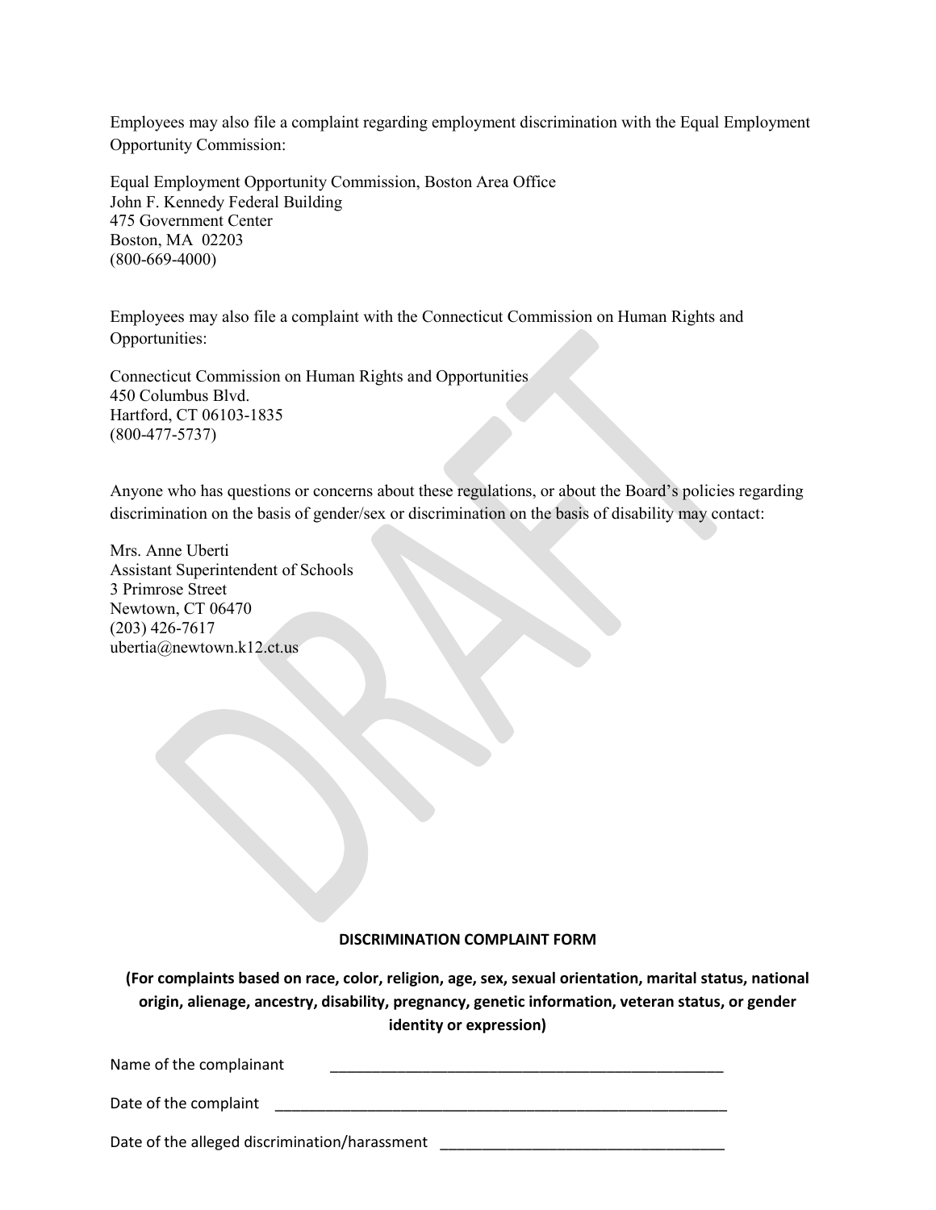Employees may also file a complaint regarding employment discrimination with the Equal Employment Opportunity Commission:

Equal Employment Opportunity Commission, Boston Area Office
John F. Kennedy Federal Building
475 Government Center
Boston, MA 02203
(800-669-4000)

Employees may also file a complaint with the Connecticut Commission on Human Rights and Opportunities:

Connecticut Commission on Human Rights and Opportunities
450 Columbus Blvd.
Hartford, CT 06103-1835
(800-477-5737)

Anyone who has questions or concerns about these regulations, or about the Board's policies regarding discrimination on the basis of gender/sex or discrimination on the basis of disability may contact:

Mrs. Anne Uberti
Assistant Superintendent of Schools
3 Primrose Street
Newtown, CT 06470
(203) 426-7617
ubertia@newtown.k12.ct.us

**DISCRIMINATION COMPLAINT FORM**

**(For complaints based on race, color, religion, age, sex, sexual orientation, marital status, national origin, alienage, ancestry, disability, pregnancy, genetic information, veteran status, or gender identity or expression)**

Name of the complainant ________________________________________________

Date of the complaint ________________________________________________________

Date of the alleged discrimination/harassment __________________________________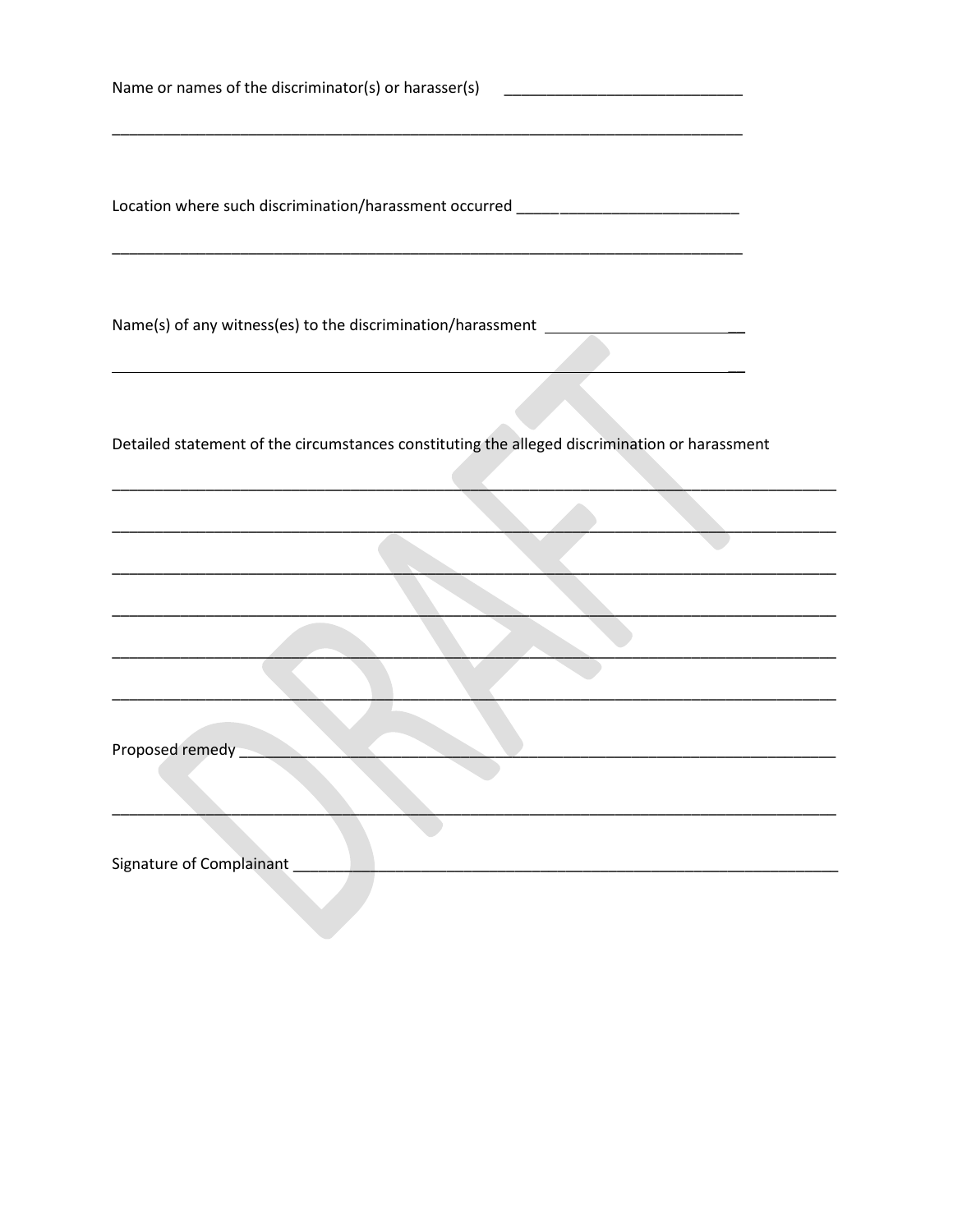Name or names of the discriminator(s) or harasser(s) ____________________________

______________________________________________________________________________

Location where such discrimination/harassment occurred __________________________

______________________________________________________________________________

Name(s) of any witness(es) to the discrimination/harassment ______________________

______________________________________________________________________________

Detailed statement of the circumstances constituting the alleged discrimination or harassment

______________________________________________________________________________

______________________________________________________________________________

______________________________________________________________________________

______________________________________________________________________________

______________________________________________________________________________

______________________________________________________________________________

Proposed remedy _______________________________________________________________

______________________________________________________________________________

Signature of Complainant _________________________________________________________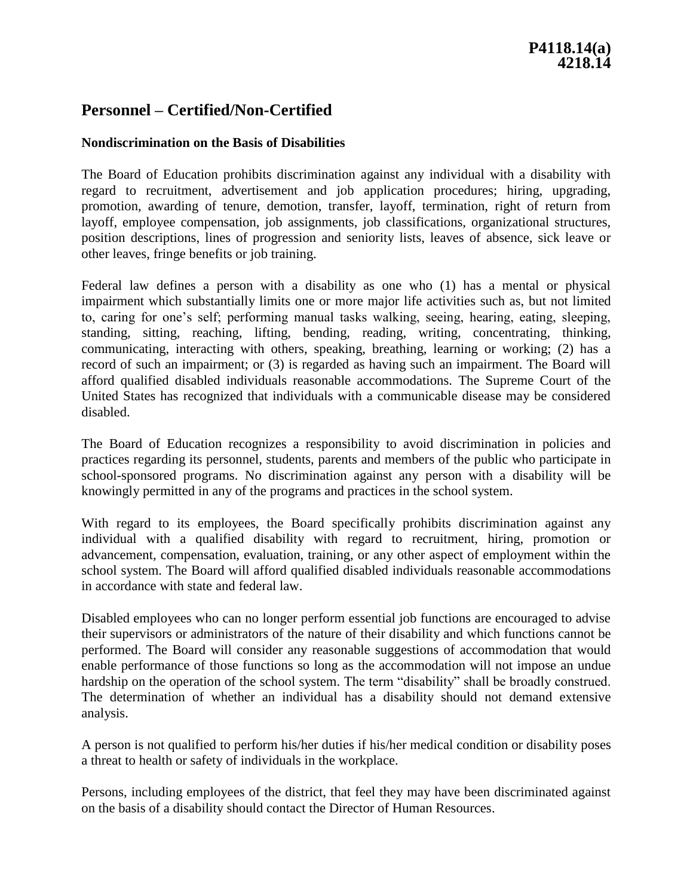**P4118.14(a)**
**4218.14**

# Personnel – Certified/Non-Certified

### Nondiscrimination on the Basis of Disabilities

The Board of Education prohibits discrimination against any individual with a disability with regard to recruitment, advertisement and job application procedures; hiring, upgrading, promotion, awarding of tenure, demotion, transfer, layoff, termination, right of return from layoff, employee compensation, job assignments, job classifications, organizational structures, position descriptions, lines of progression and seniority lists, leaves of absence, sick leave or other leaves, fringe benefits or job training.

Federal law defines a person with a disability as one who (1) has a mental or physical impairment which substantially limits one or more major life activities such as, but not limited to, caring for one's self; performing manual tasks walking, seeing, hearing, eating, sleeping, standing, sitting, reaching, lifting, bending, reading, writing, concentrating, thinking, communicating, interacting with others, speaking, breathing, learning or working; (2) has a record of such an impairment; or (3) is regarded as having such an impairment. The Board will afford qualified disabled individuals reasonable accommodations. The Supreme Court of the United States has recognized that individuals with a communicable disease may be considered disabled.

The Board of Education recognizes a responsibility to avoid discrimination in policies and practices regarding its personnel, students, parents and members of the public who participate in school-sponsored programs. No discrimination against any person with a disability will be knowingly permitted in any of the programs and practices in the school system.

With regard to its employees, the Board specifically prohibits discrimination against any individual with a qualified disability with regard to recruitment, hiring, promotion or advancement, compensation, evaluation, training, or any other aspect of employment within the school system. The Board will afford qualified disabled individuals reasonable accommodations in accordance with state and federal law.

Disabled employees who can no longer perform essential job functions are encouraged to advise their supervisors or administrators of the nature of their disability and which functions cannot be performed. The Board will consider any reasonable suggestions of accommodation that would enable performance of those functions so long as the accommodation will not impose an undue hardship on the operation of the school system. The term "disability" shall be broadly construed. The determination of whether an individual has a disability should not demand extensive analysis.

A person is not qualified to perform his/her duties if his/her medical condition or disability poses a threat to health or safety of individuals in the workplace.

Persons, including employees of the district, that feel they may have been discriminated against on the basis of a disability should contact the Director of Human Resources.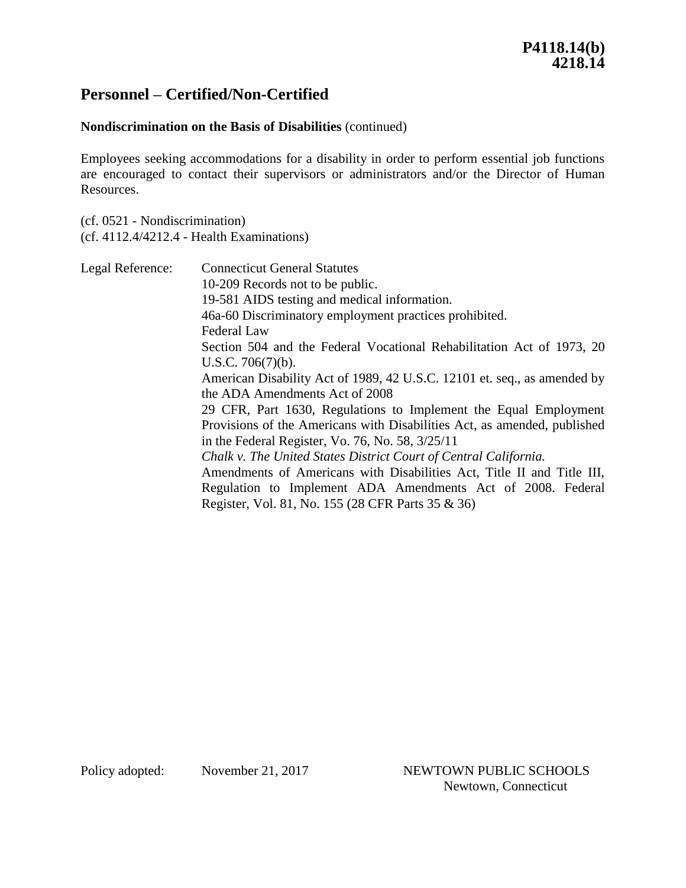## Personnel – Certified/Non-Certified

**Nondiscrimination on the Basis of Disabilities** (continued)

Employees seeking accommodations for a disability in order to perform essential job functions are encouraged to contact their supervisors or administrators and/or the Director of Human Resources.

(cf. 0521 - Nondiscrimination)
(cf. 4112.4/4212.4 - Health Examinations)

Legal Reference: Connecticut General Statutes

10-209 Records not to be public.

19-581 AIDS testing and medical information.

46a-60 Discriminatory employment practices prohibited.

Federal Law

Section 504 and the Federal Vocational Rehabilitation Act of 1973, 20 U.S.C. 706(7)(b).

American Disability Act of 1989, 42 U.S.C. 12101 et. seq., as amended by the ADA Amendments Act of 2008

29 CFR, Part 1630, Regulations to Implement the Equal Employment Provisions of the Americans with Disabilities Act, as amended, published in the Federal Register, Vo. 76, No. 58, 3/25/11

*Chalk v. The United States District Court of Central California.*

Amendments of Americans with Disabilities Act, Title II and Title III, Regulation to Implement ADA Amendments Act of 2008. Federal Register, Vol. 81, No. 155 (28 CFR Parts 35 & 36)

Policy adopted: November 21, 2017

NEWTOWN PUBLIC SCHOOLS
Newtown, Connecticut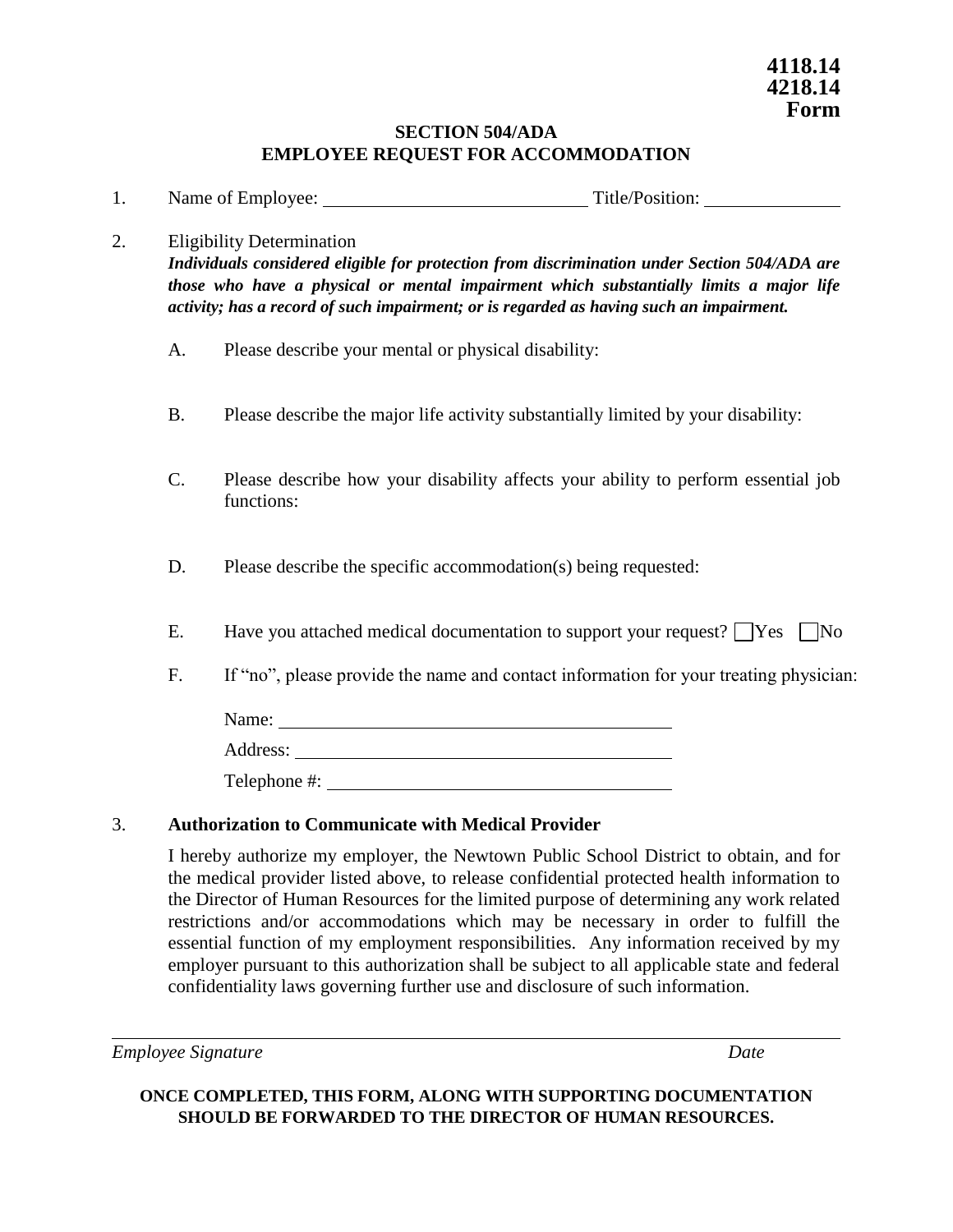**4118.14**
**4218.14**
**Form**

# SECTION 504/ADA
# EMPLOYEE REQUEST FOR ACCOMMODATION

1. Name of Employee: ____________________________ Title/Position: ______________

2. Eligibility Determination
   ***Individuals considered eligible for protection from discrimination under Section 504/ADA are those who have a physical or mental impairment which substantially limits a major life activity; has a record of such impairment; or is regarded as having such an impairment.***

   A. Please describe your mental or physical disability:

   B. Please describe the major life activity substantially limited by your disability:

   C. Please describe how your disability affects your ability to perform essential job functions:

   D. Please describe the specific accommodation(s) being requested:

   E. Have you attached medical documentation to support your request? ☐ Yes ☐ No

   F. If "no", please provide the name and contact information for your treating physician:

      Name: ____________________________________________

      Address: __________________________________________

      Telephone #: _______________________________________

3. **Authorization to Communicate with Medical Provider**

   I hereby authorize my employer, the Newtown Public School District to obtain, and for the medical provider listed above, to release confidential protected health information to the Director of Human Resources for the limited purpose of determining any work related restrictions and/or accommodations which may be necessary in order to fulfill the essential function of my employment responsibilities. Any information received by my employer pursuant to this authorization shall be subject to all applicable state and federal confidentiality laws governing further use and disclosure of such information.

_____________________________________________________________________________

*Employee Signature* *Date*

**ONCE COMPLETED, THIS FORM, ALONG WITH SUPPORTING DOCUMENTATION SHOULD BE FORWARDED TO THE DIRECTOR OF HUMAN RESOURCES.**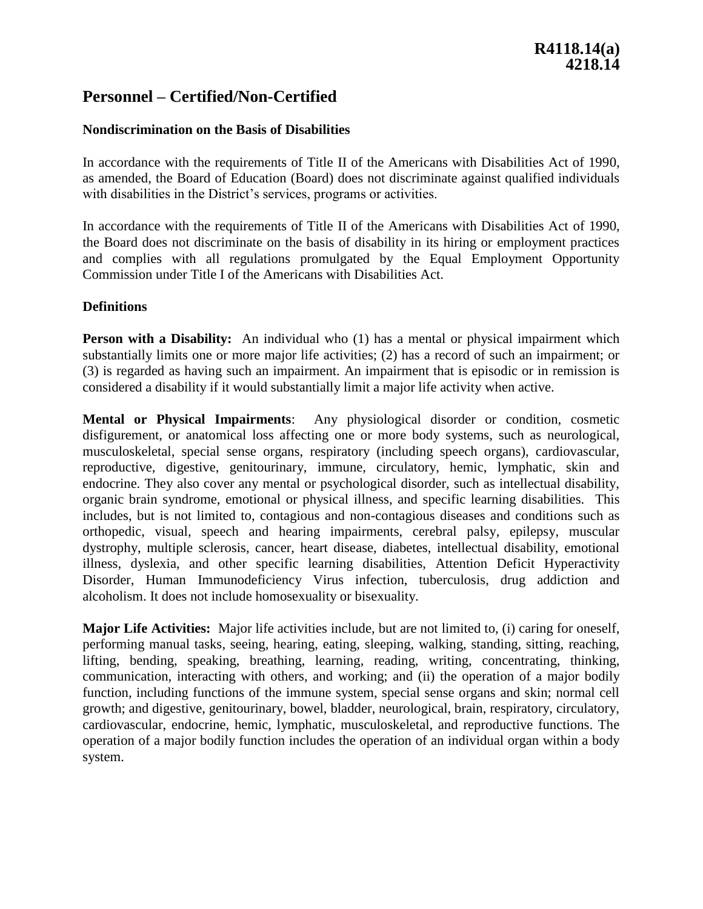R4118.14(a)
4218.14

# Personnel – Certified/Non-Certified

**Nondiscrimination on the Basis of Disabilities**

In accordance with the requirements of Title II of the Americans with Disabilities Act of 1990, as amended, the Board of Education (Board) does not discriminate against qualified individuals with disabilities in the District's services, programs or activities.

In accordance with the requirements of Title II of the Americans with Disabilities Act of 1990, the Board does not discriminate on the basis of disability in its hiring or employment practices and complies with all regulations promulgated by the Equal Employment Opportunity Commission under Title I of the Americans with Disabilities Act.

**Definitions**

**Person with a Disability:** An individual who (1) has a mental or physical impairment which substantially limits one or more major life activities; (2) has a record of such an impairment; or (3) is regarded as having such an impairment. An impairment that is episodic or in remission is considered a disability if it would substantially limit a major life activity when active.

**Mental or Physical Impairments**: Any physiological disorder or condition, cosmetic disfigurement, or anatomical loss affecting one or more body systems, such as neurological, musculoskeletal, special sense organs, respiratory (including speech organs), cardiovascular, reproductive, digestive, genitourinary, immune, circulatory, hemic, lymphatic, skin and endocrine. They also cover any mental or psychological disorder, such as intellectual disability, organic brain syndrome, emotional or physical illness, and specific learning disabilities. This includes, but is not limited to, contagious and non-contagious diseases and conditions such as orthopedic, visual, speech and hearing impairments, cerebral palsy, epilepsy, muscular dystrophy, multiple sclerosis, cancer, heart disease, diabetes, intellectual disability, emotional illness, dyslexia, and other specific learning disabilities, Attention Deficit Hyperactivity Disorder, Human Immunodeficiency Virus infection, tuberculosis, drug addiction and alcoholism. It does not include homosexuality or bisexuality.

**Major Life Activities:** Major life activities include, but are not limited to, (i) caring for oneself, performing manual tasks, seeing, hearing, eating, sleeping, walking, standing, sitting, reaching, lifting, bending, speaking, breathing, learning, reading, writing, concentrating, thinking, communication, interacting with others, and working; and (ii) the operation of a major bodily function, including functions of the immune system, special sense organs and skin; normal cell growth; and digestive, genitourinary, bowel, bladder, neurological, brain, respiratory, circulatory, cardiovascular, endocrine, hemic, lymphatic, musculoskeletal, and reproductive functions. The operation of a major bodily function includes the operation of an individual organ within a body system.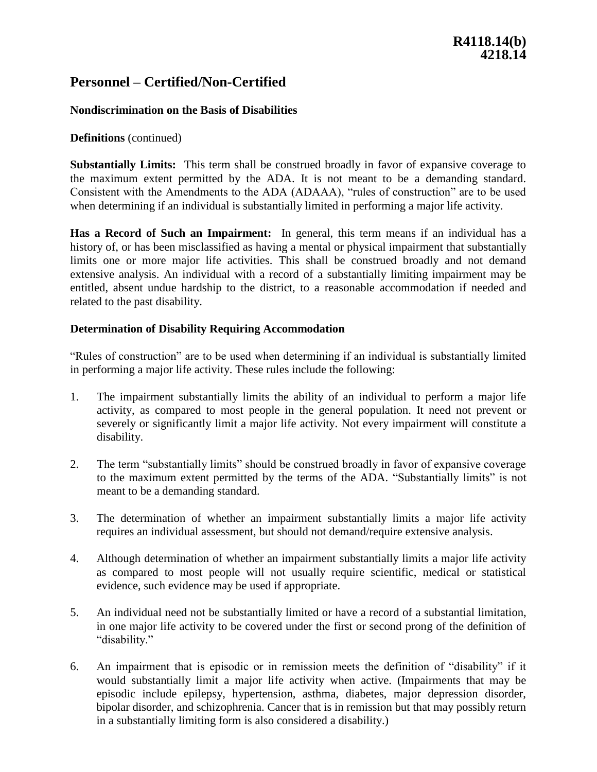R4118.14(b)
4218.14

# Personnel – Certified/Non-Certified

### Nondiscrimination on the Basis of Disabilities

**Definitions** (continued)

**Substantially Limits:** This term shall be construed broadly in favor of expansive coverage to the maximum extent permitted by the ADA. It is not meant to be a demanding standard. Consistent with the Amendments to the ADA (ADAAA), "rules of construction" are to be used when determining if an individual is substantially limited in performing a major life activity.

**Has a Record of Such an Impairment:** In general, this term means if an individual has a history of, or has been misclassified as having a mental or physical impairment that substantially limits one or more major life activities. This shall be construed broadly and not demand extensive analysis. An individual with a record of a substantially limiting impairment may be entitled, absent undue hardship to the district, to a reasonable accommodation if needed and related to the past disability.

### Determination of Disability Requiring Accommodation

"Rules of construction" are to be used when determining if an individual is substantially limited in performing a major life activity. These rules include the following:

1. The impairment substantially limits the ability of an individual to perform a major life activity, as compared to most people in the general population. It need not prevent or severely or significantly limit a major life activity. Not every impairment will constitute a disability.

2. The term "substantially limits" should be construed broadly in favor of expansive coverage to the maximum extent permitted by the terms of the ADA. "Substantially limits" is not meant to be a demanding standard.

3. The determination of whether an impairment substantially limits a major life activity requires an individual assessment, but should not demand/require extensive analysis.

4. Although determination of whether an impairment substantially limits a major life activity as compared to most people will not usually require scientific, medical or statistical evidence, such evidence may be used if appropriate.

5. An individual need not be substantially limited or have a record of a substantial limitation, in one major life activity to be covered under the first or second prong of the definition of "disability."

6. An impairment that is episodic or in remission meets the definition of "disability" if it would substantially limit a major life activity when active. (Impairments that may be episodic include epilepsy, hypertension, asthma, diabetes, major depression disorder, bipolar disorder, and schizophrenia. Cancer that is in remission but that may possibly return in a substantially limiting form is also considered a disability.)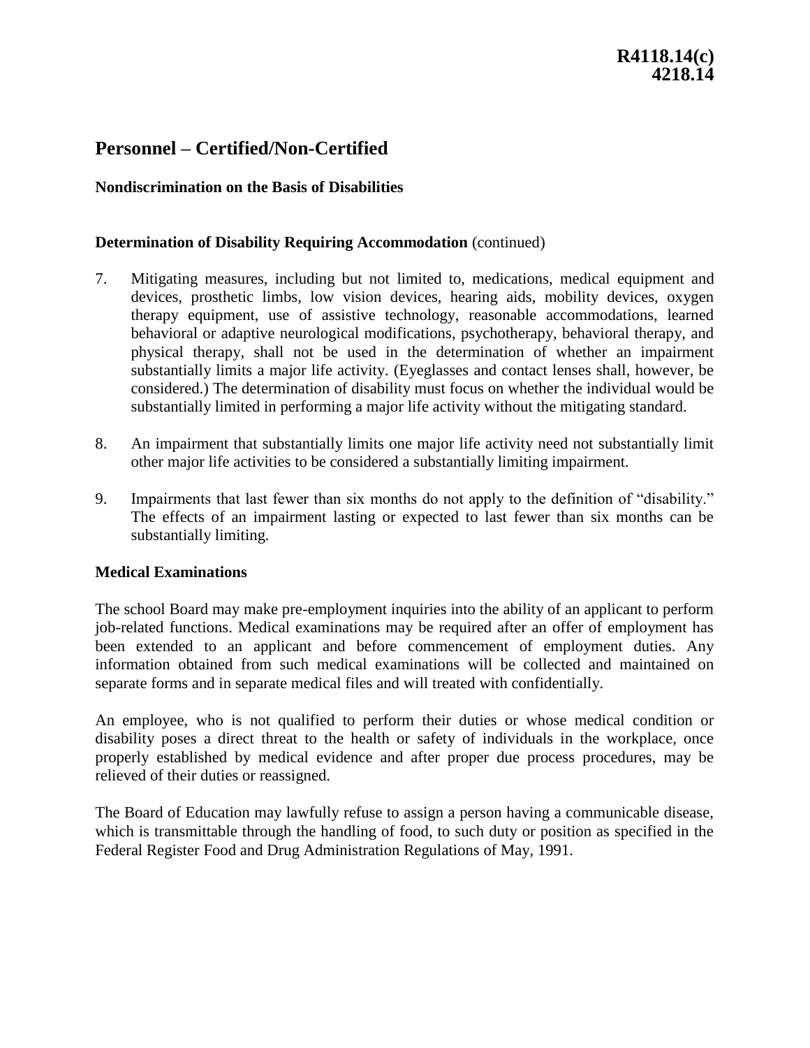# Personnel – Certified/Non-Certified

**Nondiscrimination on the Basis of Disabilities**

**Determination of Disability Requiring Accommodation** (continued)

7. Mitigating measures, including but not limited to, medications, medical equipment and devices, prosthetic limbs, low vision devices, hearing aids, mobility devices, oxygen therapy equipment, use of assistive technology, reasonable accommodations, learned behavioral or adaptive neurological modifications, psychotherapy, behavioral therapy, and physical therapy, shall not be used in the determination of whether an impairment substantially limits a major life activity. (Eyeglasses and contact lenses shall, however, be considered.) The determination of disability must focus on whether the individual would be substantially limited in performing a major life activity without the mitigating standard.

8. An impairment that substantially limits one major life activity need not substantially limit other major life activities to be considered a substantially limiting impairment.

9. Impairments that last fewer than six months do not apply to the definition of "disability." The effects of an impairment lasting or expected to last fewer than six months can be substantially limiting.

**Medical Examinations**

The school Board may make pre-employment inquiries into the ability of an applicant to perform job-related functions. Medical examinations may be required after an offer of employment has been extended to an applicant and before commencement of employment duties. Any information obtained from such medical examinations will be collected and maintained on separate forms and in separate medical files and will treated with confidentially.

An employee, who is not qualified to perform their duties or whose medical condition or disability poses a direct threat to the health or safety of individuals in the workplace, once properly established by medical evidence and after proper due process procedures, may be relieved of their duties or reassigned.

The Board of Education may lawfully refuse to assign a person having a communicable disease, which is transmittable through the handling of food, to such duty or position as specified in the Federal Register Food and Drug Administration Regulations of May, 1991.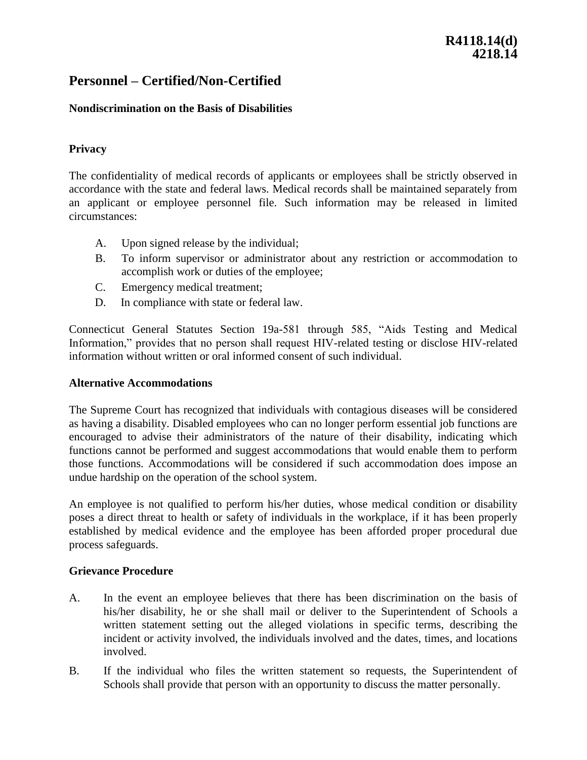**R4118.14(d)**
**4218.14**

# Personnel – Certified/Non-Certified

### Nondiscrimination on the Basis of Disabilities

### Privacy

The confidentiality of medical records of applicants or employees shall be strictly observed in accordance with the state and federal laws. Medical records shall be maintained separately from an applicant or employee personnel file. Such information may be released in limited circumstances:

A. Upon signed release by the individual;
B. To inform supervisor or administrator about any restriction or accommodation to accomplish work or duties of the employee;
C. Emergency medical treatment;
D. In compliance with state or federal law.

Connecticut General Statutes Section 19a-581 through 585, "Aids Testing and Medical Information," provides that no person shall request HIV-related testing or disclose HIV-related information without written or oral informed consent of such individual.

### Alternative Accommodations

The Supreme Court has recognized that individuals with contagious diseases will be considered as having a disability. Disabled employees who can no longer perform essential job functions are encouraged to advise their administrators of the nature of their disability, indicating which functions cannot be performed and suggest accommodations that would enable them to perform those functions. Accommodations will be considered if such accommodation does impose an undue hardship on the operation of the school system.

An employee is not qualified to perform his/her duties, whose medical condition or disability poses a direct threat to health or safety of individuals in the workplace, if it has been properly established by medical evidence and the employee has been afforded proper procedural due process safeguards.

### Grievance Procedure

A. In the event an employee believes that there has been discrimination on the basis of his/her disability, he or she shall mail or deliver to the Superintendent of Schools a written statement setting out the alleged violations in specific terms, describing the incident or activity involved, the individuals involved and the dates, times, and locations involved.

B. If the individual who files the written statement so requests, the Superintendent of Schools shall provide that person with an opportunity to discuss the matter personally.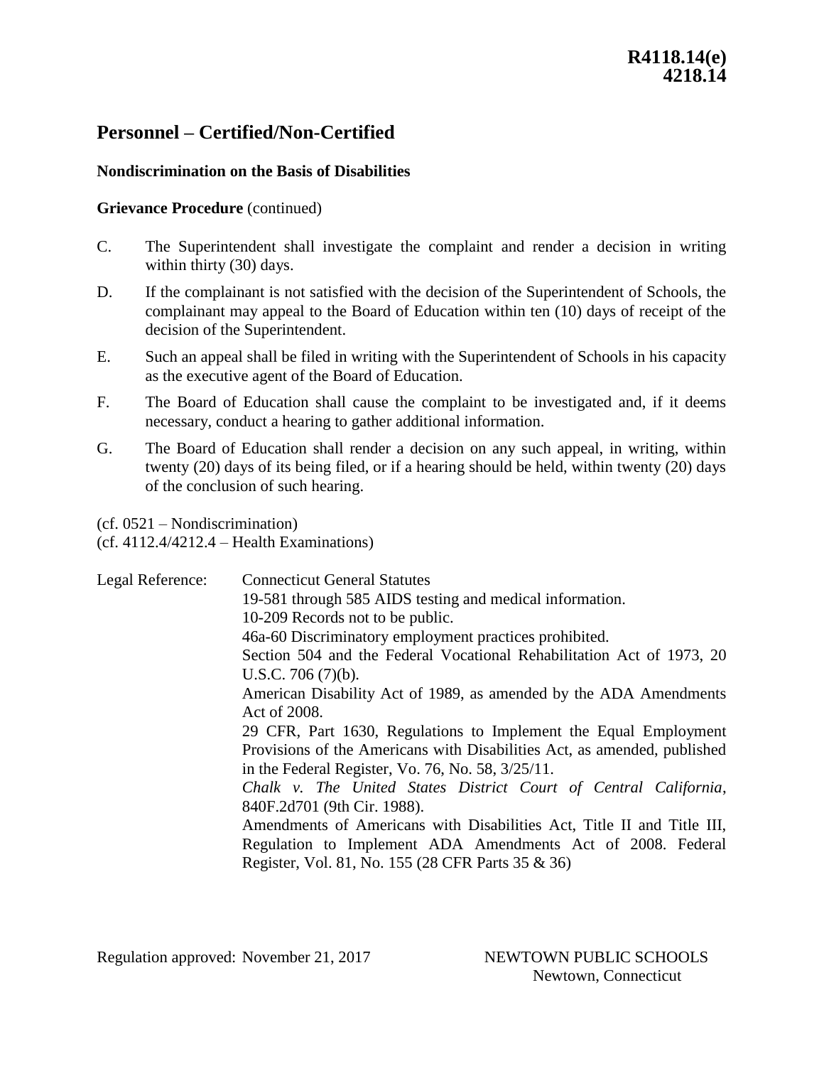**R4118.14(e)**
**4218.14**

# Personnel – Certified/Non-Certified

**Nondiscrimination on the Basis of Disabilities**

**Grievance Procedure** (continued)

C. The Superintendent shall investigate the complaint and render a decision in writing within thirty (30) days.

D. If the complainant is not satisfied with the decision of the Superintendent of Schools, the complainant may appeal to the Board of Education within ten (10) days of receipt of the decision of the Superintendent.

E. Such an appeal shall be filed in writing with the Superintendent of Schools in his capacity as the executive agent of the Board of Education.

F. The Board of Education shall cause the complaint to be investigated and, if it deems necessary, conduct a hearing to gather additional information.

G. The Board of Education shall render a decision on any such appeal, in writing, within twenty (20) days of its being filed, or if a hearing should be held, within twenty (20) days of the conclusion of such hearing.

(cf. 0521 – Nondiscrimination)
(cf. 4112.4/4212.4 – Health Examinations)

Legal Reference: Connecticut General Statutes

19-581 through 585 AIDS testing and medical information.

10-209 Records not to be public.

46a-60 Discriminatory employment practices prohibited.

Section 504 and the Federal Vocational Rehabilitation Act of 1973, 20 U.S.C. 706 (7)(b).

American Disability Act of 1989, as amended by the ADA Amendments Act of 2008.

29 CFR, Part 1630, Regulations to Implement the Equal Employment Provisions of the Americans with Disabilities Act, as amended, published in the Federal Register, Vo. 76, No. 58, 3/25/11.

*Chalk v. The United States District Court of Central California*, 840F.2d701 (9th Cir. 1988).

Amendments of Americans with Disabilities Act, Title II and Title III, Regulation to Implement ADA Amendments Act of 2008. Federal Register, Vol. 81, No. 155 (28 CFR Parts 35 & 36)

Regulation approved: November 21, 2017

NEWTOWN PUBLIC SCHOOLS
Newtown, Connecticut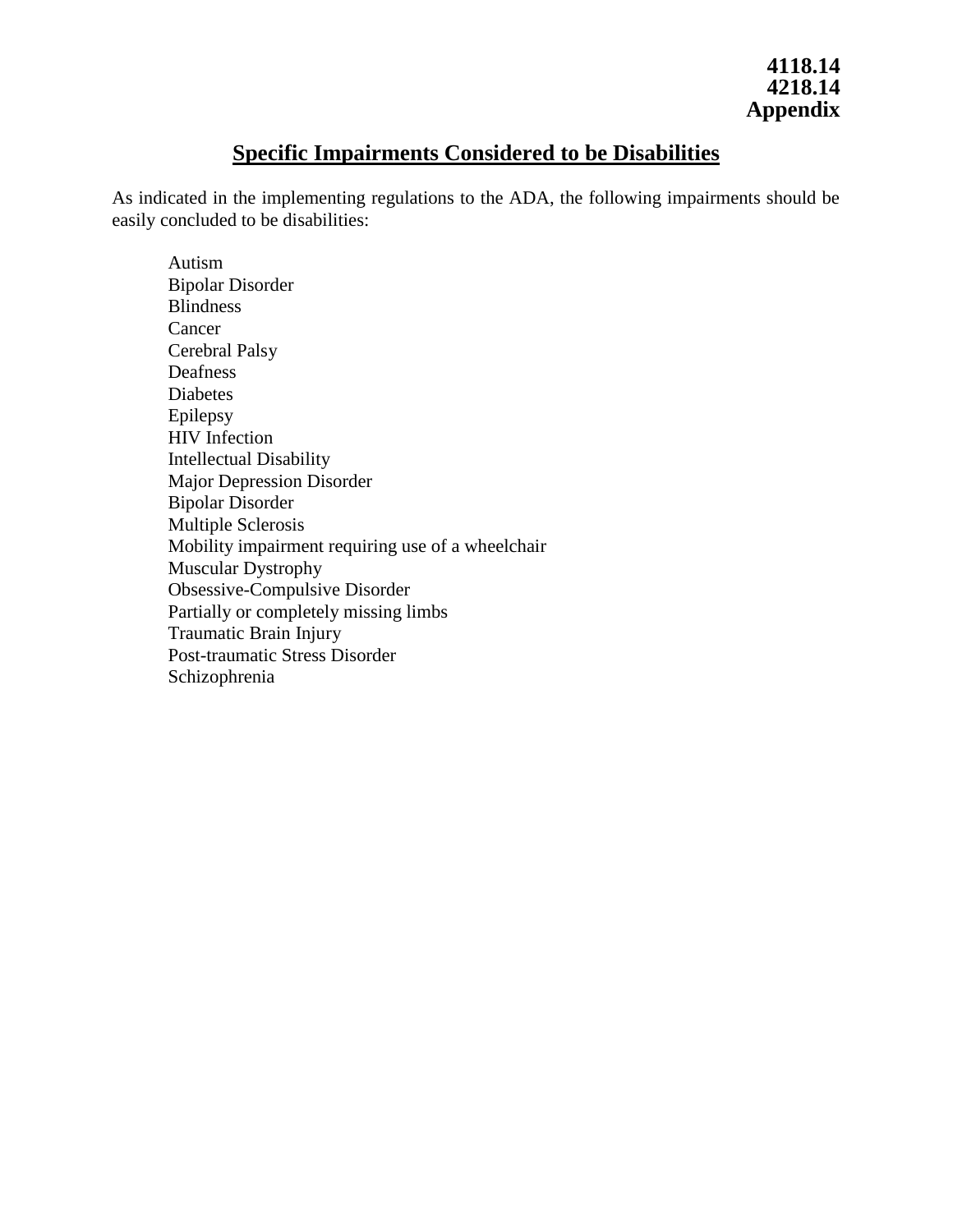**4118.14**
**4218.14**
**Appendix**

## Specific Impairments Considered to be Disabilities

As indicated in the implementing regulations to the ADA, the following impairments should be easily concluded to be disabilities:

Autism
Bipolar Disorder
Blindness
Cancer
Cerebral Palsy
Deafness
Diabetes
Epilepsy
HIV Infection
Intellectual Disability
Major Depression Disorder
Bipolar Disorder
Multiple Sclerosis
Mobility impairment requiring use of a wheelchair
Muscular Dystrophy
Obsessive-Compulsive Disorder
Partially or completely missing limbs
Traumatic Brain Injury
Post-traumatic Stress Disorder
Schizophrenia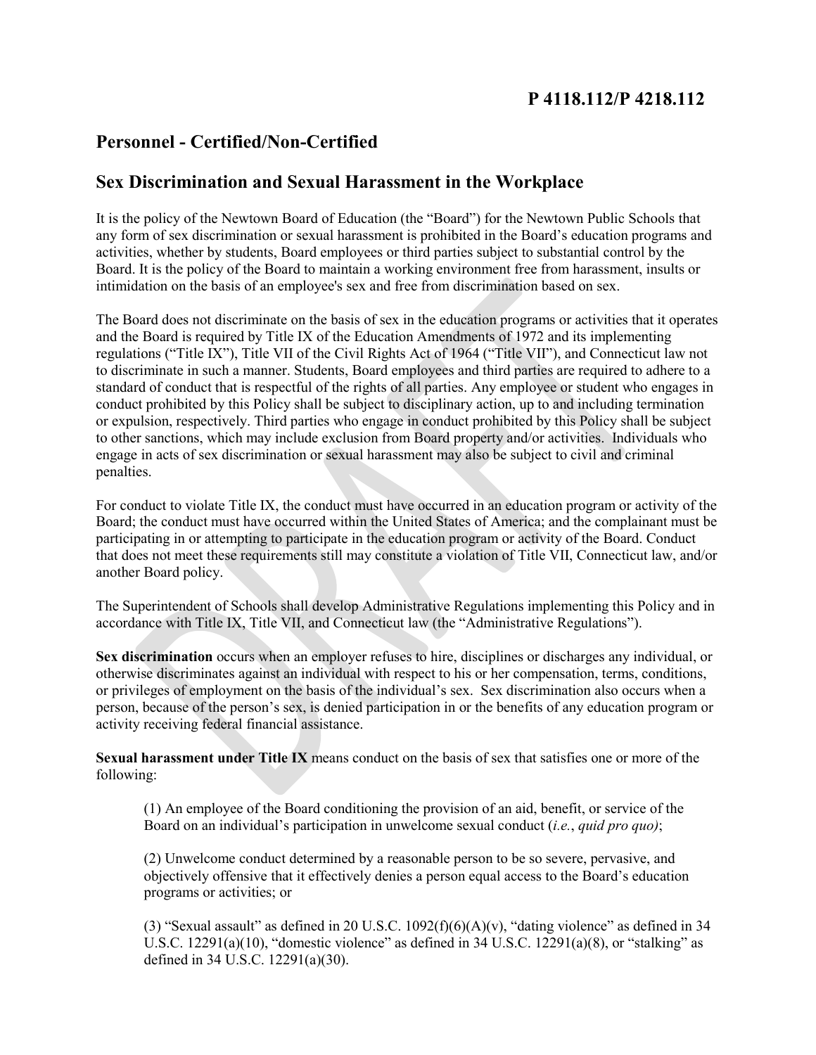# P 4118.112/P 4218.112

## Personnel - Certified/Non-Certified

## Sex Discrimination and Sexual Harassment in the Workplace

It is the policy of the Newtown Board of Education (the "Board") for the Newtown Public Schools that any form of sex discrimination or sexual harassment is prohibited in the Board's education programs and activities, whether by students, Board employees or third parties subject to substantial control by the Board. It is the policy of the Board to maintain a working environment free from harassment, insults or intimidation on the basis of an employee's sex and free from discrimination based on sex.

The Board does not discriminate on the basis of sex in the education programs or activities that it operates and the Board is required by Title IX of the Education Amendments of 1972 and its implementing regulations ("Title IX"), Title VII of the Civil Rights Act of 1964 ("Title VII"), and Connecticut law not to discriminate in such a manner. Students, Board employees and third parties are required to adhere to a standard of conduct that is respectful of the rights of all parties. Any employee or student who engages in conduct prohibited by this Policy shall be subject to disciplinary action, up to and including termination or expulsion, respectively. Third parties who engage in conduct prohibited by this Policy shall be subject to other sanctions, which may include exclusion from Board property and/or activities. Individuals who engage in acts of sex discrimination or sexual harassment may also be subject to civil and criminal penalties.

For conduct to violate Title IX, the conduct must have occurred in an education program or activity of the Board; the conduct must have occurred within the United States of America; and the complainant must be participating in or attempting to participate in the education program or activity of the Board. Conduct that does not meet these requirements still may constitute a violation of Title VII, Connecticut law, and/or another Board policy.

The Superintendent of Schools shall develop Administrative Regulations implementing this Policy and in accordance with Title IX, Title VII, and Connecticut law (the "Administrative Regulations").

**Sex discrimination** occurs when an employer refuses to hire, disciplines or discharges any individual, or otherwise discriminates against an individual with respect to his or her compensation, terms, conditions, or privileges of employment on the basis of the individual's sex. Sex discrimination also occurs when a person, because of the person's sex, is denied participation in or the benefits of any education program or activity receiving federal financial assistance.

**Sexual harassment under Title IX** means conduct on the basis of sex that satisfies one or more of the following:

(1) An employee of the Board conditioning the provision of an aid, benefit, or service of the Board on an individual's participation in unwelcome sexual conduct (*i.e.*, *quid pro quo)*;

(2) Unwelcome conduct determined by a reasonable person to be so severe, pervasive, and objectively offensive that it effectively denies a person equal access to the Board's education programs or activities; or

(3) "Sexual assault" as defined in 20 U.S.C. 1092(f)(6)(A)(v), "dating violence" as defined in 34 U.S.C. 12291(a)(10), "domestic violence" as defined in 34 U.S.C. 12291(a)(8), or "stalking" as defined in 34 U.S.C. 12291(a)(30).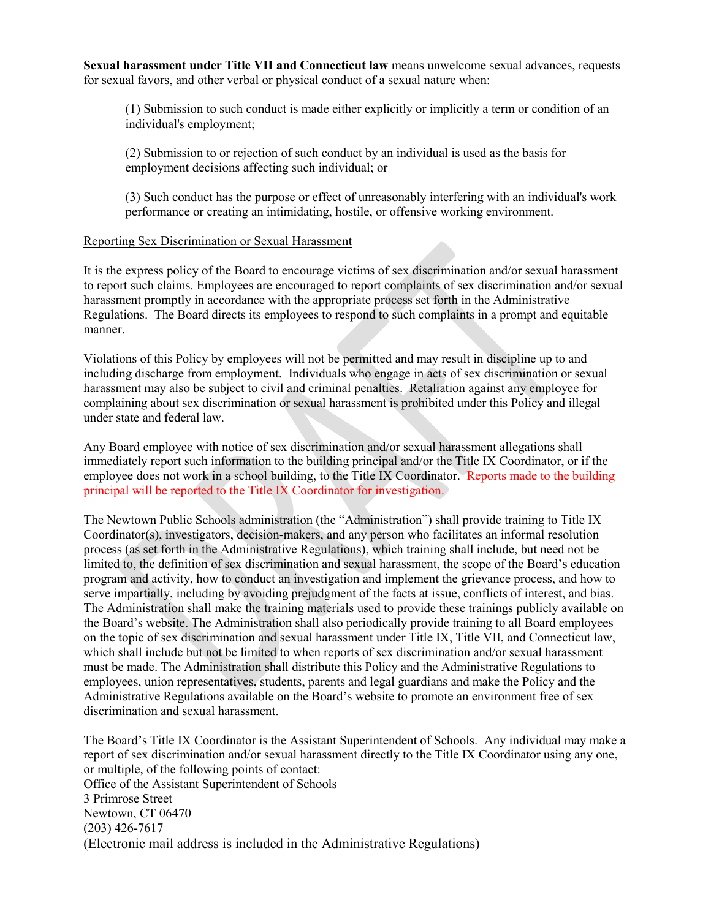**Sexual harassment under Title VII and Connecticut law** means unwelcome sexual advances, requests for sexual favors, and other verbal or physical conduct of a sexual nature when:

(1) Submission to such conduct is made either explicitly or implicitly a term or condition of an individual's employment;

(2) Submission to or rejection of such conduct by an individual is used as the basis for employment decisions affecting such individual; or

(3) Such conduct has the purpose or effect of unreasonably interfering with an individual's work performance or creating an intimidating, hostile, or offensive working environment.

Reporting Sex Discrimination or Sexual Harassment

It is the express policy of the Board to encourage victims of sex discrimination and/or sexual harassment to report such claims. Employees are encouraged to report complaints of sex discrimination and/or sexual harassment promptly in accordance with the appropriate process set forth in the Administrative Regulations. The Board directs its employees to respond to such complaints in a prompt and equitable manner.

Violations of this Policy by employees will not be permitted and may result in discipline up to and including discharge from employment. Individuals who engage in acts of sex discrimination or sexual harassment may also be subject to civil and criminal penalties. Retaliation against any employee for complaining about sex discrimination or sexual harassment is prohibited under this Policy and illegal under state and federal law.

Any Board employee with notice of sex discrimination and/or sexual harassment allegations shall immediately report such information to the building principal and/or the Title IX Coordinator, or if the employee does not work in a school building, to the Title IX Coordinator. Reports made to the building principal will be reported to the Title IX Coordinator for investigation.

The Newtown Public Schools administration (the "Administration") shall provide training to Title IX Coordinator(s), investigators, decision-makers, and any person who facilitates an informal resolution process (as set forth in the Administrative Regulations), which training shall include, but need not be limited to, the definition of sex discrimination and sexual harassment, the scope of the Board's education program and activity, how to conduct an investigation and implement the grievance process, and how to serve impartially, including by avoiding prejudgment of the facts at issue, conflicts of interest, and bias. The Administration shall make the training materials used to provide these trainings publicly available on the Board's website. The Administration shall also periodically provide training to all Board employees on the topic of sex discrimination and sexual harassment under Title IX, Title VII, and Connecticut law, which shall include but not be limited to when reports of sex discrimination and/or sexual harassment must be made. The Administration shall distribute this Policy and the Administrative Regulations to employees, union representatives, students, parents and legal guardians and make the Policy and the Administrative Regulations available on the Board's website to promote an environment free of sex discrimination and sexual harassment.

The Board's Title IX Coordinator is the Assistant Superintendent of Schools. Any individual may make a report of sex discrimination and/or sexual harassment directly to the Title IX Coordinator using any one, or multiple, of the following points of contact:
Office of the Assistant Superintendent of Schools
3 Primrose Street
Newtown, CT 06470
(203) 426-7617
(Electronic mail address is included in the Administrative Regulations)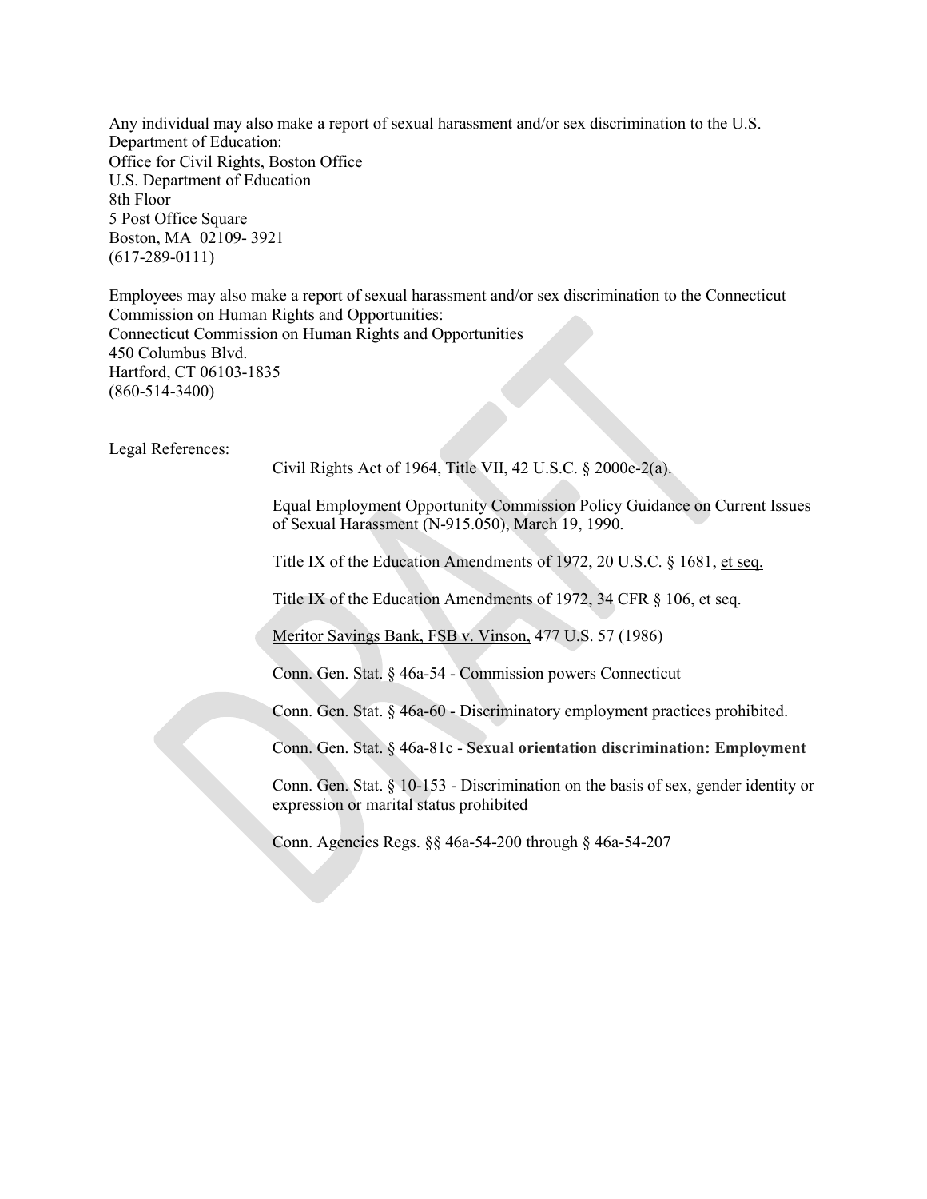Any individual may also make a report of sexual harassment and/or sex discrimination to the U.S. Department of Education:
Office for Civil Rights, Boston Office
U.S. Department of Education
8th Floor
5 Post Office Square
Boston, MA 02109- 3921
(617-289-0111)

Employees may also make a report of sexual harassment and/or sex discrimination to the Connecticut Commission on Human Rights and Opportunities:
Connecticut Commission on Human Rights and Opportunities
450 Columbus Blvd.
Hartford, CT 06103-1835
(860-514-3400)

Legal References:

Civil Rights Act of 1964, Title VII, 42 U.S.C. § 2000e-2(a).

Equal Employment Opportunity Commission Policy Guidance on Current Issues of Sexual Harassment (N-915.050), March 19, 1990.

Title IX of the Education Amendments of 1972, 20 U.S.C. § 1681, et seq.

Title IX of the Education Amendments of 1972, 34 CFR § 106, et seq.

Meritor Savings Bank, FSB v. Vinson, 477 U.S. 57 (1986)

Conn. Gen. Stat. § 46a-54 - Commission powers Connecticut

Conn. Gen. Stat. § 46a-60 - Discriminatory employment practices prohibited.

Conn. Gen. Stat. § 46a-81c - **Sexual orientation discrimination: Employment**

Conn. Gen. Stat. § 10-153 - Discrimination on the basis of sex, gender identity or expression or marital status prohibited

Conn. Agencies Regs. §§ 46a-54-200 through § 46a-54-207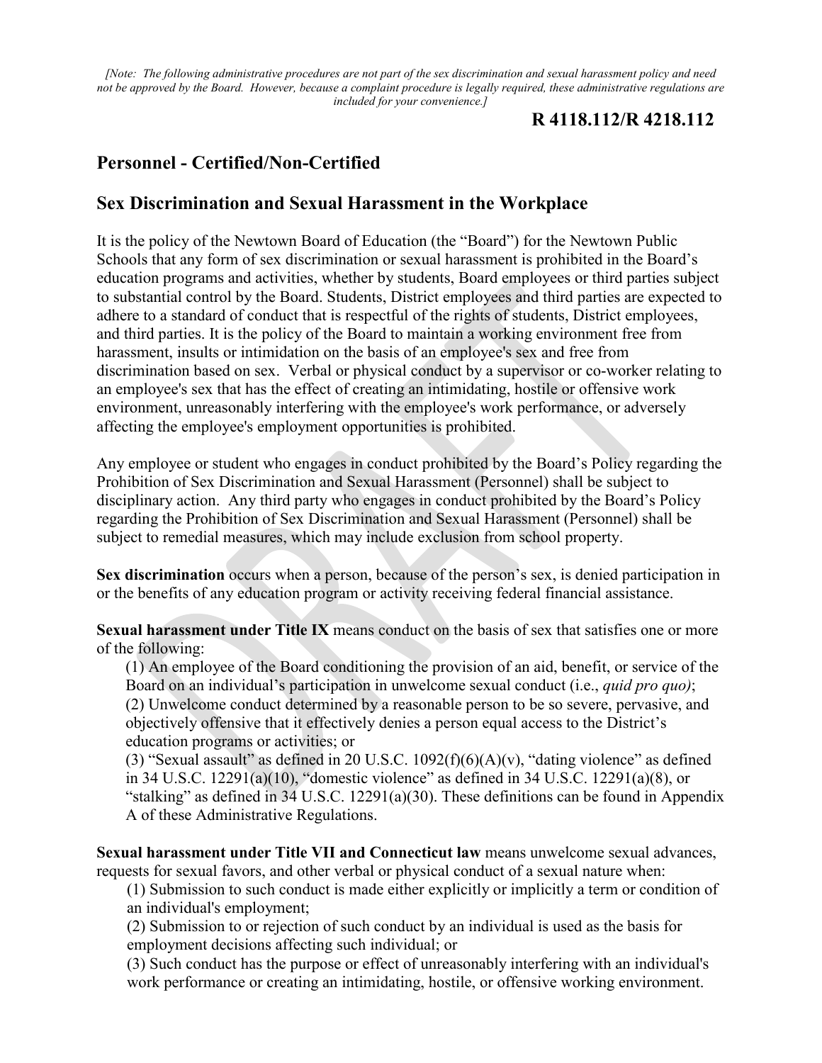*[Note: The following administrative procedures are not part of the sex discrimination and sexual harassment policy and need not be approved by the Board. However, because a complaint procedure is legally required, these administrative regulations are included for your convenience.]*

## R 4118.112/R 4218.112

## Personnel - Certified/Non-Certified

## Sex Discrimination and Sexual Harassment in the Workplace

It is the policy of the Newtown Board of Education (the "Board") for the Newtown Public Schools that any form of sex discrimination or sexual harassment is prohibited in the Board's education programs and activities, whether by students, Board employees or third parties subject to substantial control by the Board. Students, District employees and third parties are expected to adhere to a standard of conduct that is respectful of the rights of students, District employees, and third parties. It is the policy of the Board to maintain a working environment free from harassment, insults or intimidation on the basis of an employee's sex and free from discrimination based on sex. Verbal or physical conduct by a supervisor or co-worker relating to an employee's sex that has the effect of creating an intimidating, hostile or offensive work environment, unreasonably interfering with the employee's work performance, or adversely affecting the employee's employment opportunities is prohibited.

Any employee or student who engages in conduct prohibited by the Board's Policy regarding the Prohibition of Sex Discrimination and Sexual Harassment (Personnel) shall be subject to disciplinary action. Any third party who engages in conduct prohibited by the Board's Policy regarding the Prohibition of Sex Discrimination and Sexual Harassment (Personnel) shall be subject to remedial measures, which may include exclusion from school property.

**Sex discrimination** occurs when a person, because of the person's sex, is denied participation in or the benefits of any education program or activity receiving federal financial assistance.

**Sexual harassment under Title IX** means conduct on the basis of sex that satisfies one or more of the following:

(1) An employee of the Board conditioning the provision of an aid, benefit, or service of the Board on an individual's participation in unwelcome sexual conduct (i.e., *quid pro quo)*;
(2) Unwelcome conduct determined by a reasonable person to be so severe, pervasive, and objectively offensive that it effectively denies a person equal access to the District's education programs or activities; or
(3) "Sexual assault" as defined in 20 U.S.C. 1092(f)(6)(A)(v), "dating violence" as defined in 34 U.S.C. 12291(a)(10), "domestic violence" as defined in 34 U.S.C. 12291(a)(8), or "stalking" as defined in 34 U.S.C. 12291(a)(30). These definitions can be found in Appendix A of these Administrative Regulations.

**Sexual harassment under Title VII and Connecticut law** means unwelcome sexual advances, requests for sexual favors, and other verbal or physical conduct of a sexual nature when:

(1) Submission to such conduct is made either explicitly or implicitly a term or condition of an individual's employment;
(2) Submission to or rejection of such conduct by an individual is used as the basis for employment decisions affecting such individual; or
(3) Such conduct has the purpose or effect of unreasonably interfering with an individual's work performance or creating an intimidating, hostile, or offensive working environment.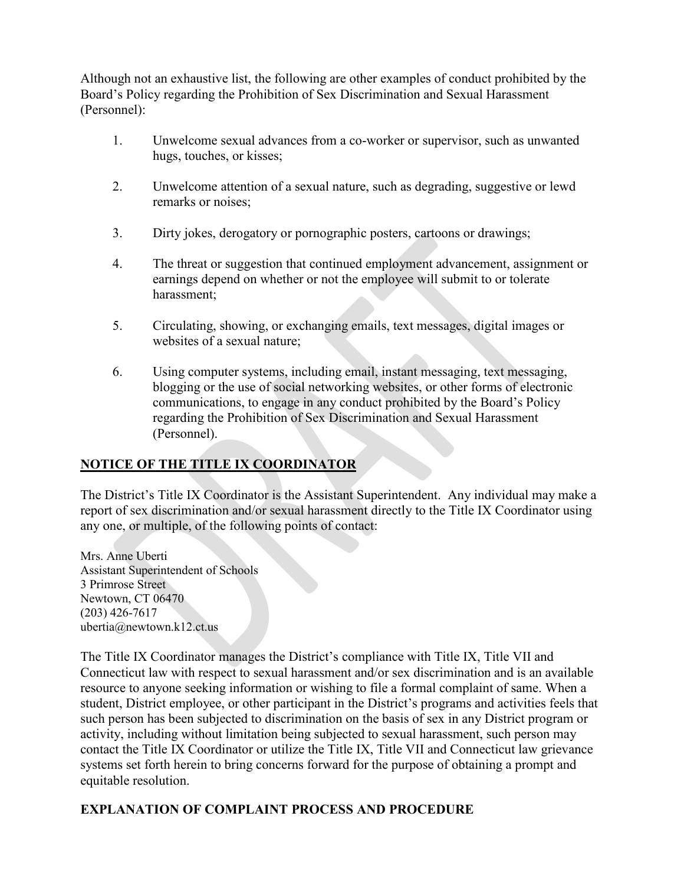Although not an exhaustive list, the following are other examples of conduct prohibited by the Board's Policy regarding the Prohibition of Sex Discrimination and Sexual Harassment (Personnel):

1. Unwelcome sexual advances from a co-worker or supervisor, such as unwanted hugs, touches, or kisses;
2. Unwelcome attention of a sexual nature, such as degrading, suggestive or lewd remarks or noises;
3. Dirty jokes, derogatory or pornographic posters, cartoons or drawings;
4. The threat or suggestion that continued employment advancement, assignment or earnings depend on whether or not the employee will submit to or tolerate harassment;
5. Circulating, showing, or exchanging emails, text messages, digital images or websites of a sexual nature;
6. Using computer systems, including email, instant messaging, text messaging, blogging or the use of social networking websites, or other forms of electronic communications, to engage in any conduct prohibited by the Board's Policy regarding the Prohibition of Sex Discrimination and Sexual Harassment (Personnel).

## NOTICE OF THE TITLE IX COORDINATOR

The District's Title IX Coordinator is the Assistant Superintendent. Any individual may make a report of sex discrimination and/or sexual harassment directly to the Title IX Coordinator using any one, or multiple, of the following points of contact:

Mrs. Anne Uberti
Assistant Superintendent of Schools
3 Primrose Street
Newtown, CT 06470
(203) 426-7617
ubertia@newtown.k12.ct.us

The Title IX Coordinator manages the District's compliance with Title IX, Title VII and Connecticut law with respect to sexual harassment and/or sex discrimination and is an available resource to anyone seeking information or wishing to file a formal complaint of same. When a student, District employee, or other participant in the District's programs and activities feels that such person has been subjected to discrimination on the basis of sex in any District program or activity, including without limitation being subjected to sexual harassment, such person may contact the Title IX Coordinator or utilize the Title IX, Title VII and Connecticut law grievance systems set forth herein to bring concerns forward for the purpose of obtaining a prompt and equitable resolution.

## EXPLANATION OF COMPLAINT PROCESS AND PROCEDURE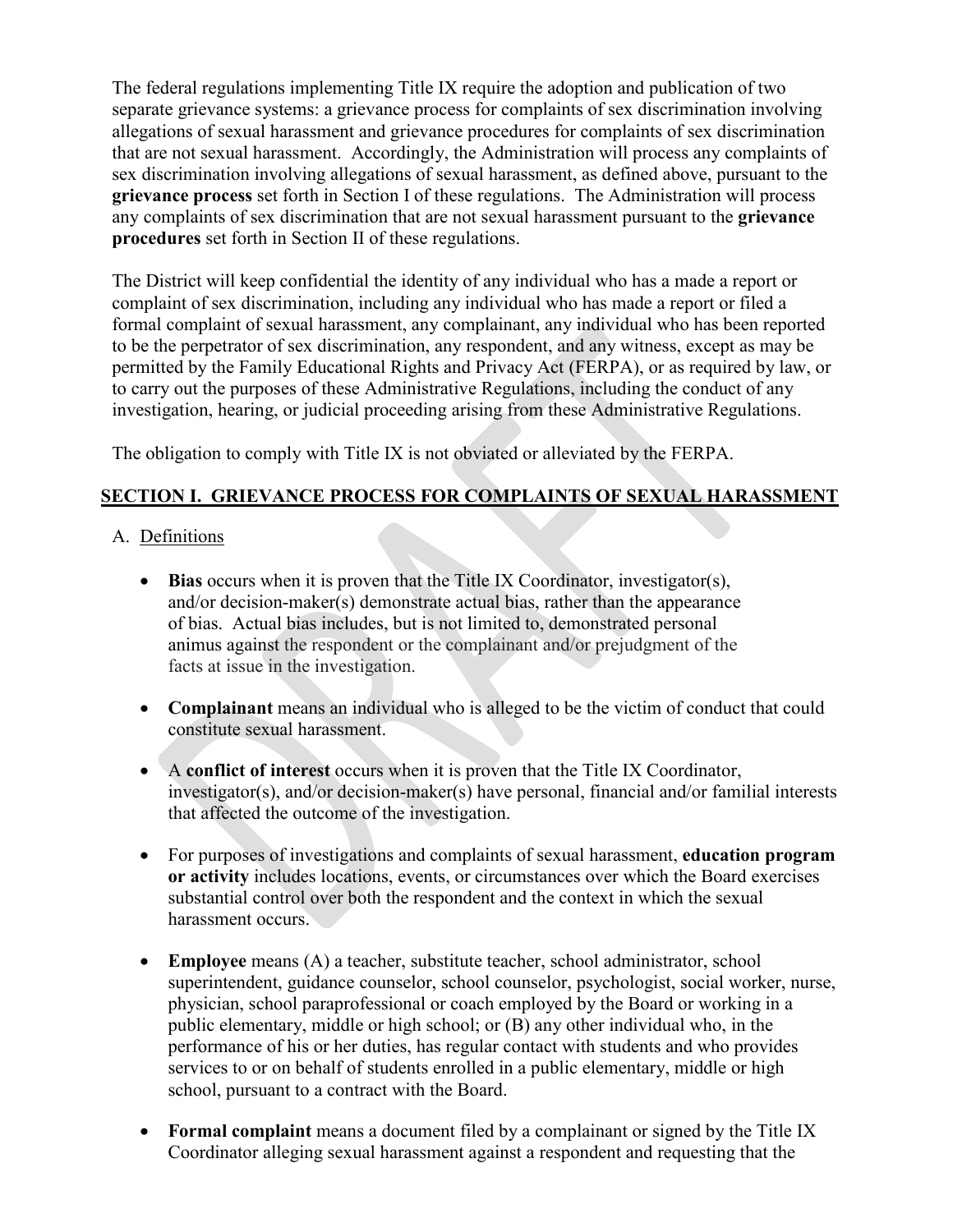The federal regulations implementing Title IX require the adoption and publication of two separate grievance systems: a grievance process for complaints of sex discrimination involving allegations of sexual harassment and grievance procedures for complaints of sex discrimination that are not sexual harassment. Accordingly, the Administration will process any complaints of sex discrimination involving allegations of sexual harassment, as defined above, pursuant to the **grievance process** set forth in Section I of these regulations. The Administration will process any complaints of sex discrimination that are not sexual harassment pursuant to the **grievance procedures** set forth in Section II of these regulations.

The District will keep confidential the identity of any individual who has a made a report or complaint of sex discrimination, including any individual who has made a report or filed a formal complaint of sexual harassment, any complainant, any individual who has been reported to be the perpetrator of sex discrimination, any respondent, and any witness, except as may be permitted by the Family Educational Rights and Privacy Act (FERPA), or as required by law, or to carry out the purposes of these Administrative Regulations, including the conduct of any investigation, hearing, or judicial proceeding arising from these Administrative Regulations.

The obligation to comply with Title IX is not obviated or alleviated by the FERPA.

## SECTION I. GRIEVANCE PROCESS FOR COMPLAINTS OF SEXUAL HARASSMENT

### A. Definitions

- **Bias** occurs when it is proven that the Title IX Coordinator, investigator(s), and/or decision-maker(s) demonstrate actual bias, rather than the appearance of bias. Actual bias includes, but is not limited to, demonstrated personal animus against the respondent or the complainant and/or prejudgment of the facts at issue in the investigation.

- **Complainant** means an individual who is alleged to be the victim of conduct that could constitute sexual harassment.

- A **conflict of interest** occurs when it is proven that the Title IX Coordinator, investigator(s), and/or decision-maker(s) have personal, financial and/or familial interests that affected the outcome of the investigation.

- For purposes of investigations and complaints of sexual harassment, **education program or activity** includes locations, events, or circumstances over which the Board exercises substantial control over both the respondent and the context in which the sexual harassment occurs.

- **Employee** means (A) a teacher, substitute teacher, school administrator, school superintendent, guidance counselor, school counselor, psychologist, social worker, nurse, physician, school paraprofessional or coach employed by the Board or working in a public elementary, middle or high school; or (B) any other individual who, in the performance of his or her duties, has regular contact with students and who provides services to or on behalf of students enrolled in a public elementary, middle or high school, pursuant to a contract with the Board.

- **Formal complaint** means a document filed by a complainant or signed by the Title IX Coordinator alleging sexual harassment against a respondent and requesting that the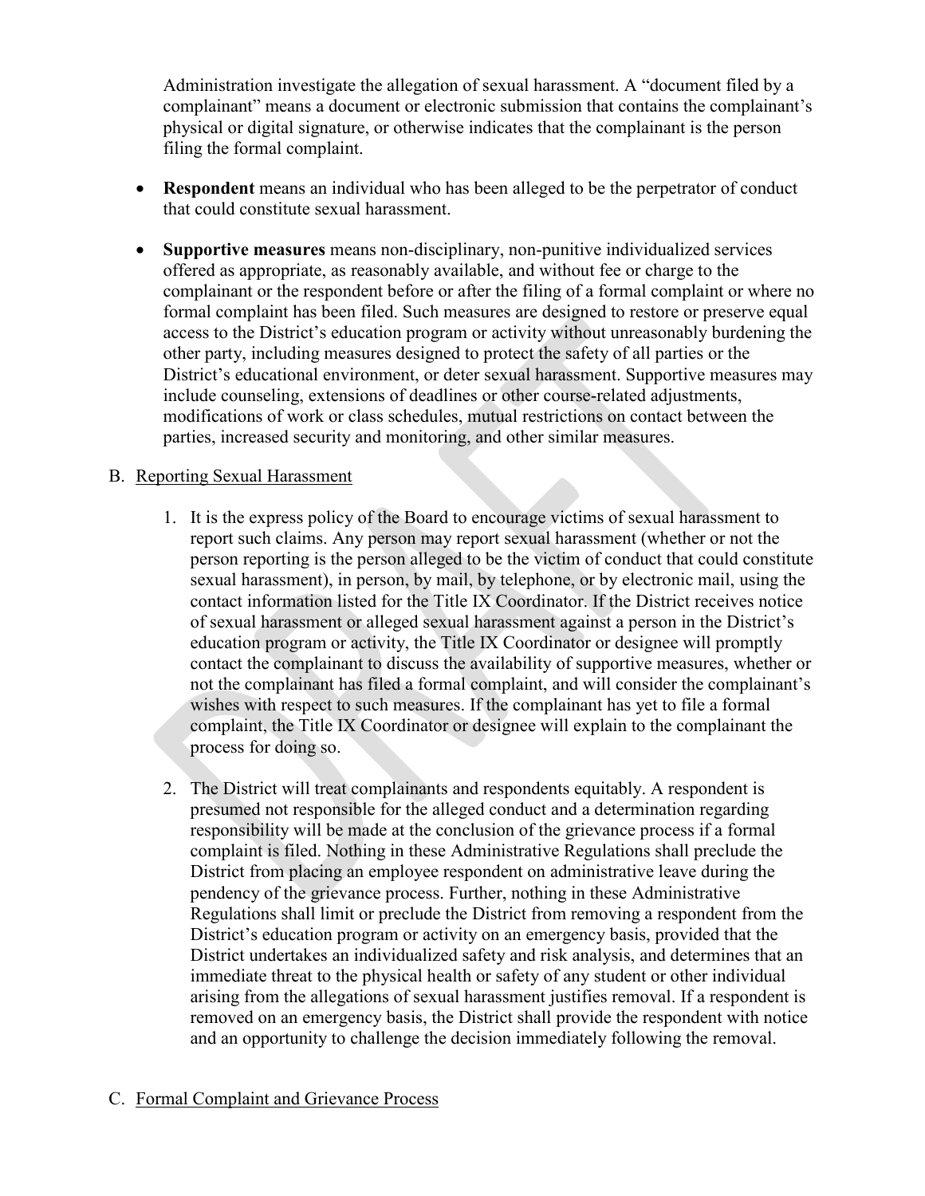Administration investigate the allegation of sexual harassment. A "document filed by a complainant" means a document or electronic submission that contains the complainant's physical or digital signature, or otherwise indicates that the complainant is the person filing the formal complaint.

- **Respondent** means an individual who has been alleged to be the perpetrator of conduct that could constitute sexual harassment.

- **Supportive measures** means non-disciplinary, non-punitive individualized services offered as appropriate, as reasonably available, and without fee or charge to the complainant or the respondent before or after the filing of a formal complaint or where no formal complaint has been filed. Such measures are designed to restore or preserve equal access to the District's education program or activity without unreasonably burdening the other party, including measures designed to protect the safety of all parties or the District's educational environment, or deter sexual harassment. Supportive measures may include counseling, extensions of deadlines or other course-related adjustments, modifications of work or class schedules, mutual restrictions on contact between the parties, increased security and monitoring, and other similar measures.

B. Reporting Sexual Harassment

1. It is the express policy of the Board to encourage victims of sexual harassment to report such claims. Any person may report sexual harassment (whether or not the person reporting is the person alleged to be the victim of conduct that could constitute sexual harassment), in person, by mail, by telephone, or by electronic mail, using the contact information listed for the Title IX Coordinator. If the District receives notice of sexual harassment or alleged sexual harassment against a person in the District's education program or activity, the Title IX Coordinator or designee will promptly contact the complainant to discuss the availability of supportive measures, whether or not the complainant has filed a formal complaint, and will consider the complainant's wishes with respect to such measures. If the complainant has yet to file a formal complaint, the Title IX Coordinator or designee will explain to the complainant the process for doing so.

2. The District will treat complainants and respondents equitably. A respondent is presumed not responsible for the alleged conduct and a determination regarding responsibility will be made at the conclusion of the grievance process if a formal complaint is filed. Nothing in these Administrative Regulations shall preclude the District from placing an employee respondent on administrative leave during the pendency of the grievance process. Further, nothing in these Administrative Regulations shall limit or preclude the District from removing a respondent from the District's education program or activity on an emergency basis, provided that the District undertakes an individualized safety and risk analysis, and determines that an immediate threat to the physical health or safety of any student or other individual arising from the allegations of sexual harassment justifies removal. If a respondent is removed on an emergency basis, the District shall provide the respondent with notice and an opportunity to challenge the decision immediately following the removal.

C. Formal Complaint and Grievance Process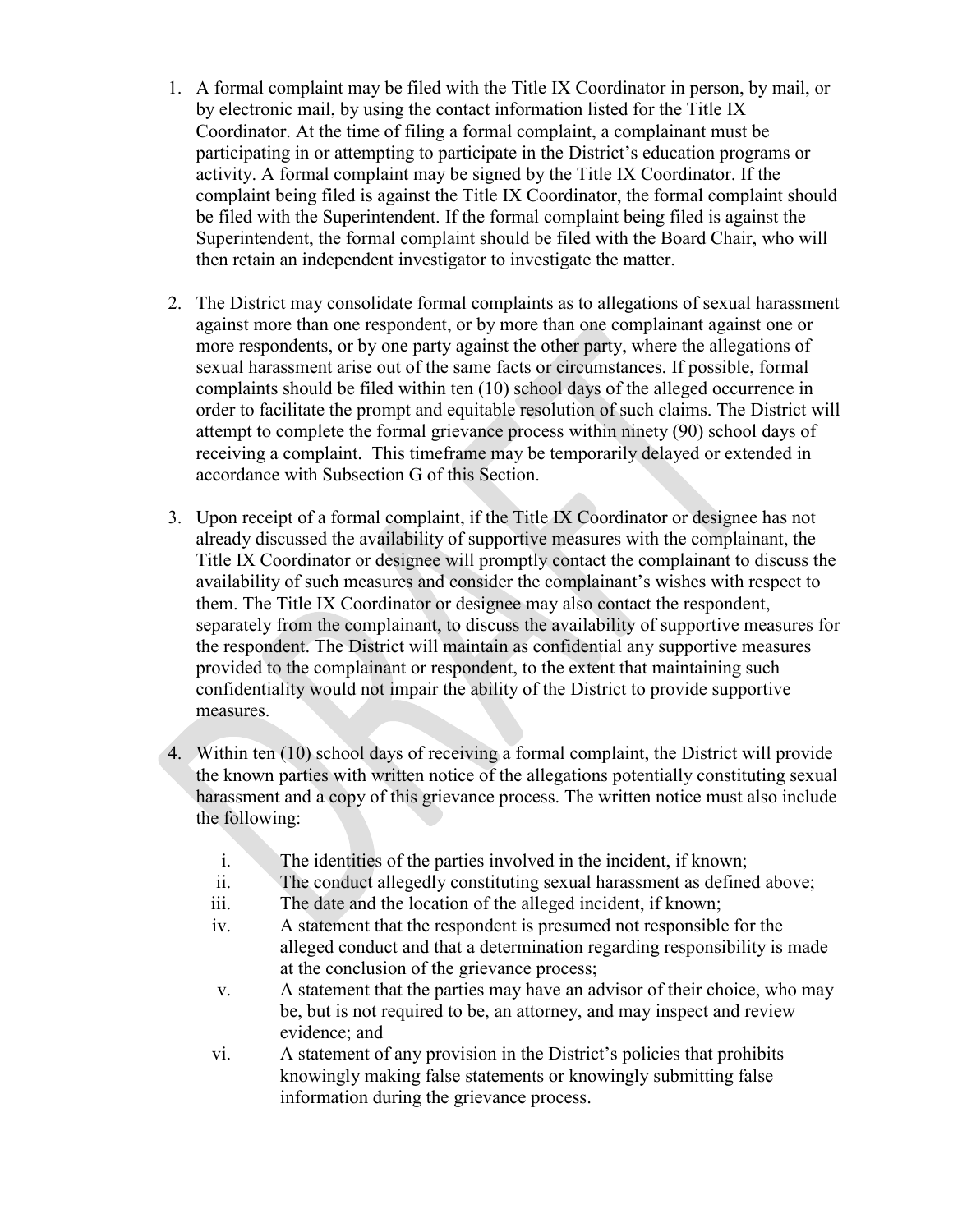1. A formal complaint may be filed with the Title IX Coordinator in person, by mail, or by electronic mail, by using the contact information listed for the Title IX Coordinator. At the time of filing a formal complaint, a complainant must be participating in or attempting to participate in the District's education programs or activity. A formal complaint may be signed by the Title IX Coordinator. If the complaint being filed is against the Title IX Coordinator, the formal complaint should be filed with the Superintendent. If the formal complaint being filed is against the Superintendent, the formal complaint should be filed with the Board Chair, who will then retain an independent investigator to investigate the matter.

2. The District may consolidate formal complaints as to allegations of sexual harassment against more than one respondent, or by more than one complainant against one or more respondents, or by one party against the other party, where the allegations of sexual harassment arise out of the same facts or circumstances. If possible, formal complaints should be filed within ten (10) school days of the alleged occurrence in order to facilitate the prompt and equitable resolution of such claims. The District will attempt to complete the formal grievance process within ninety (90) school days of receiving a complaint. This timeframe may be temporarily delayed or extended in accordance with Subsection G of this Section.

3. Upon receipt of a formal complaint, if the Title IX Coordinator or designee has not already discussed the availability of supportive measures with the complainant, the Title IX Coordinator or designee will promptly contact the complainant to discuss the availability of such measures and consider the complainant's wishes with respect to them. The Title IX Coordinator or designee may also contact the respondent, separately from the complainant, to discuss the availability of supportive measures for the respondent. The District will maintain as confidential any supportive measures provided to the complainant or respondent, to the extent that maintaining such confidentiality would not impair the ability of the District to provide supportive measures.

4. Within ten (10) school days of receiving a formal complaint, the District will provide the known parties with written notice of the allegations potentially constituting sexual harassment and a copy of this grievance process. The written notice must also include the following:

    i. The identities of the parties involved in the incident, if known;
    ii. The conduct allegedly constituting sexual harassment as defined above;
    iii. The date and the location of the alleged incident, if known;
    iv. A statement that the respondent is presumed not responsible for the alleged conduct and that a determination regarding responsibility is made at the conclusion of the grievance process;
    v. A statement that the parties may have an advisor of their choice, who may be, but is not required to be, an attorney, and may inspect and review evidence; and
    vi. A statement of any provision in the District's policies that prohibits knowingly making false statements or knowingly submitting false information during the grievance process.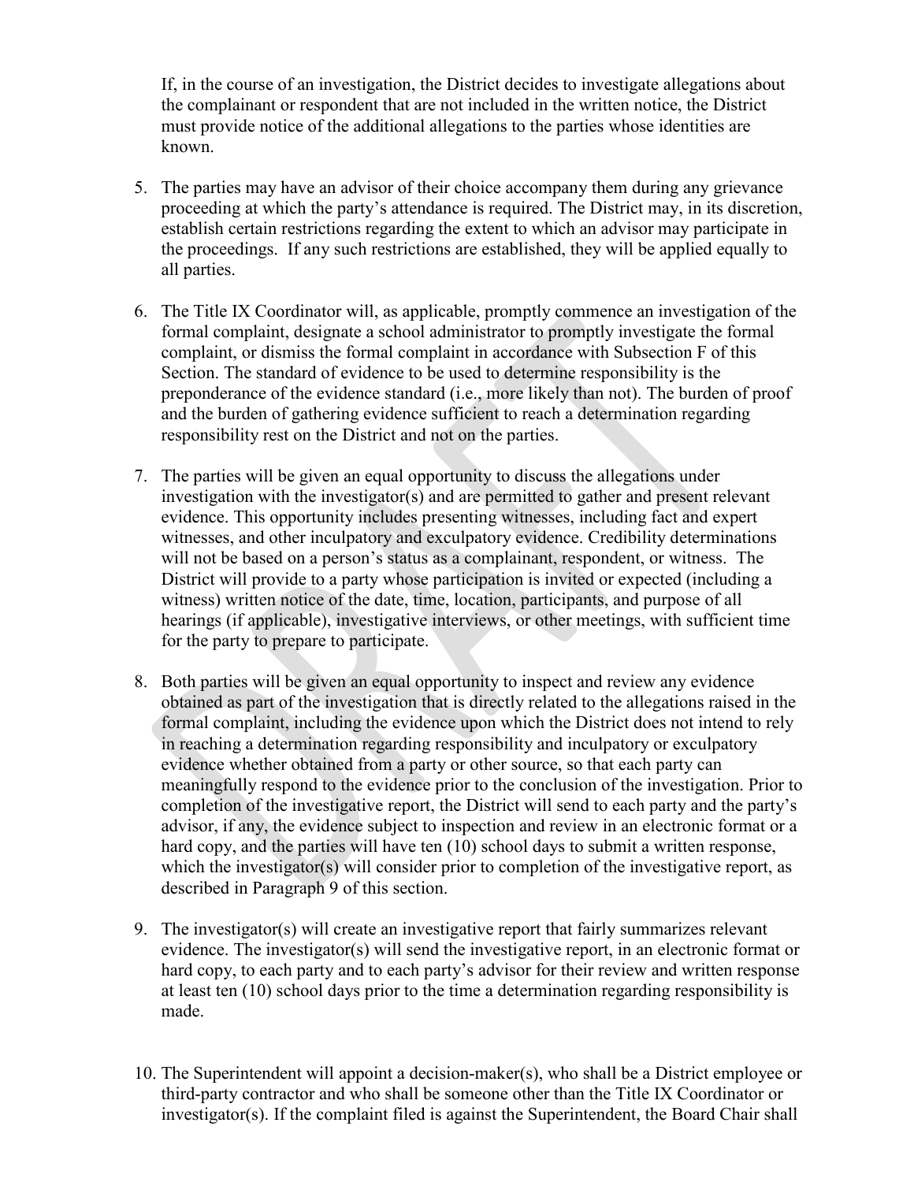If, in the course of an investigation, the District decides to investigate allegations about the complainant or respondent that are not included in the written notice, the District must provide notice of the additional allegations to the parties whose identities are known.

5. The parties may have an advisor of their choice accompany them during any grievance proceeding at which the party's attendance is required. The District may, in its discretion, establish certain restrictions regarding the extent to which an advisor may participate in the proceedings. If any such restrictions are established, they will be applied equally to all parties.

6. The Title IX Coordinator will, as applicable, promptly commence an investigation of the formal complaint, designate a school administrator to promptly investigate the formal complaint, or dismiss the formal complaint in accordance with Subsection F of this Section. The standard of evidence to be used to determine responsibility is the preponderance of the evidence standard (i.e., more likely than not). The burden of proof and the burden of gathering evidence sufficient to reach a determination regarding responsibility rest on the District and not on the parties.

7. The parties will be given an equal opportunity to discuss the allegations under investigation with the investigator(s) and are permitted to gather and present relevant evidence. This opportunity includes presenting witnesses, including fact and expert witnesses, and other inculpatory and exculpatory evidence. Credibility determinations will not be based on a person's status as a complainant, respondent, or witness. The District will provide to a party whose participation is invited or expected (including a witness) written notice of the date, time, location, participants, and purpose of all hearings (if applicable), investigative interviews, or other meetings, with sufficient time for the party to prepare to participate.

8. Both parties will be given an equal opportunity to inspect and review any evidence obtained as part of the investigation that is directly related to the allegations raised in the formal complaint, including the evidence upon which the District does not intend to rely in reaching a determination regarding responsibility and inculpatory or exculpatory evidence whether obtained from a party or other source, so that each party can meaningfully respond to the evidence prior to the conclusion of the investigation. Prior to completion of the investigative report, the District will send to each party and the party's advisor, if any, the evidence subject to inspection and review in an electronic format or a hard copy, and the parties will have ten (10) school days to submit a written response, which the investigator(s) will consider prior to completion of the investigative report, as described in Paragraph 9 of this section.

9. The investigator(s) will create an investigative report that fairly summarizes relevant evidence. The investigator(s) will send the investigative report, in an electronic format or hard copy, to each party and to each party's advisor for their review and written response at least ten (10) school days prior to the time a determination regarding responsibility is made.

10. The Superintendent will appoint a decision-maker(s), who shall be a District employee or third-party contractor and who shall be someone other than the Title IX Coordinator or investigator(s). If the complaint filed is against the Superintendent, the Board Chair shall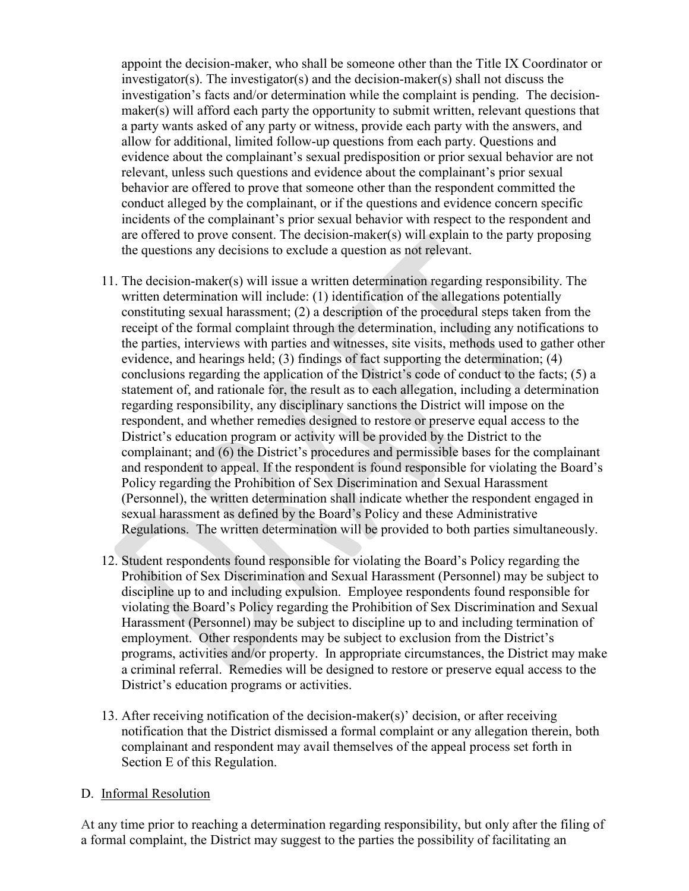appoint the decision-maker, who shall be someone other than the Title IX Coordinator or investigator(s). The investigator(s) and the decision-maker(s) shall not discuss the investigation's facts and/or determination while the complaint is pending. The decision-maker(s) will afford each party the opportunity to submit written, relevant questions that a party wants asked of any party or witness, provide each party with the answers, and allow for additional, limited follow-up questions from each party. Questions and evidence about the complainant's sexual predisposition or prior sexual behavior are not relevant, unless such questions and evidence about the complainant's prior sexual behavior are offered to prove that someone other than the respondent committed the conduct alleged by the complainant, or if the questions and evidence concern specific incidents of the complainant's prior sexual behavior with respect to the respondent and are offered to prove consent. The decision-maker(s) will explain to the party proposing the questions any decisions to exclude a question as not relevant.

11. The decision-maker(s) will issue a written determination regarding responsibility. The written determination will include: (1) identification of the allegations potentially constituting sexual harassment; (2) a description of the procedural steps taken from the receipt of the formal complaint through the determination, including any notifications to the parties, interviews with parties and witnesses, site visits, methods used to gather other evidence, and hearings held; (3) findings of fact supporting the determination; (4) conclusions regarding the application of the District's code of conduct to the facts; (5) a statement of, and rationale for, the result as to each allegation, including a determination regarding responsibility, any disciplinary sanctions the District will impose on the respondent, and whether remedies designed to restore or preserve equal access to the District's education program or activity will be provided by the District to the complainant; and (6) the District's procedures and permissible bases for the complainant and respondent to appeal. If the respondent is found responsible for violating the Board's Policy regarding the Prohibition of Sex Discrimination and Sexual Harassment (Personnel), the written determination shall indicate whether the respondent engaged in sexual harassment as defined by the Board's Policy and these Administrative Regulations. The written determination will be provided to both parties simultaneously.

12. Student respondents found responsible for violating the Board's Policy regarding the Prohibition of Sex Discrimination and Sexual Harassment (Personnel) may be subject to discipline up to and including expulsion. Employee respondents found responsible for violating the Board's Policy regarding the Prohibition of Sex Discrimination and Sexual Harassment (Personnel) may be subject to discipline up to and including termination of employment. Other respondents may be subject to exclusion from the District's programs, activities and/or property. In appropriate circumstances, the District may make a criminal referral. Remedies will be designed to restore or preserve equal access to the District's education programs or activities.

13. After receiving notification of the decision-maker(s)' decision, or after receiving notification that the District dismissed a formal complaint or any allegation therein, both complainant and respondent may avail themselves of the appeal process set forth in Section E of this Regulation.

D. Informal Resolution

At any time prior to reaching a determination regarding responsibility, but only after the filing of a formal complaint, the District may suggest to the parties the possibility of facilitating an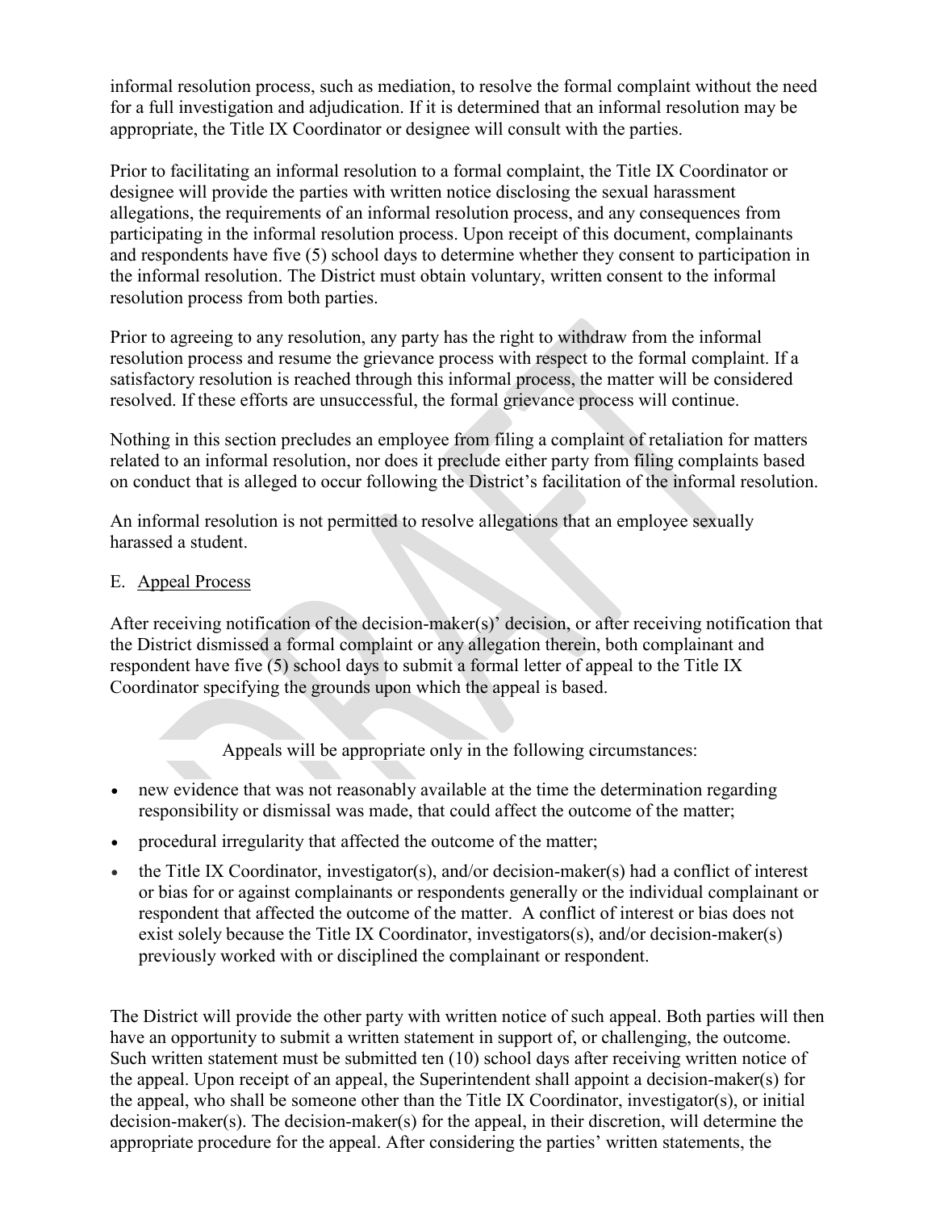informal resolution process, such as mediation, to resolve the formal complaint without the need for a full investigation and adjudication. If it is determined that an informal resolution may be appropriate, the Title IX Coordinator or designee will consult with the parties.

Prior to facilitating an informal resolution to a formal complaint, the Title IX Coordinator or designee will provide the parties with written notice disclosing the sexual harassment allegations, the requirements of an informal resolution process, and any consequences from participating in the informal resolution process. Upon receipt of this document, complainants and respondents have five (5) school days to determine whether they consent to participation in the informal resolution. The District must obtain voluntary, written consent to the informal resolution process from both parties.

Prior to agreeing to any resolution, any party has the right to withdraw from the informal resolution process and resume the grievance process with respect to the formal complaint. If a satisfactory resolution is reached through this informal process, the matter will be considered resolved. If these efforts are unsuccessful, the formal grievance process will continue.

Nothing in this section precludes an employee from filing a complaint of retaliation for matters related to an informal resolution, nor does it preclude either party from filing complaints based on conduct that is alleged to occur following the District's facilitation of the informal resolution.

An informal resolution is not permitted to resolve allegations that an employee sexually harassed a student.

E. Appeal Process

After receiving notification of the decision-maker(s)' decision, or after receiving notification that the District dismissed a formal complaint or any allegation therein, both complainant and respondent have five (5) school days to submit a formal letter of appeal to the Title IX Coordinator specifying the grounds upon which the appeal is based.

Appeals will be appropriate only in the following circumstances:

- new evidence that was not reasonably available at the time the determination regarding responsibility or dismissal was made, that could affect the outcome of the matter;
- procedural irregularity that affected the outcome of the matter;
- the Title IX Coordinator, investigator(s), and/or decision-maker(s) had a conflict of interest or bias for or against complainants or respondents generally or the individual complainant or respondent that affected the outcome of the matter. A conflict of interest or bias does not exist solely because the Title IX Coordinator, investigators(s), and/or decision-maker(s) previously worked with or disciplined the complainant or respondent.

The District will provide the other party with written notice of such appeal. Both parties will then have an opportunity to submit a written statement in support of, or challenging, the outcome. Such written statement must be submitted ten (10) school days after receiving written notice of the appeal. Upon receipt of an appeal, the Superintendent shall appoint a decision-maker(s) for the appeal, who shall be someone other than the Title IX Coordinator, investigator(s), or initial decision-maker(s). The decision-maker(s) for the appeal, in their discretion, will determine the appropriate procedure for the appeal. After considering the parties' written statements, the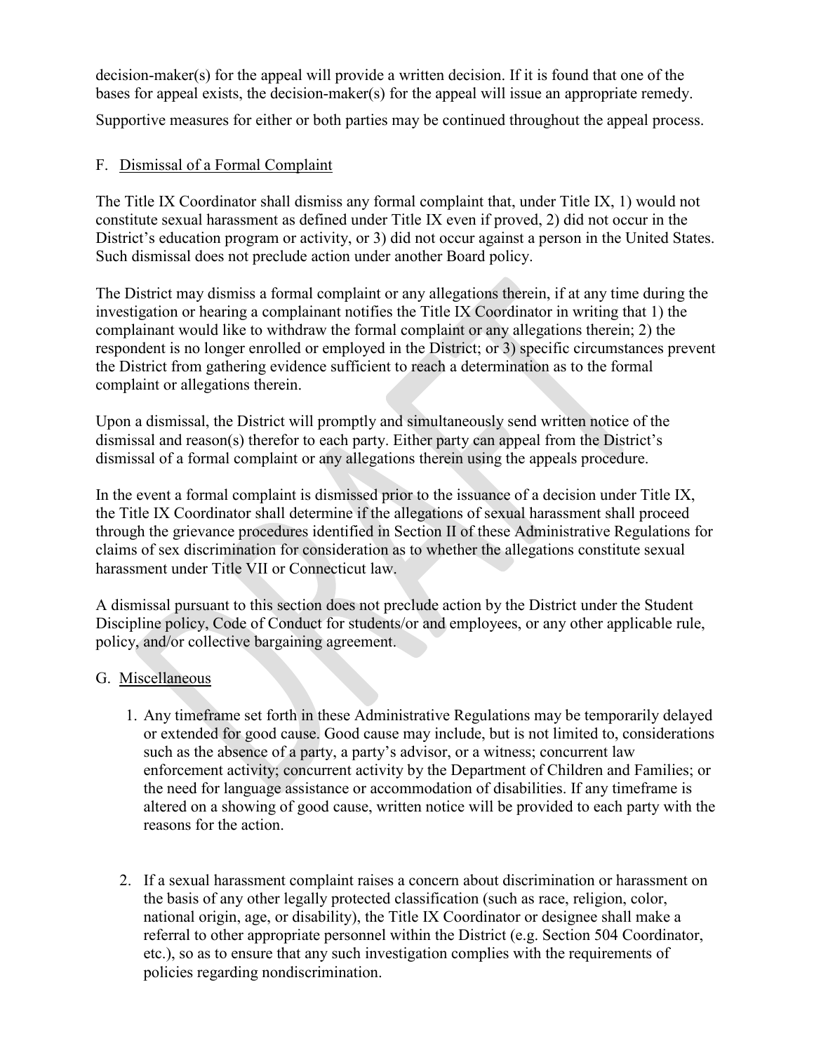decision-maker(s) for the appeal will provide a written decision. If it is found that one of the bases for appeal exists, the decision-maker(s) for the appeal will issue an appropriate remedy.

Supportive measures for either or both parties may be continued throughout the appeal process.

F. Dismissal of a Formal Complaint

The Title IX Coordinator shall dismiss any formal complaint that, under Title IX, 1) would not constitute sexual harassment as defined under Title IX even if proved, 2) did not occur in the District's education program or activity, or 3) did not occur against a person in the United States. Such dismissal does not preclude action under another Board policy.

The District may dismiss a formal complaint or any allegations therein, if at any time during the investigation or hearing a complainant notifies the Title IX Coordinator in writing that 1) the complainant would like to withdraw the formal complaint or any allegations therein; 2) the respondent is no longer enrolled or employed in the District; or 3) specific circumstances prevent the District from gathering evidence sufficient to reach a determination as to the formal complaint or allegations therein.

Upon a dismissal, the District will promptly and simultaneously send written notice of the dismissal and reason(s) therefor to each party. Either party can appeal from the District's dismissal of a formal complaint or any allegations therein using the appeals procedure.

In the event a formal complaint is dismissed prior to the issuance of a decision under Title IX, the Title IX Coordinator shall determine if the allegations of sexual harassment shall proceed through the grievance procedures identified in Section II of these Administrative Regulations for claims of sex discrimination for consideration as to whether the allegations constitute sexual harassment under Title VII or Connecticut law.

A dismissal pursuant to this section does not preclude action by the District under the Student Discipline policy, Code of Conduct for students/or and employees, or any other applicable rule, policy, and/or collective bargaining agreement.

G. Miscellaneous

1. Any timeframe set forth in these Administrative Regulations may be temporarily delayed or extended for good cause. Good cause may include, but is not limited to, considerations such as the absence of a party, a party's advisor, or a witness; concurrent law enforcement activity; concurrent activity by the Department of Children and Families; or the need for language assistance or accommodation of disabilities. If any timeframe is altered on a showing of good cause, written notice will be provided to each party with the reasons for the action.

2. If a sexual harassment complaint raises a concern about discrimination or harassment on the basis of any other legally protected classification (such as race, religion, color, national origin, age, or disability), the Title IX Coordinator or designee shall make a referral to other appropriate personnel within the District (e.g. Section 504 Coordinator, etc.), so as to ensure that any such investigation complies with the requirements of policies regarding nondiscrimination.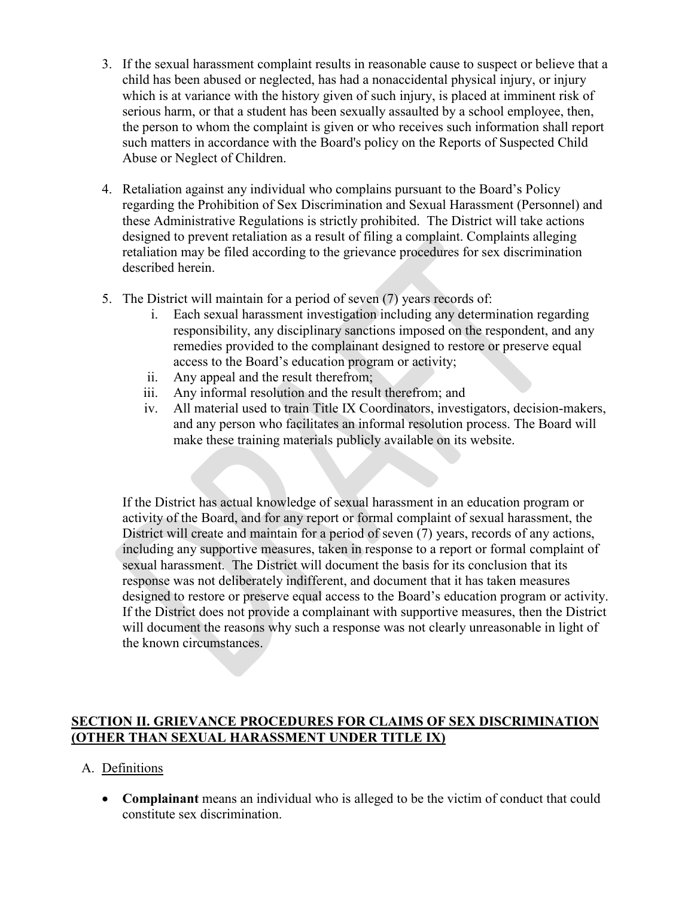3. If the sexual harassment complaint results in reasonable cause to suspect or believe that a child has been abused or neglected, has had a nonaccidental physical injury, or injury which is at variance with the history given of such injury, is placed at imminent risk of serious harm, or that a student has been sexually assaulted by a school employee, then, the person to whom the complaint is given or who receives such information shall report such matters in accordance with the Board's policy on the Reports of Suspected Child Abuse or Neglect of Children.

4. Retaliation against any individual who complains pursuant to the Board's Policy regarding the Prohibition of Sex Discrimination and Sexual Harassment (Personnel) and these Administrative Regulations is strictly prohibited. The District will take actions designed to prevent retaliation as a result of filing a complaint. Complaints alleging retaliation may be filed according to the grievance procedures for sex discrimination described herein.

5. The District will maintain for a period of seven (7) years records of:
   i. Each sexual harassment investigation including any determination regarding responsibility, any disciplinary sanctions imposed on the respondent, and any remedies provided to the complainant designed to restore or preserve equal access to the Board's education program or activity;
   ii. Any appeal and the result therefrom;
   iii. Any informal resolution and the result therefrom; and
   iv. All material used to train Title IX Coordinators, investigators, decision-makers, and any person who facilitates an informal resolution process. The Board will make these training materials publicly available on its website.

   If the District has actual knowledge of sexual harassment in an education program or activity of the Board, and for any report or formal complaint of sexual harassment, the District will create and maintain for a period of seven (7) years, records of any actions, including any supportive measures, taken in response to a report or formal complaint of sexual harassment. The District will document the basis for its conclusion that its response was not deliberately indifferent, and document that it has taken measures designed to restore or preserve equal access to the Board's education program or activity. If the District does not provide a complainant with supportive measures, then the District will document the reasons why such a response was not clearly unreasonable in light of the known circumstances.

## SECTION II. GRIEVANCE PROCEDURES FOR CLAIMS OF SEX DISCRIMINATION (OTHER THAN SEXUAL HARASSMENT UNDER TITLE IX)

A. Definitions

- **Complainant** means an individual who is alleged to be the victim of conduct that could constitute sex discrimination.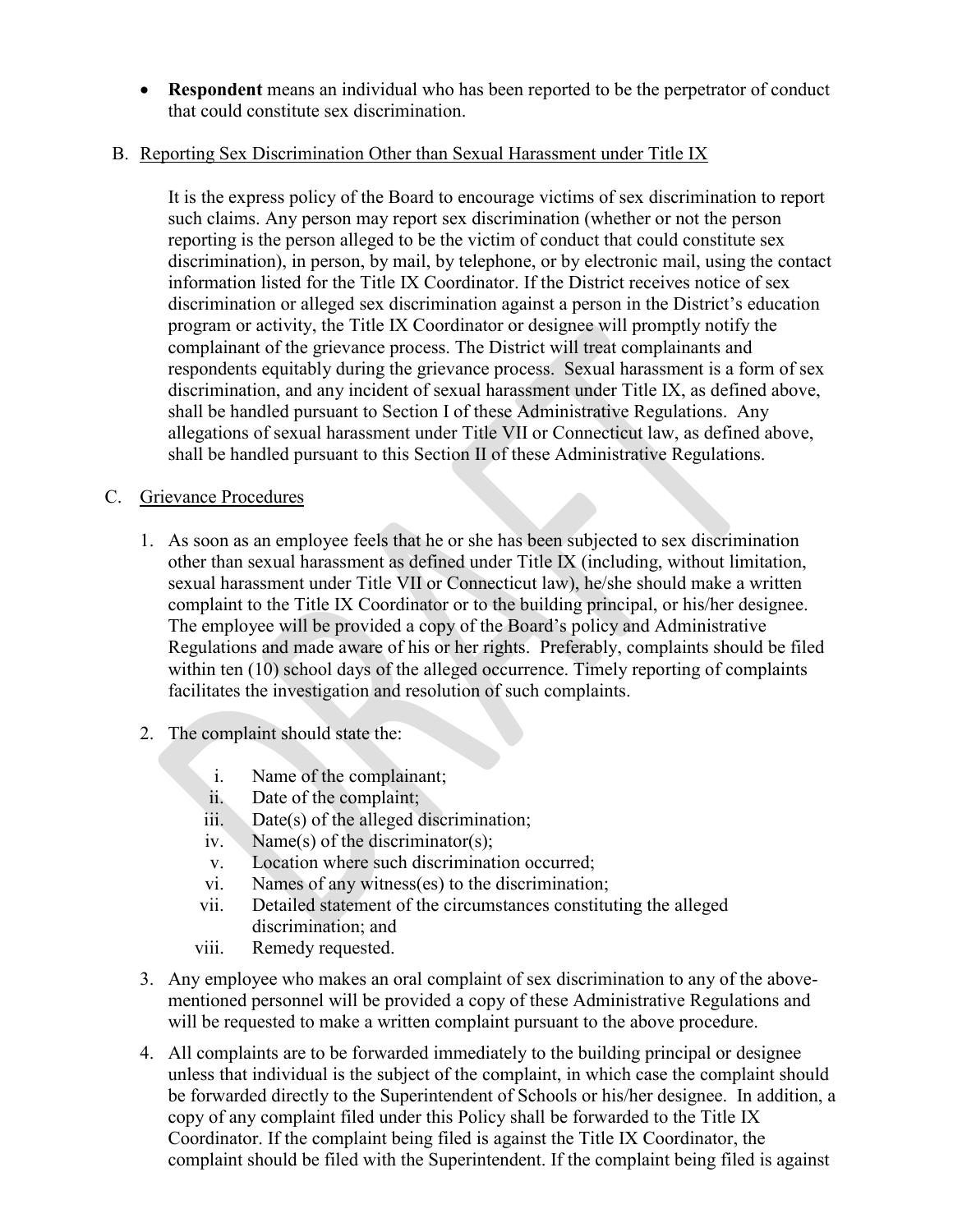- **Respondent** means an individual who has been reported to be the perpetrator of conduct that could constitute sex discrimination.

B. Reporting Sex Discrimination Other than Sexual Harassment under Title IX

It is the express policy of the Board to encourage victims of sex discrimination to report such claims. Any person may report sex discrimination (whether or not the person reporting is the person alleged to be the victim of conduct that could constitute sex discrimination), in person, by mail, by telephone, or by electronic mail, using the contact information listed for the Title IX Coordinator. If the District receives notice of sex discrimination or alleged sex discrimination against a person in the District's education program or activity, the Title IX Coordinator or designee will promptly notify the complainant of the grievance process. The District will treat complainants and respondents equitably during the grievance process. Sexual harassment is a form of sex discrimination, and any incident of sexual harassment under Title IX, as defined above, shall be handled pursuant to Section I of these Administrative Regulations. Any allegations of sexual harassment under Title VII or Connecticut law, as defined above, shall be handled pursuant to this Section II of these Administrative Regulations.

C. Grievance Procedures

1. As soon as an employee feels that he or she has been subjected to sex discrimination other than sexual harassment as defined under Title IX (including, without limitation, sexual harassment under Title VII or Connecticut law), he/she should make a written complaint to the Title IX Coordinator or to the building principal, or his/her designee. The employee will be provided a copy of the Board's policy and Administrative Regulations and made aware of his or her rights. Preferably, complaints should be filed within ten (10) school days of the alleged occurrence. Timely reporting of complaints facilitates the investigation and resolution of such complaints.

2. The complaint should state the:

   i. Name of the complainant;
   ii. Date of the complaint;
   iii. Date(s) of the alleged discrimination;
   iv. Name(s) of the discriminator(s);
   v. Location where such discrimination occurred;
   vi. Names of any witness(es) to the discrimination;
   vii. Detailed statement of the circumstances constituting the alleged discrimination; and
   viii. Remedy requested.

3. Any employee who makes an oral complaint of sex discrimination to any of the above-mentioned personnel will be provided a copy of these Administrative Regulations and will be requested to make a written complaint pursuant to the above procedure.

4. All complaints are to be forwarded immediately to the building principal or designee unless that individual is the subject of the complaint, in which case the complaint should be forwarded directly to the Superintendent of Schools or his/her designee. In addition, a copy of any complaint filed under this Policy shall be forwarded to the Title IX Coordinator. If the complaint being filed is against the Title IX Coordinator, the complaint should be filed with the Superintendent. If the complaint being filed is against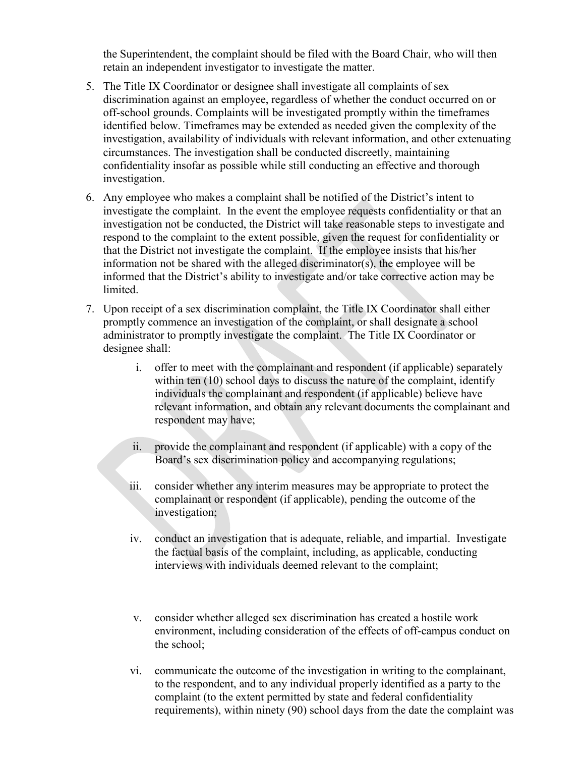the Superintendent, the complaint should be filed with the Board Chair, who will then retain an independent investigator to investigate the matter.

5. The Title IX Coordinator or designee shall investigate all complaints of sex discrimination against an employee, regardless of whether the conduct occurred on or off-school grounds. Complaints will be investigated promptly within the timeframes identified below. Timeframes may be extended as needed given the complexity of the investigation, availability of individuals with relevant information, and other extenuating circumstances. The investigation shall be conducted discreetly, maintaining confidentiality insofar as possible while still conducting an effective and thorough investigation.

6. Any employee who makes a complaint shall be notified of the District's intent to investigate the complaint. In the event the employee requests confidentiality or that an investigation not be conducted, the District will take reasonable steps to investigate and respond to the complaint to the extent possible, given the request for confidentiality or that the District not investigate the complaint. If the employee insists that his/her information not be shared with the alleged discriminator(s), the employee will be informed that the District's ability to investigate and/or take corrective action may be limited.

7. Upon receipt of a sex discrimination complaint, the Title IX Coordinator shall either promptly commence an investigation of the complaint, or shall designate a school administrator to promptly investigate the complaint. The Title IX Coordinator or designee shall:

   i. offer to meet with the complainant and respondent (if applicable) separately within ten (10) school days to discuss the nature of the complaint, identify individuals the complainant and respondent (if applicable) believe have relevant information, and obtain any relevant documents the complainant and respondent may have;

   ii. provide the complainant and respondent (if applicable) with a copy of the Board's sex discrimination policy and accompanying regulations;

   iii. consider whether any interim measures may be appropriate to protect the complainant or respondent (if applicable), pending the outcome of the investigation;

   iv. conduct an investigation that is adequate, reliable, and impartial. Investigate the factual basis of the complaint, including, as applicable, conducting interviews with individuals deemed relevant to the complaint;

   v. consider whether alleged sex discrimination has created a hostile work environment, including consideration of the effects of off-campus conduct on the school;

   vi. communicate the outcome of the investigation in writing to the complainant, to the respondent, and to any individual properly identified as a party to the complaint (to the extent permitted by state and federal confidentiality requirements), within ninety (90) school days from the date the complaint was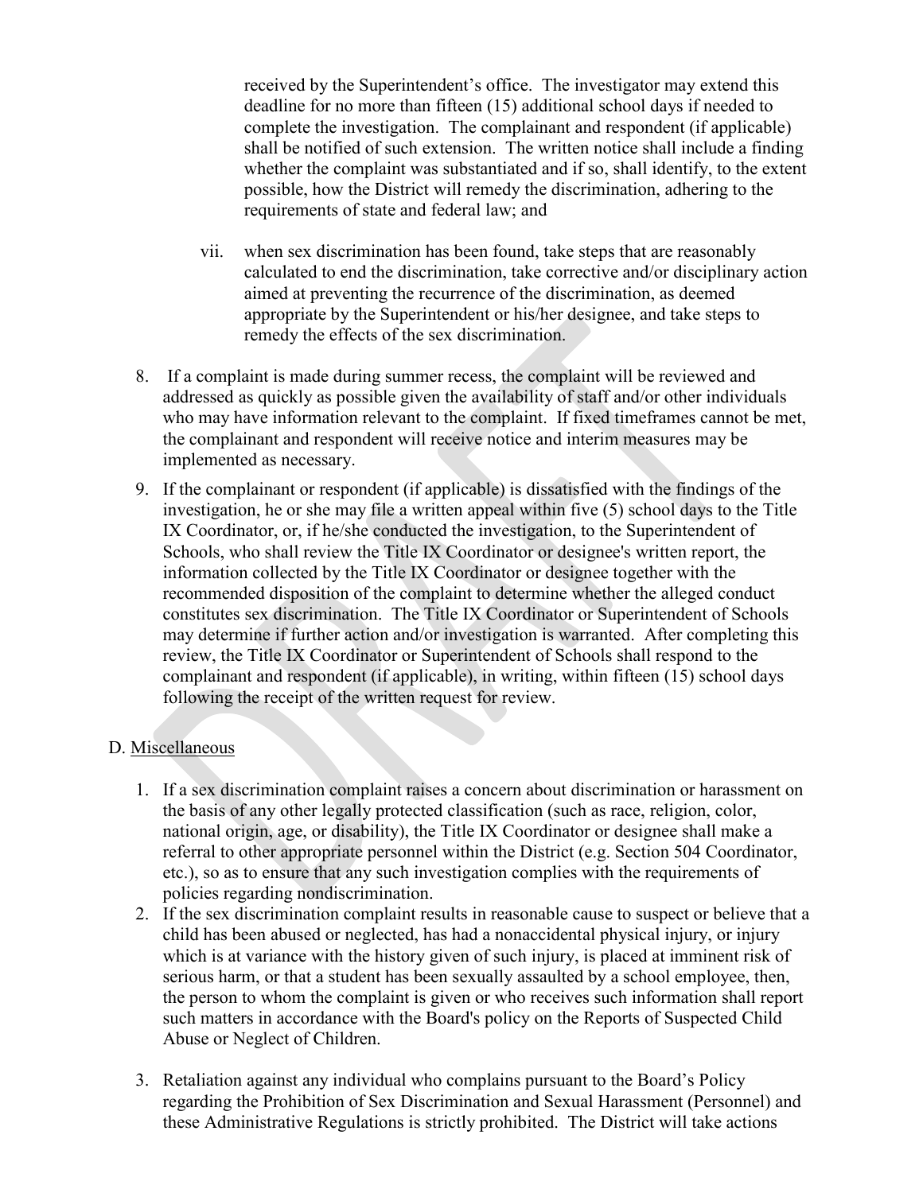received by the Superintendent's office. The investigator may extend this deadline for no more than fifteen (15) additional school days if needed to complete the investigation. The complainant and respondent (if applicable) shall be notified of such extension. The written notice shall include a finding whether the complaint was substantiated and if so, shall identify, to the extent possible, how the District will remedy the discrimination, adhering to the requirements of state and federal law; and

vii. when sex discrimination has been found, take steps that are reasonably calculated to end the discrimination, take corrective and/or disciplinary action aimed at preventing the recurrence of the discrimination, as deemed appropriate by the Superintendent or his/her designee, and take steps to remedy the effects of the sex discrimination.

8. If a complaint is made during summer recess, the complaint will be reviewed and addressed as quickly as possible given the availability of staff and/or other individuals who may have information relevant to the complaint. If fixed timeframes cannot be met, the complainant and respondent will receive notice and interim measures may be implemented as necessary.

9. If the complainant or respondent (if applicable) is dissatisfied with the findings of the investigation, he or she may file a written appeal within five (5) school days to the Title IX Coordinator, or, if he/she conducted the investigation, to the Superintendent of Schools, who shall review the Title IX Coordinator or designee's written report, the information collected by the Title IX Coordinator or designee together with the recommended disposition of the complaint to determine whether the alleged conduct constitutes sex discrimination. The Title IX Coordinator or Superintendent of Schools may determine if further action and/or investigation is warranted. After completing this review, the Title IX Coordinator or Superintendent of Schools shall respond to the complainant and respondent (if applicable), in writing, within fifteen (15) school days following the receipt of the written request for review.

D. Miscellaneous

1. If a sex discrimination complaint raises a concern about discrimination or harassment on the basis of any other legally protected classification (such as race, religion, color, national origin, age, or disability), the Title IX Coordinator or designee shall make a referral to other appropriate personnel within the District (e.g. Section 504 Coordinator, etc.), so as to ensure that any such investigation complies with the requirements of policies regarding nondiscrimination.
2. If the sex discrimination complaint results in reasonable cause to suspect or believe that a child has been abused or neglected, has had a nonaccidental physical injury, or injury which is at variance with the history given of such injury, is placed at imminent risk of serious harm, or that a student has been sexually assaulted by a school employee, then, the person to whom the complaint is given or who receives such information shall report such matters in accordance with the Board's policy on the Reports of Suspected Child Abuse or Neglect of Children.
3. Retaliation against any individual who complains pursuant to the Board's Policy regarding the Prohibition of Sex Discrimination and Sexual Harassment (Personnel) and these Administrative Regulations is strictly prohibited. The District will take actions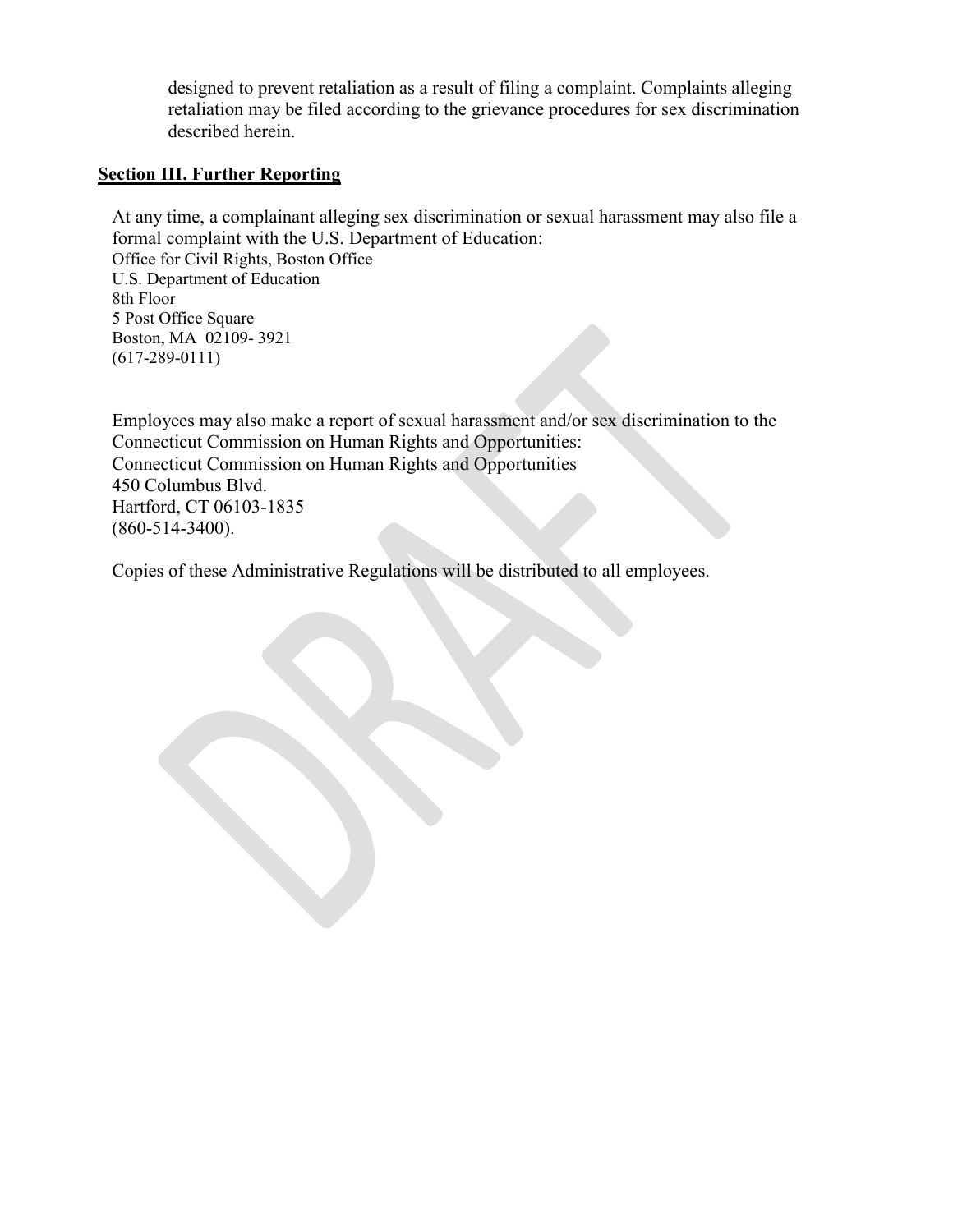designed to prevent retaliation as a result of filing a complaint. Complaints alleging retaliation may be filed according to the grievance procedures for sex discrimination described herein.

**Section III. Further Reporting**

At any time, a complainant alleging sex discrimination or sexual harassment may also file a formal complaint with the U.S. Department of Education:
Office for Civil Rights, Boston Office
U.S. Department of Education
8th Floor
5 Post Office Square
Boston, MA 02109- 3921
(617-289-0111)

Employees may also make a report of sexual harassment and/or sex discrimination to the Connecticut Commission on Human Rights and Opportunities:
Connecticut Commission on Human Rights and Opportunities
450 Columbus Blvd.
Hartford, CT 06103-1835
(860-514-3400).

Copies of these Administrative Regulations will be distributed to all employees.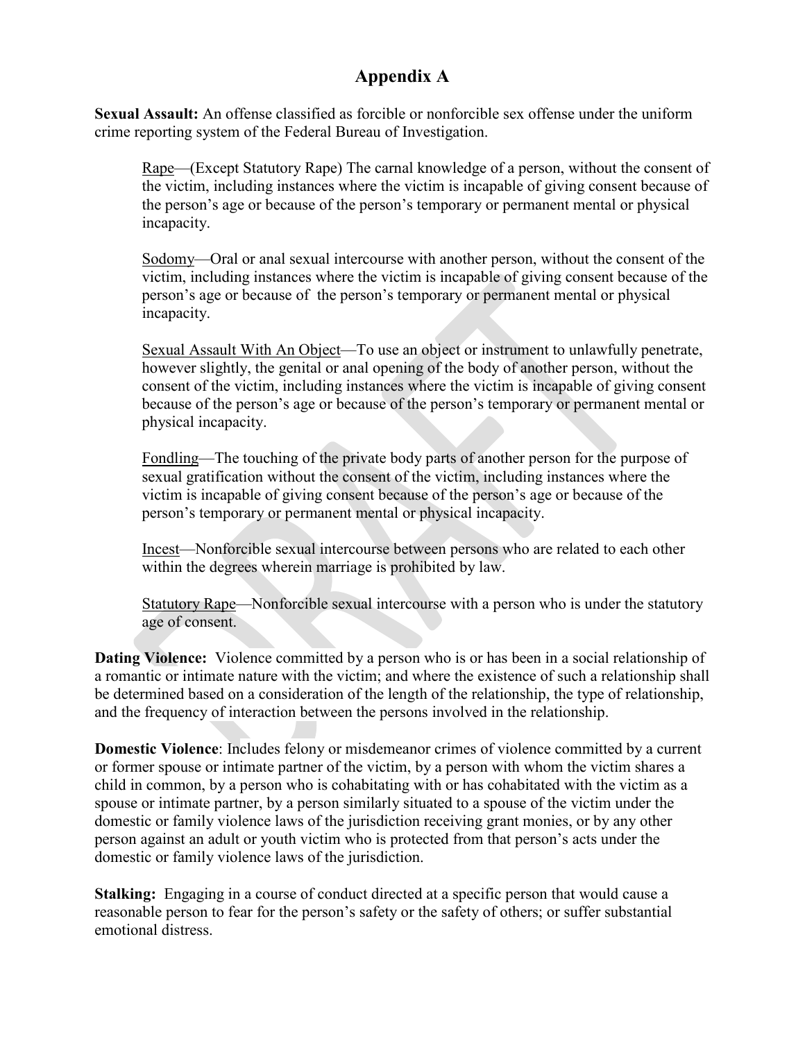# Appendix A

**Sexual Assault:** An offense classified as forcible or nonforcible sex offense under the uniform crime reporting system of the Federal Bureau of Investigation.

> Rape—(Except Statutory Rape) The carnal knowledge of a person, without the consent of the victim, including instances where the victim is incapable of giving consent because of the person's age or because of the person's temporary or permanent mental or physical incapacity.
>
> Sodomy—Oral or anal sexual intercourse with another person, without the consent of the victim, including instances where the victim is incapable of giving consent because of the person's age or because of the person's temporary or permanent mental or physical incapacity.
>
> Sexual Assault With An Object—To use an object or instrument to unlawfully penetrate, however slightly, the genital or anal opening of the body of another person, without the consent of the victim, including instances where the victim is incapable of giving consent because of the person's age or because of the person's temporary or permanent mental or physical incapacity.
>
> Fondling—The touching of the private body parts of another person for the purpose of sexual gratification without the consent of the victim, including instances where the victim is incapable of giving consent because of the person's age or because of the person's temporary or permanent mental or physical incapacity.
>
> Incest—Nonforcible sexual intercourse between persons who are related to each other within the degrees wherein marriage is prohibited by law.
>
> Statutory Rape—Nonforcible sexual intercourse with a person who is under the statutory age of consent.

**Dating Violence:** Violence committed by a person who is or has been in a social relationship of a romantic or intimate nature with the victim; and where the existence of such a relationship shall be determined based on a consideration of the length of the relationship, the type of relationship, and the frequency of interaction between the persons involved in the relationship.

**Domestic Violence**: Includes felony or misdemeanor crimes of violence committed by a current or former spouse or intimate partner of the victim, by a person with whom the victim shares a child in common, by a person who is cohabitating with or has cohabitated with the victim as a spouse or intimate partner, by a person similarly situated to a spouse of the victim under the domestic or family violence laws of the jurisdiction receiving grant monies, or by any other person against an adult or youth victim who is protected from that person's acts under the domestic or family violence laws of the jurisdiction.

**Stalking:** Engaging in a course of conduct directed at a specific person that would cause a reasonable person to fear for the person's safety or the safety of others; or suffer substantial emotional distress.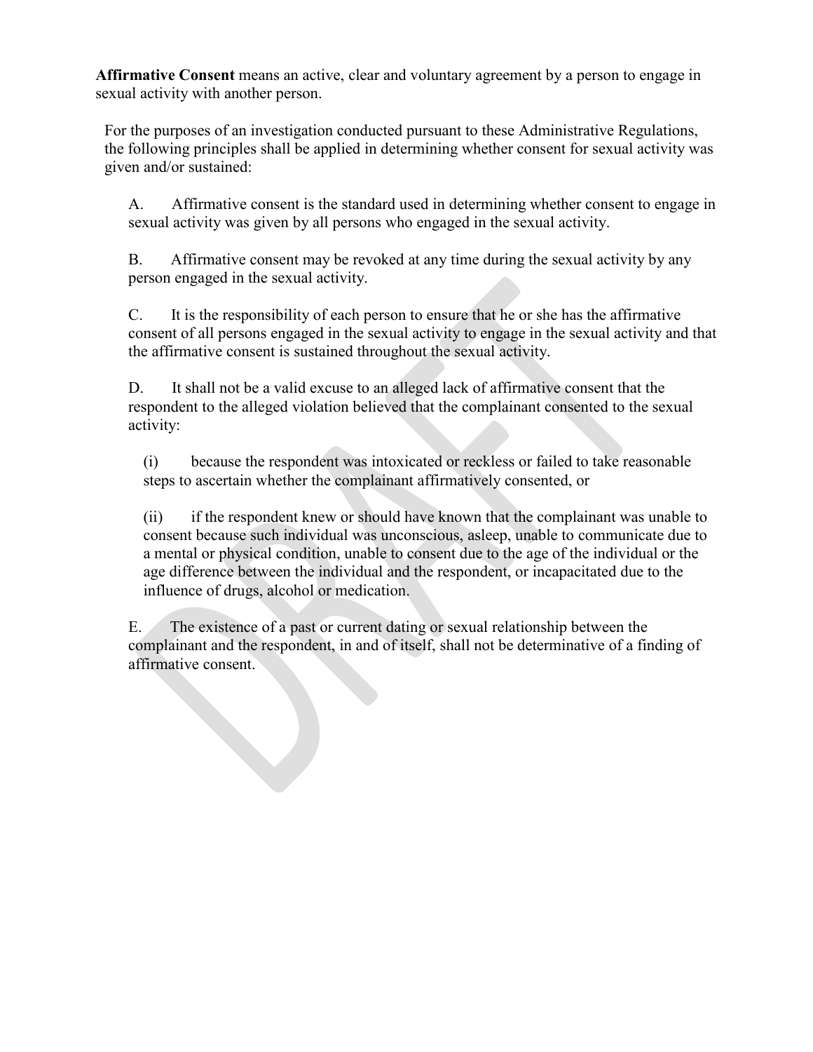**Affirmative Consent** means an active, clear and voluntary agreement by a person to engage in sexual activity with another person.

For the purposes of an investigation conducted pursuant to these Administrative Regulations, the following principles shall be applied in determining whether consent for sexual activity was given and/or sustained:

A. Affirmative consent is the standard used in determining whether consent to engage in sexual activity was given by all persons who engaged in the sexual activity.

B. Affirmative consent may be revoked at any time during the sexual activity by any person engaged in the sexual activity.

C. It is the responsibility of each person to ensure that he or she has the affirmative consent of all persons engaged in the sexual activity to engage in the sexual activity and that the affirmative consent is sustained throughout the sexual activity.

D. It shall not be a valid excuse to an alleged lack of affirmative consent that the respondent to the alleged violation believed that the complainant consented to the sexual activity:

(i) because the respondent was intoxicated or reckless or failed to take reasonable steps to ascertain whether the complainant affirmatively consented, or

(ii) if the respondent knew or should have known that the complainant was unable to consent because such individual was unconscious, asleep, unable to communicate due to a mental or physical condition, unable to consent due to the age of the individual or the age difference between the individual and the respondent, or incapacitated due to the influence of drugs, alcohol or medication.

E. The existence of a past or current dating or sexual relationship between the complainant and the respondent, in and of itself, shall not be determinative of a finding of affirmative consent.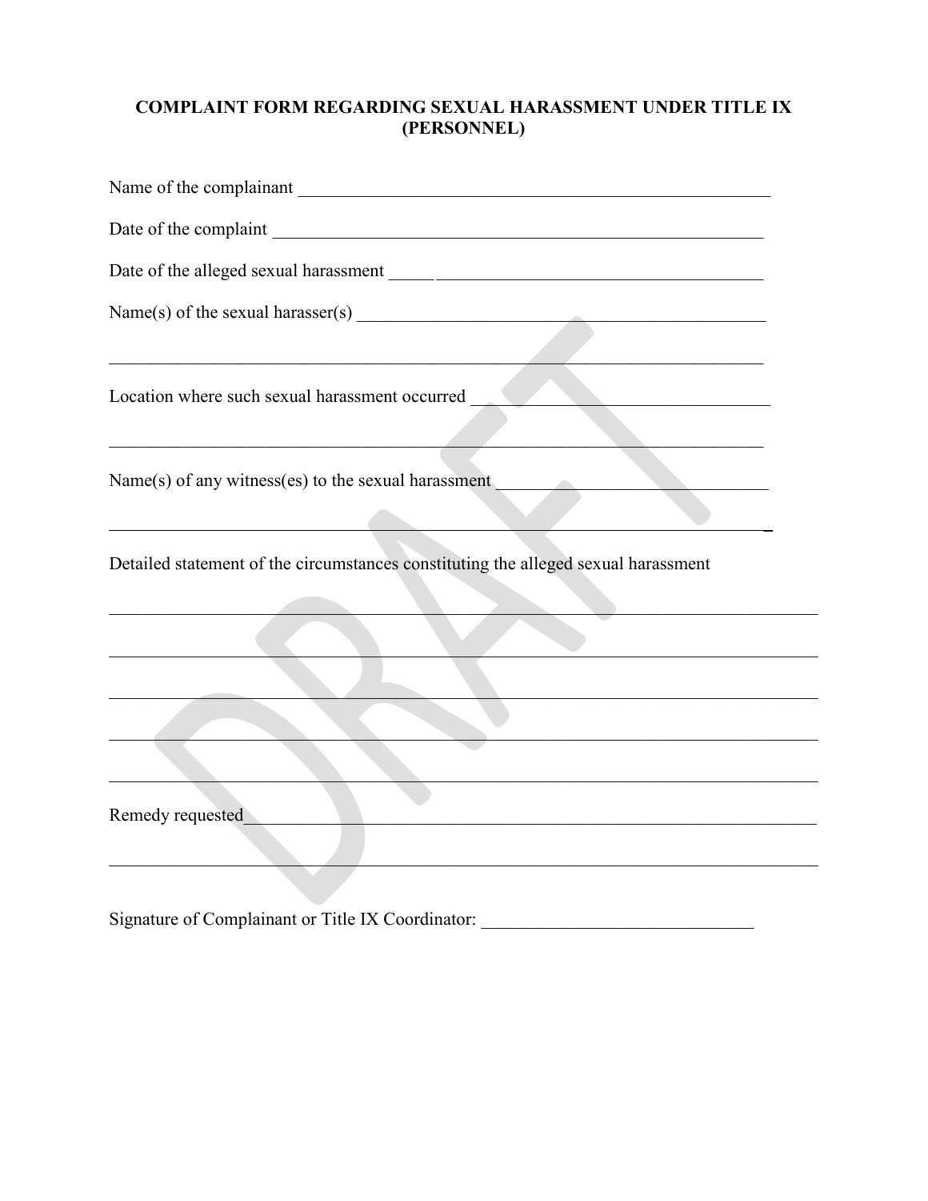**COMPLAINT FORM REGARDING SEXUAL HARASSMENT UNDER TITLE IX (PERSONNEL)**

Name of the complainant ______________________________________________________

Date of the complaint ________________________________________________________

Date of the alleged sexual harassment ________________________________________

Name(s) of the sexual harasser(s) ____________________________________________

_____________________________________________________________________________

Location where such sexual harassment occurred _______________________________

_____________________________________________________________________________

Name(s) of any witness(es) to the sexual harassment __________________________

_____________________________________________________________________________

Detailed statement of the circumstances constituting the alleged sexual harassment

_____________________________________________________________________________

_____________________________________________________________________________

_____________________________________________________________________________

_____________________________________________________________________________

_____________________________________________________________________________

Remedy requested_____________________________________________________________

_____________________________________________________________________________

Signature of Complainant or Title IX Coordinator: ____________________________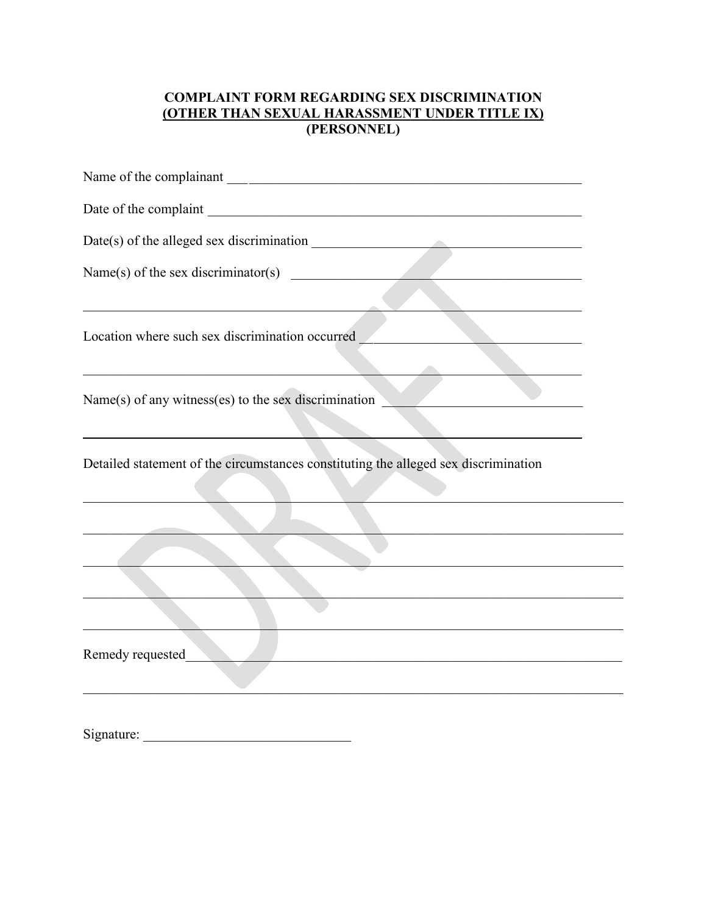**COMPLAINT FORM REGARDING SEX DISCRIMINATION**
**(OTHER THAN SEXUAL HARASSMENT UNDER TITLE IX)**
**(PERSONNEL)**

Name of the complainant ______________________________________________________

Date of the complaint ________________________________________________________

Date(s) of the alleged sex discrimination ________________________________________

Name(s) of the sex discriminator(s) ____________________________________________

_____________________________________________________________________________

Location where such sex discrimination occurred _________________________________

_____________________________________________________________________________

Name(s) of any witness(es) to the sex discrimination ______________________________

_____________________________________________________________________________

Detailed statement of the circumstances constituting the alleged sex discrimination

_____________________________________________________________________________

_____________________________________________________________________________

_____________________________________________________________________________

_____________________________________________________________________________

_____________________________________________________________________________

Remedy requested____________________________________________________________

_____________________________________________________________________________

Signature: ______________________________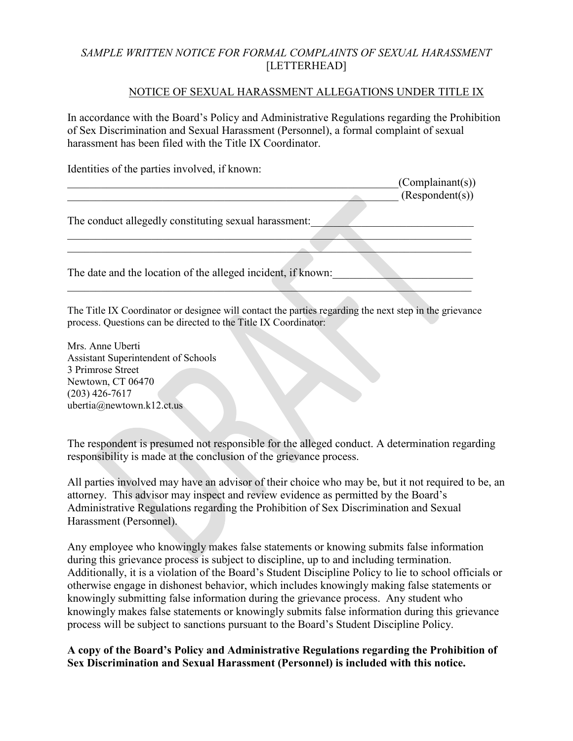*SAMPLE WRITTEN NOTICE FOR FORMAL COMPLAINTS OF SEXUAL HARASSMENT*
[LETTERHEAD]

NOTICE OF SEXUAL HARASSMENT ALLEGATIONS UNDER TITLE IX

In accordance with the Board's Policy and Administrative Regulations regarding the Prohibition of Sex Discrimination and Sexual Harassment (Personnel), a formal complaint of sexual harassment has been filed with the Title IX Coordinator.

Identities of the parties involved, if known:

______________________________________________________________(Complainant(s))
______________________________________________________________ (Respondent(s))

The conduct allegedly constituting sexual harassment:______________________________
_____________________________________________________________________________
_____________________________________________________________________________

The date and the location of the alleged incident, if known:_________________________
_____________________________________________________________________________

The Title IX Coordinator or designee will contact the parties regarding the next step in the grievance process. Questions can be directed to the Title IX Coordinator:

Mrs. Anne Uberti
Assistant Superintendent of Schools
3 Primrose Street
Newtown, CT 06470
(203) 426-7617
ubertia@newtown.k12.ct.us

The respondent is presumed not responsible for the alleged conduct. A determination regarding responsibility is made at the conclusion of the grievance process.

All parties involved may have an advisor of their choice who may be, but it not required to be, an attorney. This advisor may inspect and review evidence as permitted by the Board's Administrative Regulations regarding the Prohibition of Sex Discrimination and Sexual Harassment (Personnel).

Any employee who knowingly makes false statements or knowing submits false information during this grievance process is subject to discipline, up to and including termination. Additionally, it is a violation of the Board's Student Discipline Policy to lie to school officials or otherwise engage in dishonest behavior, which includes knowingly making false statements or knowingly submitting false information during the grievance process. Any student who knowingly makes false statements or knowingly submits false information during this grievance process will be subject to sanctions pursuant to the Board's Student Discipline Policy.

**A copy of the Board's Policy and Administrative Regulations regarding the Prohibition of Sex Discrimination and Sexual Harassment (Personnel) is included with this notice.**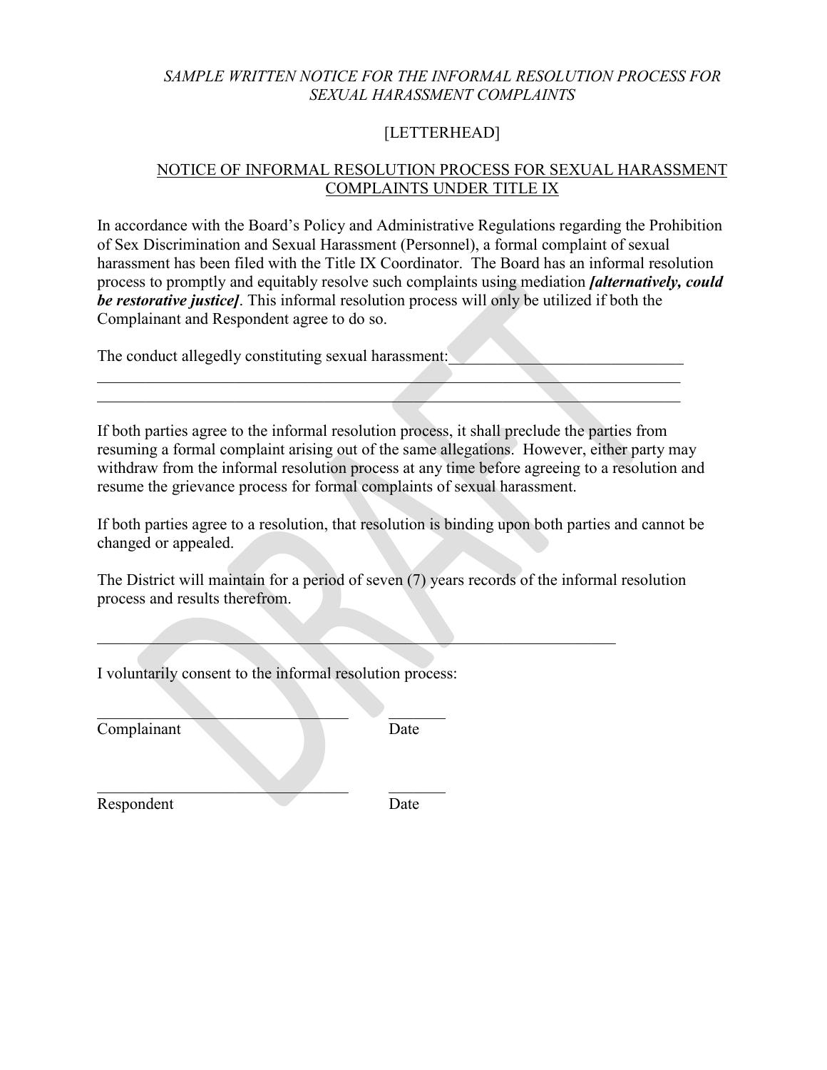*SAMPLE WRITTEN NOTICE FOR THE INFORMAL RESOLUTION PROCESS FOR SEXUAL HARASSMENT COMPLAINTS*

[LETTERHEAD]

NOTICE OF INFORMAL RESOLUTION PROCESS FOR SEXUAL HARASSMENT COMPLAINTS UNDER TITLE IX

In accordance with the Board's Policy and Administrative Regulations regarding the Prohibition of Sex Discrimination and Sexual Harassment (Personnel), a formal complaint of sexual harassment has been filed with the Title IX Coordinator. The Board has an informal resolution process to promptly and equitably resolve such complaints using mediation ***[alternatively, could be restorative justice]***. This informal resolution process will only be utilized if both the Complainant and Respondent agree to do so.

The conduct allegedly constituting sexual harassment:______________________________
_____________________________________________________________________________
_____________________________________________________________________________

If both parties agree to the informal resolution process, it shall preclude the parties from resuming a formal complaint arising out of the same allegations. However, either party may withdraw from the informal resolution process at any time before agreeing to a resolution and resume the grievance process for formal complaints of sexual harassment.

If both parties agree to a resolution, that resolution is binding upon both parties and cannot be changed or appealed.

The District will maintain for a period of seven (7) years records of the informal resolution process and results therefrom.

_____________________________________________________________________

I voluntarily consent to the informal resolution process:

_________________________________ ________
Complainant Date

_________________________________ ________
Respondent Date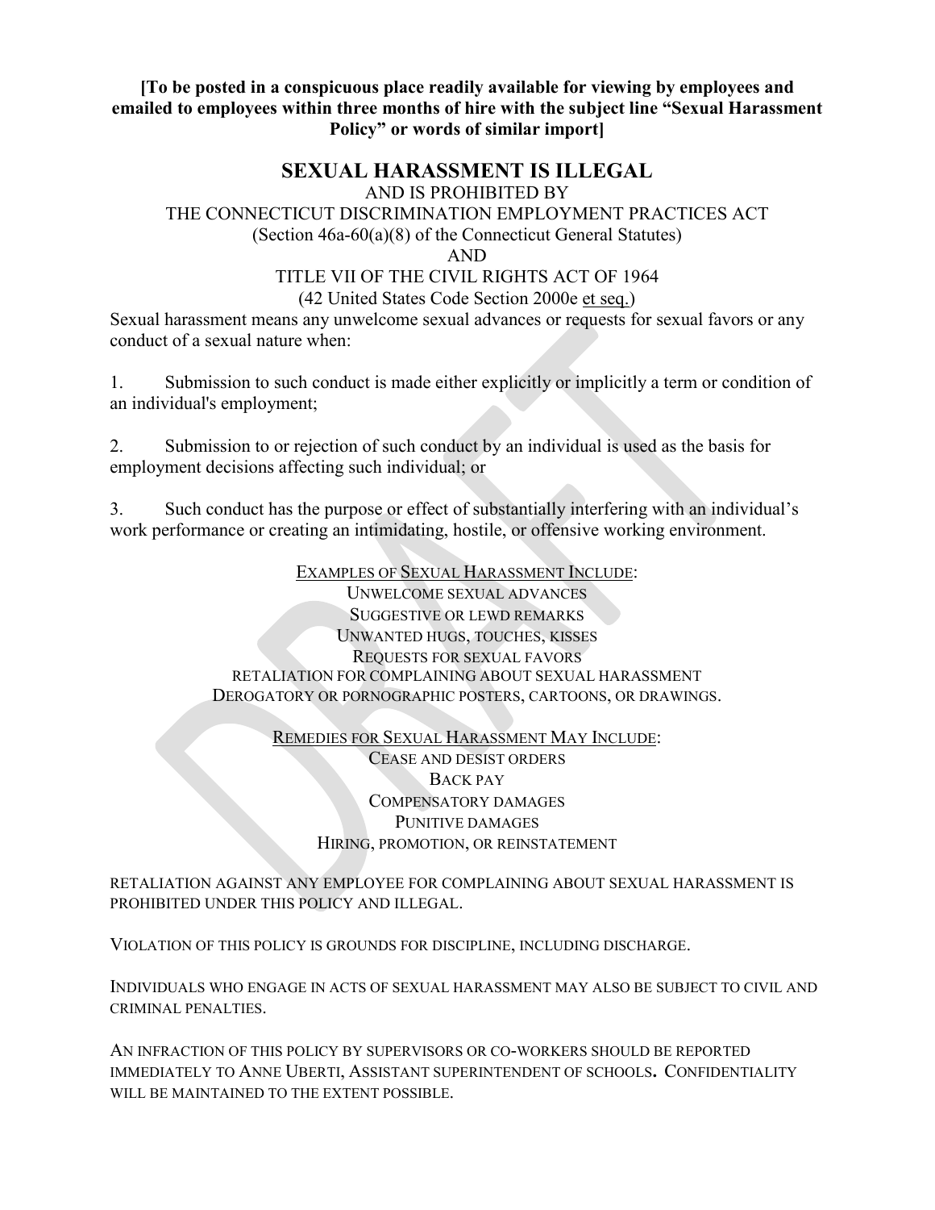**[To be posted in a conspicuous place readily available for viewing by employees and emailed to employees within three months of hire with the subject line "Sexual Harassment Policy" or words of similar import]**

## SEXUAL HARASSMENT IS ILLEGAL

AND IS PROHIBITED BY
THE CONNECTICUT DISCRIMINATION EMPLOYMENT PRACTICES ACT
(Section 46a-60(a)(8) of the Connecticut General Statutes)
AND
TITLE VII OF THE CIVIL RIGHTS ACT OF 1964
(42 United States Code Section 2000e et seq.)

Sexual harassment means any unwelcome sexual advances or requests for sexual favors or any conduct of a sexual nature when:

1. Submission to such conduct is made either explicitly or implicitly a term or condition of an individual's employment;

2. Submission to or rejection of such conduct by an individual is used as the basis for employment decisions affecting such individual; or

3. Such conduct has the purpose or effect of substantially interfering with an individual's work performance or creating an intimidating, hostile, or offensive working environment.

EXAMPLES OF SEXUAL HARASSMENT INCLUDE:

UNWELCOME SEXUAL ADVANCES
SUGGESTIVE OR LEWD REMARKS
UNWANTED HUGS, TOUCHES, KISSES
REQUESTS FOR SEXUAL FAVORS
RETALIATION FOR COMPLAINING ABOUT SEXUAL HARASSMENT
DEROGATORY OR PORNOGRAPHIC POSTERS, CARTOONS, OR DRAWINGS.

REMEDIES FOR SEXUAL HARASSMENT MAY INCLUDE:

CEASE AND DESIST ORDERS
BACK PAY
COMPENSATORY DAMAGES
PUNITIVE DAMAGES
HIRING, PROMOTION, OR REINSTATEMENT

RETALIATION AGAINST ANY EMPLOYEE FOR COMPLAINING ABOUT SEXUAL HARASSMENT IS PROHIBITED UNDER THIS POLICY AND ILLEGAL.

VIOLATION OF THIS POLICY IS GROUNDS FOR DISCIPLINE, INCLUDING DISCHARGE.

INDIVIDUALS WHO ENGAGE IN ACTS OF SEXUAL HARASSMENT MAY ALSO BE SUBJECT TO CIVIL AND CRIMINAL PENALTIES.

AN INFRACTION OF THIS POLICY BY SUPERVISORS OR CO-WORKERS SHOULD BE REPORTED IMMEDIATELY TO ANNE UBERTI, ASSISTANT SUPERINTENDENT OF SCHOOLS. CONFIDENTIALITY WILL BE MAINTAINED TO THE EXTENT POSSIBLE.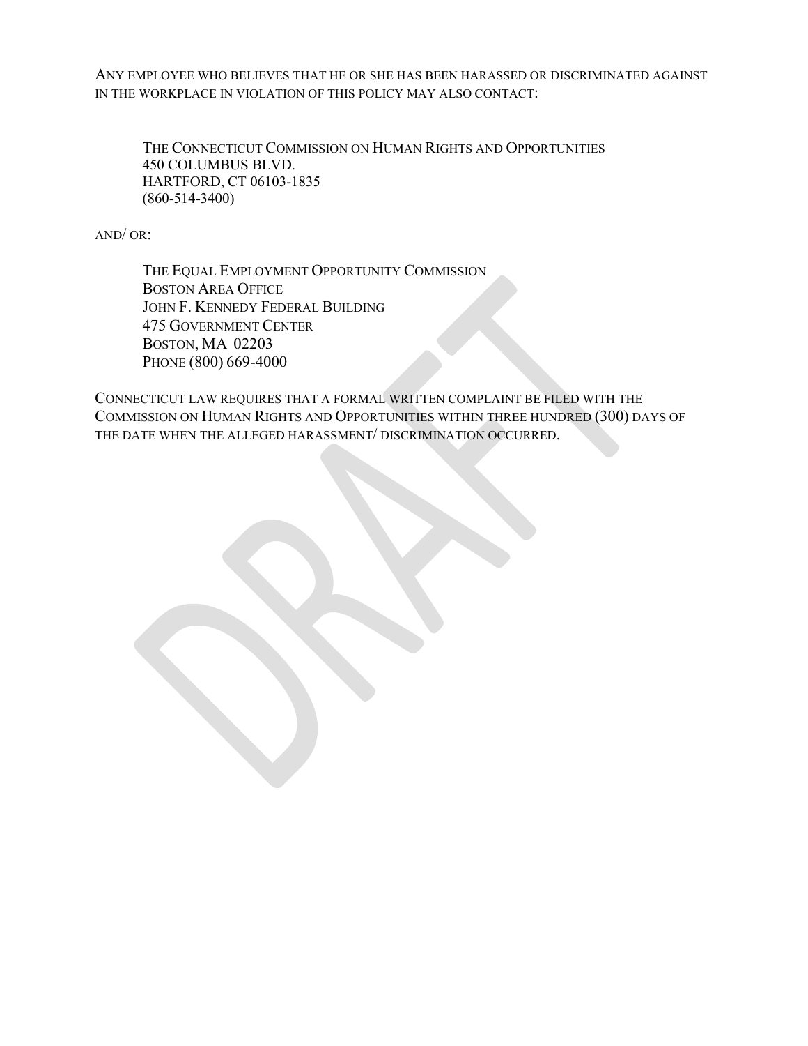ANY EMPLOYEE WHO BELIEVES THAT HE OR SHE HAS BEEN HARASSED OR DISCRIMINATED AGAINST IN THE WORKPLACE IN VIOLATION OF THIS POLICY MAY ALSO CONTACT:

> THE CONNECTICUT COMMISSION ON HUMAN RIGHTS AND OPPORTUNITIES
> 450 COLUMBUS BLVD.
> HARTFORD, CT 06103-1835
> (860-514-3400)

AND/ OR:

> THE EQUAL EMPLOYMENT OPPORTUNITY COMMISSION
> BOSTON AREA OFFICE
> JOHN F. KENNEDY FEDERAL BUILDING
> 475 GOVERNMENT CENTER
> BOSTON, MA 02203
> PHONE (800) 669-4000

CONNECTICUT LAW REQUIRES THAT A FORMAL WRITTEN COMPLAINT BE FILED WITH THE COMMISSION ON HUMAN RIGHTS AND OPPORTUNITIES WITHIN THREE HUNDRED (300) DAYS OF THE DATE WHEN THE ALLEGED HARASSMENT/ DISCRIMINATION OCCURRED.